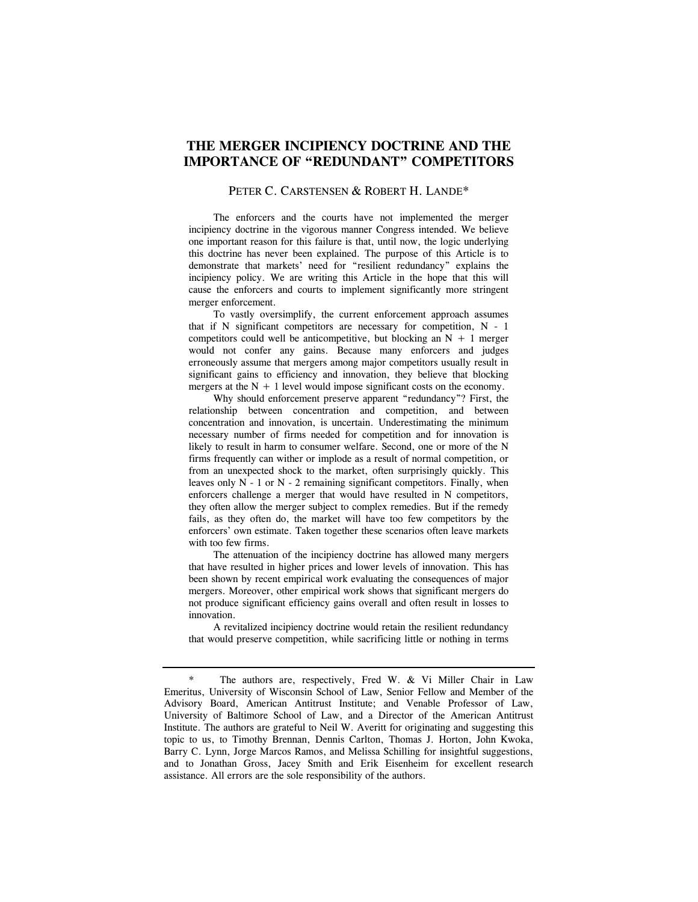# THE MERGER INCIPIENCY DOCTRINE AND THE IMPORTANCE OF "REDUNDANT" COMPETITORS

PETER C. CARSTENSEN & ROBERT H. LANDE*

The enforcers and the courts have not implemented the merger incipiency doctrine in the vigorous manner Congress intended. We believe one important reason for this failure is that, until now, the logic underlying this doctrine has never been explained. The purpose of this Article is to demonstrate that markets' need for "resilient redundancy" explains the incipiency policy. We are writing this Article in the hope that this will cause the enforcers and courts to implement significantly more stringent merger enforcement.

To vastly oversimplify, the current enforcement approach assumes that if N significant competitors are necessary for competition, N - 1 competitors could well be anticompetitive, but blocking an N + 1 merger would not confer any gains. Because many enforcers and judges erroneously assume that mergers among major competitors usually result in significant gains to efficiency and innovation, they believe that blocking mergers at the N + 1 level would impose significant costs on the economy.

Why should enforcement preserve apparent "redundancy"? First, the relationship between concentration and competition, and between concentration and innovation, is uncertain. Underestimating the minimum necessary number of firms needed for competition and for innovation is likely to result in harm to consumer welfare. Second, one or more of the N firms frequently can wither or implode as a result of normal competition, or from an unexpected shock to the market, often surprisingly quickly. This leaves only N - 1 or N - 2 remaining significant competitors. Finally, when enforcers challenge a merger that would have resulted in N competitors, they often allow the merger subject to complex remedies. But if the remedy fails, as they often do, the market will have too few competitors by the enforcers' own estimate. Taken together these scenarios often leave markets with too few firms.

The attenuation of the incipiency doctrine has allowed many mergers that have resulted in higher prices and lower levels of innovation. This has been shown by recent empirical work evaluating the consequences of major mergers. Moreover, other empirical work shows that significant mergers do not produce significant efficiency gains overall and often result in losses to innovation.

A revitalized incipiency doctrine would retain the resilient redundancy that would preserve competition, while sacrificing little or nothing in terms

---

\* The authors are, respectively, Fred W. & Vi Miller Chair in Law Emeritus, University of Wisconsin School of Law, Senior Fellow and Member of the Advisory Board, American Antitrust Institute; and Venable Professor of Law, University of Baltimore School of Law, and a Director of the American Antitrust Institute. The authors are grateful to Neil W. Averitt for originating and suggesting this topic to us, to Timothy Brennan, Dennis Carlton, Thomas J. Horton, John Kwoka, Barry C. Lynn, Jorge Marcos Ramos, and Melissa Schilling for insightful suggestions, and to Jonathan Gross, Jacey Smith and Erik Eisenheim for excellent research assistance. All errors are the sole responsibility of the authors.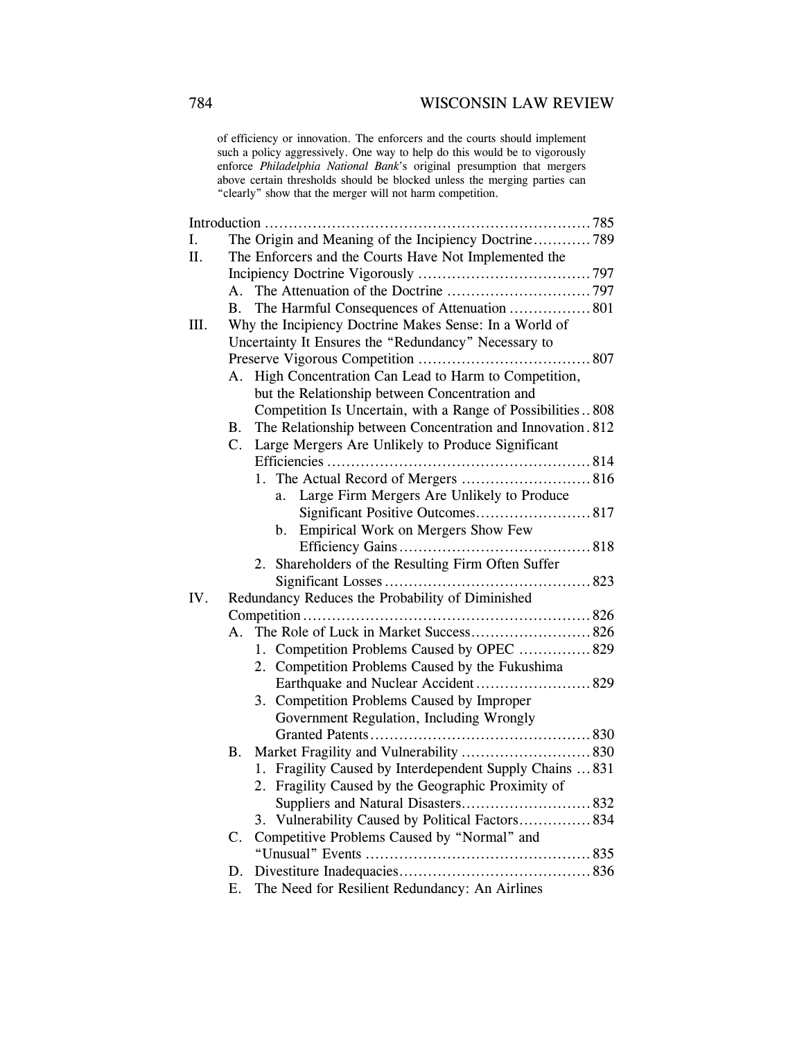of efficiency or innovation. The enforcers and the courts should implement such a policy aggressively. One way to help do this would be to vigorously enforce *Philadelphia National Bank*'s original presumption that mergers above certain thresholds should be blocked unless the merging parties can "clearly" show that the merger will not harm competition.

Introduction .................................................................... 785

I. The Origin and Meaning of the Incipiency Doctrine............ 789

II. The Enforcers and the Courts Have Not Implemented the Incipiency Doctrine Vigorously ................................... 797

- A. The Attenuation of the Doctrine .............................. 797
- B. The Harmful Consequences of Attenuation ................. 801

III. Why the Incipiency Doctrine Makes Sense: In a World of Uncertainty It Ensures the "Redundancy" Necessary to Preserve Vigorous Competition .................................... 807

- A. High Concentration Can Lead to Harm to Competition, but the Relationship between Concentration and Competition Is Uncertain, with a Range of Possibilities .. 808
- B. The Relationship between Concentration and Innovation . 812
- C. Large Mergers Are Unlikely to Produce Significant Efficiencies ....................................................... 814
  - 1. The Actual Record of Mergers ........................... 816
    - a. Large Firm Mergers Are Unlikely to Produce Significant Positive Outcomes........................ 817
    - b. Empirical Work on Mergers Show Few Efficiency Gains........................................ 818
  - 2. Shareholders of the Resulting Firm Often Suffer Significant Losses ........................................... 823

IV. Redundancy Reduces the Probability of Diminished Competition ............................................................ 826

- A. The Role of Luck in Market Success......................... 826
  - 1. Competition Problems Caused by OPEC ............... 829
  - 2. Competition Problems Caused by the Fukushima Earthquake and Nuclear Accident ........................ 829
  - 3. Competition Problems Caused by Improper Government Regulation, Including Wrongly Granted Patents.............................................. 830
- B. Market Fragility and Vulnerability ........................... 830
  - 1. Fragility Caused by Interdependent Supply Chains ... 831
  - 2. Fragility Caused by the Geographic Proximity of Suppliers and Natural Disasters........................... 832
  - 3. Vulnerability Caused by Political Factors............... 834
- C. Competitive Problems Caused by "Normal" and "Unusual" Events ............................................... 835
- D. Divestiture Inadequacies........................................ 836
- E. The Need for Resilient Redundancy: An Airlines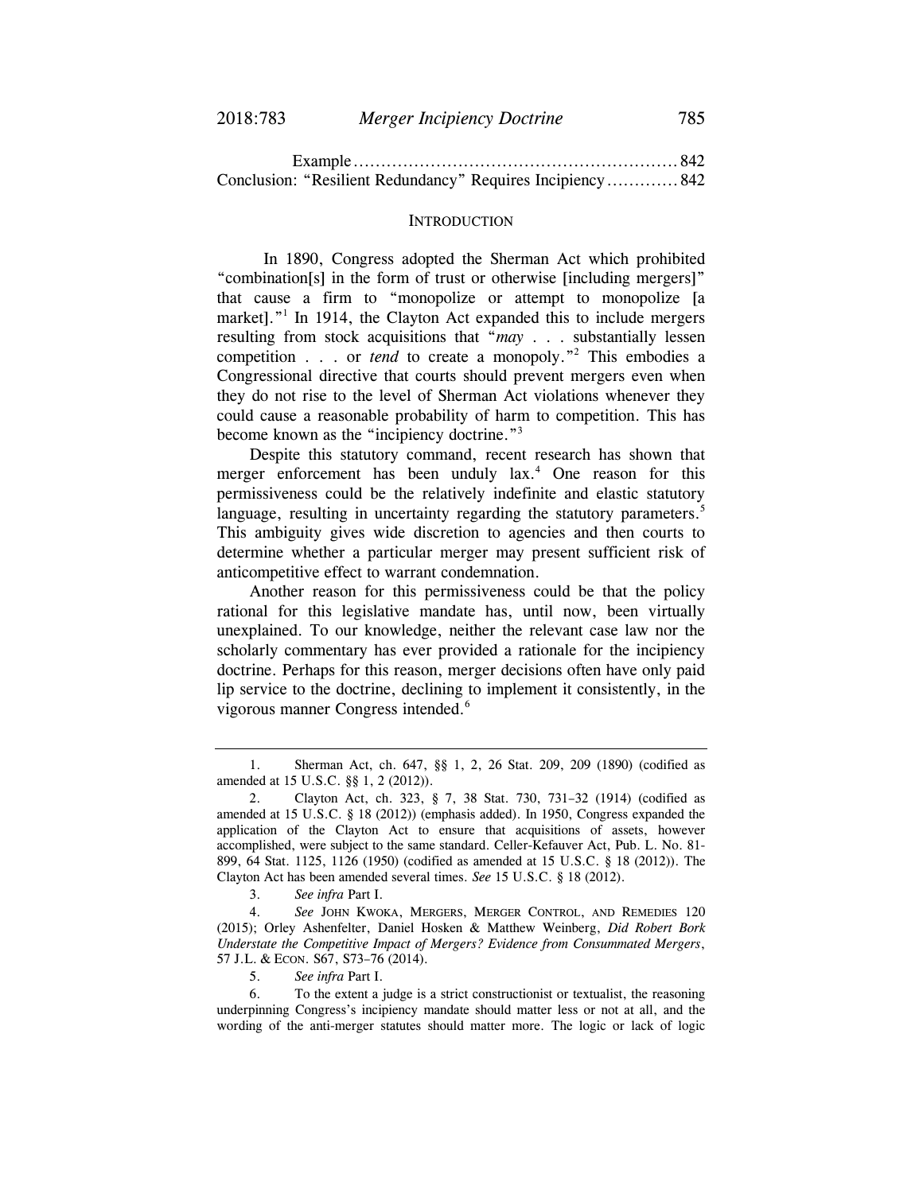Example ........................................................ 842
Conclusion: "Resilient Redundancy" Requires Incipiency ............ 842

## INTRODUCTION

In 1890, Congress adopted the Sherman Act which prohibited "combination[s] in the form of trust or otherwise [including mergers]" that cause a firm to "monopolize or attempt to monopolize [a market]."[1] In 1914, the Clayton Act expanded this to include mergers resulting from stock acquisitions that "*may* . . . substantially lessen competition . . . or *tend* to create a monopoly."[2] This embodies a Congressional directive that courts should prevent mergers even when they do not rise to the level of Sherman Act violations whenever they could cause a reasonable probability of harm to competition. This has become known as the "incipiency doctrine."[3]

Despite this statutory command, recent research has shown that merger enforcement has been unduly lax.[4] One reason for this permissiveness could be the relatively indefinite and elastic statutory language, resulting in uncertainty regarding the statutory parameters.[5] This ambiguity gives wide discretion to agencies and then courts to determine whether a particular merger may present sufficient risk of anticompetitive effect to warrant condemnation.

Another reason for this permissiveness could be that the policy rational for this legislative mandate has, until now, been virtually unexplained. To our knowledge, neither the relevant case law nor the scholarly commentary has ever provided a rationale for the incipiency doctrine. Perhaps for this reason, merger decisions often have only paid lip service to the doctrine, declining to implement it consistently, in the vigorous manner Congress intended.[6]

---

1. Sherman Act, ch. 647, §§ 1, 2, 26 Stat. 209, 209 (1890) (codified as amended at 15 U.S.C. §§ 1, 2 (2012)).

2. Clayton Act, ch. 323, § 7, 38 Stat. 730, 731–32 (1914) (codified as amended at 15 U.S.C. § 18 (2012)) (emphasis added). In 1950, Congress expanded the application of the Clayton Act to ensure that acquisitions of assets, however accomplished, were subject to the same standard. Celler-Kefauver Act, Pub. L. No. 81-899, 64 Stat. 1125, 1126 (1950) (codified as amended at 15 U.S.C. § 18 (2012)). The Clayton Act has been amended several times. *See* 15 U.S.C. § 18 (2012).

3. *See infra* Part I.

4. *See* JOHN KWOKA, MERGERS, MERGER CONTROL, AND REMEDIES 120 (2015); Orley Ashenfelter, Daniel Hosken & Matthew Weinberg, *Did Robert Bork Understate the Competitive Impact of Mergers? Evidence from Consummated Mergers*, 57 J.L. & ECON. S67, S73–76 (2014).

5. *See infra* Part I.

6. To the extent a judge is a strict constructionist or textualist, the reasoning underpinning Congress's incipiency mandate should matter less or not at all, and the wording of the anti-merger statutes should matter more. The logic or lack of logic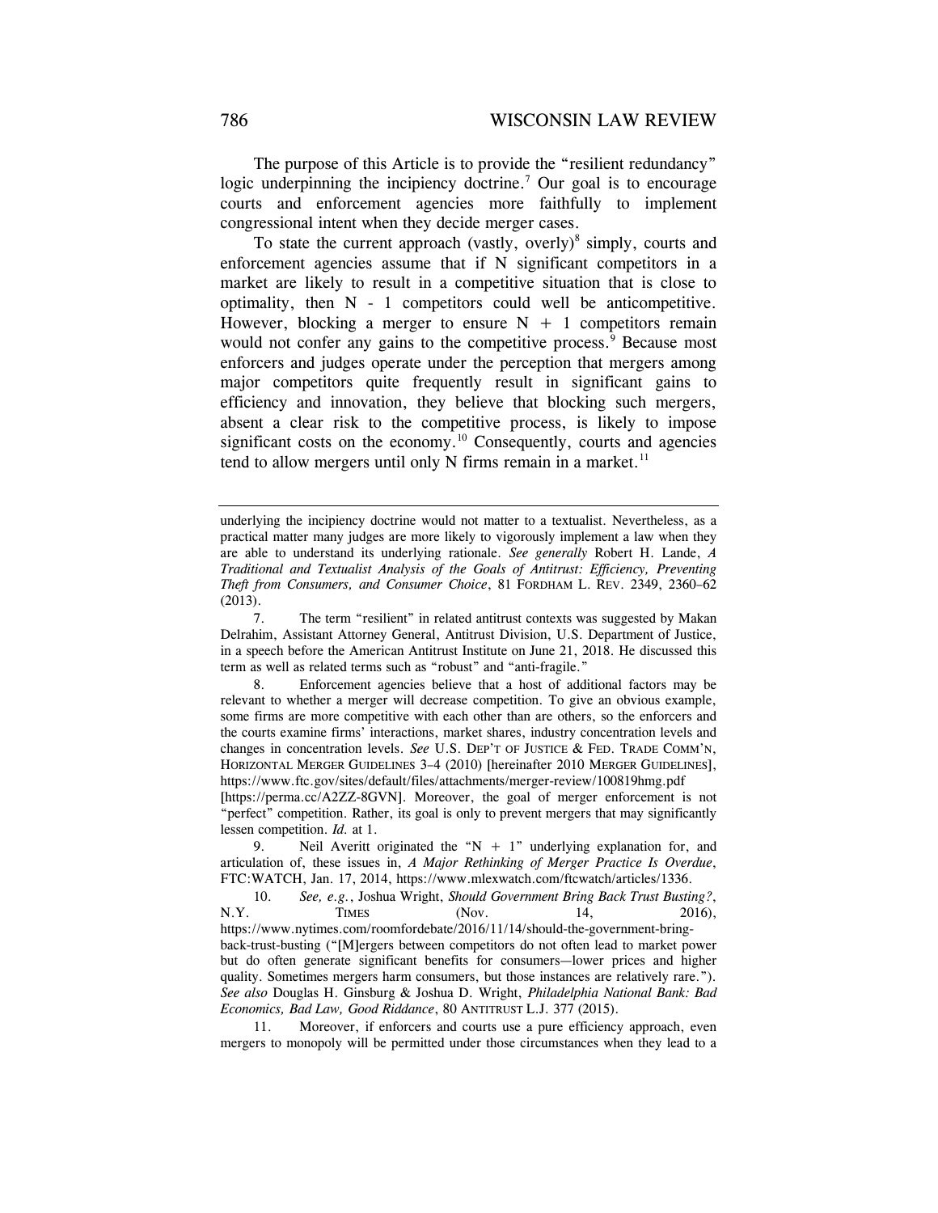The purpose of this Article is to provide the "resilient redundancy" logic underpinning the incipiency doctrine.[7] Our goal is to encourage courts and enforcement agencies more faithfully to implement congressional intent when they decide merger cases.

To state the current approach (vastly, overly)[8] simply, courts and enforcement agencies assume that if N significant competitors in a market are likely to result in a competitive situation that is close to optimality, then N - 1 competitors could well be anticompetitive. However, blocking a merger to ensure N + 1 competitors remain would not confer any gains to the competitive process.[9] Because most enforcers and judges operate under the perception that mergers among major competitors quite frequently result in significant gains to efficiency and innovation, they believe that blocking such mergers, absent a clear risk to the competitive process, is likely to impose significant costs on the economy.[10] Consequently, courts and agencies tend to allow mergers until only N firms remain in a market.[11]

---

underlying the incipiency doctrine would not matter to a textualist. Nevertheless, as a practical matter many judges are more likely to vigorously implement a law when they are able to understand its underlying rationale. *See generally* Robert H. Lande, *A Traditional and Textualist Analysis of the Goals of Antitrust: Efficiency, Preventing Theft from Consumers, and Consumer Choice*, 81 FORDHAM L. REV. 2349, 2360–62 (2013).

7. The term "resilient" in related antitrust contexts was suggested by Makan Delrahim, Assistant Attorney General, Antitrust Division, U.S. Department of Justice, in a speech before the American Antitrust Institute on June 21, 2018. He discussed this term as well as related terms such as "robust" and "anti-fragile."

8. Enforcement agencies believe that a host of additional factors may be relevant to whether a merger will decrease competition. To give an obvious example, some firms are more competitive with each other than are others, so the enforcers and the courts examine firms' interactions, market shares, industry concentration levels and changes in concentration levels. *See* U.S. DEP'T OF JUSTICE & FED. TRADE COMM'N, HORIZONTAL MERGER GUIDELINES 3–4 (2010) [hereinafter 2010 MERGER GUIDELINES], https://www.ftc.gov/sites/default/files/attachments/merger-review/100819hmg.pdf [https://perma.cc/A2ZZ-8GVN]. Moreover, the goal of merger enforcement is not "perfect" competition. Rather, its goal is only to prevent mergers that may significantly lessen competition. *Id.* at 1.

9. Neil Averitt originated the "N + 1" underlying explanation for, and articulation of, these issues in, *A Major Rethinking of Merger Practice Is Overdue*, FTC:WATCH, Jan. 17, 2014, https://www.mlexwatch.com/ftcwatch/articles/1336.

10. *See, e.g.*, Joshua Wright, *Should Government Bring Back Trust Busting?*, N.Y. TIMES (Nov. 14, 2016), https://www.nytimes.com/roomfordebate/2016/11/14/should-the-government-bring-back-trust-busting ("[M]ergers between competitors do not often lead to market power but do often generate significant benefits for consumers—lower prices and higher quality. Sometimes mergers harm consumers, but those instances are relatively rare."). *See also* Douglas H. Ginsburg & Joshua D. Wright, *Philadelphia National Bank: Bad Economics, Bad Law, Good Riddance*, 80 ANTITRUST L.J. 377 (2015).

11. Moreover, if enforcers and courts use a pure efficiency approach, even mergers to monopoly will be permitted under those circumstances when they lead to a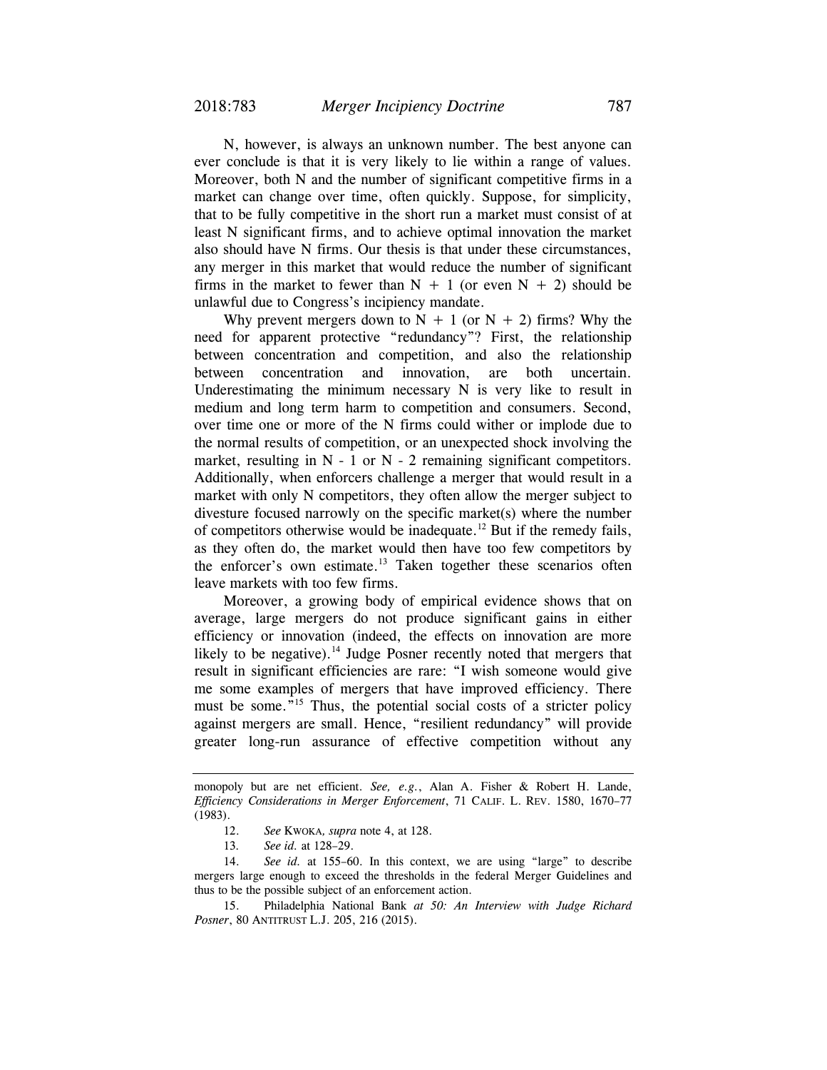N, however, is always an unknown number. The best anyone can ever conclude is that it is very likely to lie within a range of values. Moreover, both N and the number of significant competitive firms in a market can change over time, often quickly. Suppose, for simplicity, that to be fully competitive in the short run a market must consist of at least N significant firms, and to achieve optimal innovation the market also should have N firms. Our thesis is that under these circumstances, any merger in this market that would reduce the number of significant firms in the market to fewer than $N + 1$ (or even $N + 2$) should be unlawful due to Congress's incipiency mandate.

Why prevent mergers down to $N + 1$ (or $N + 2$) firms? Why the need for apparent protective "redundancy"? First, the relationship between concentration and competition, and also the relationship between concentration and innovation, are both uncertain. Underestimating the minimum necessary N is very like to result in medium and long term harm to competition and consumers. Second, over time one or more of the N firms could wither or implode due to the normal results of competition, or an unexpected shock involving the market, resulting in $N - 1$ or $N - 2$ remaining significant competitors. Additionally, when enforcers challenge a merger that would result in a market with only N competitors, they often allow the merger subject to divesture focused narrowly on the specific market(s) where the number of competitors otherwise would be inadequate.[12] But if the remedy fails, as they often do, the market would then have too few competitors by the enforcer's own estimate.[13] Taken together these scenarios often leave markets with too few firms.

Moreover, a growing body of empirical evidence shows that on average, large mergers do not produce significant gains in either efficiency or innovation (indeed, the effects on innovation are more likely to be negative).[14] Judge Posner recently noted that mergers that result in significant efficiencies are rare: "I wish someone would give me some examples of mergers that have improved efficiency. There must be some."[15] Thus, the potential social costs of a stricter policy against mergers are small. Hence, "resilient redundancy" will provide greater long-run assurance of effective competition without any

---

monopoly but are net efficient. *See, e.g.*, Alan A. Fisher & Robert H. Lande, *Efficiency Considerations in Merger Enforcement*, 71 CALIF. L. REV. 1580, 1670–77 (1983).

12. *See* KWOKA, *supra* note 4, at 128.

13. *See id.* at 128–29.

14. *See id.* at 155–60. In this context, we are using "large" to describe mergers large enough to exceed the thresholds in the federal Merger Guidelines and thus to be the possible subject of an enforcement action.

15. Philadelphia National Bank *at 50: An Interview with Judge Richard Posner*, 80 ANTITRUST L.J. 205, 216 (2015).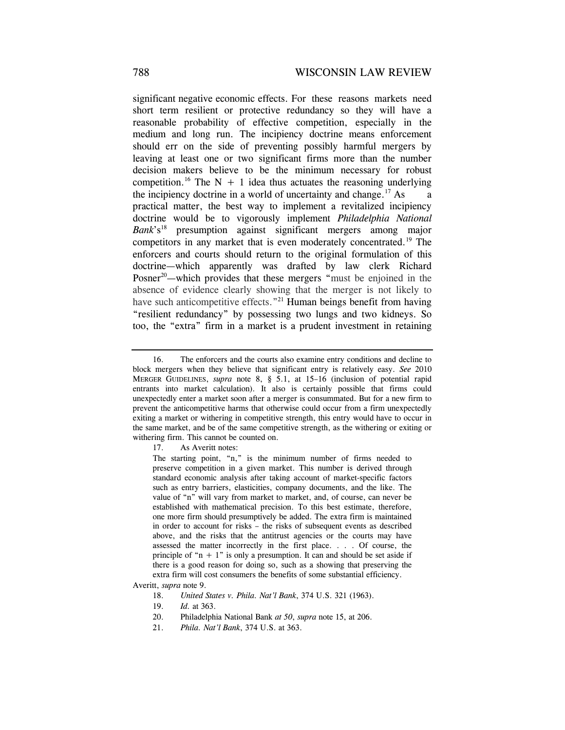significant negative economic effects. For these reasons markets need short term resilient or protective redundancy so they will have a reasonable probability of effective competition, especially in the medium and long run. The incipiency doctrine means enforcement should err on the side of preventing possibly harmful mergers by leaving at least one or two significant firms more than the number decision makers believe to be the minimum necessary for robust competition.[16] The N + 1 idea thus actuates the reasoning underlying the incipiency doctrine in a world of uncertainty and change.[17] As a practical matter, the best way to implement a revitalized incipiency doctrine would be to vigorously implement *Philadelphia National Bank*'s[18] presumption against significant mergers among major competitors in any market that is even moderately concentrated.[19] The enforcers and courts should return to the original formulation of this doctrine—which apparently was drafted by law clerk Richard Posner[20]—which provides that these mergers "must be enjoined in the absence of evidence clearly showing that the merger is not likely to have such anticompetitive effects."[21] Human beings benefit from having "resilient redundancy" by possessing two lungs and two kidneys. So too, the "extra" firm in a market is a prudent investment in retaining

---

16. The enforcers and the courts also examine entry conditions and decline to block mergers when they believe that significant entry is relatively easy. *See* 2010 MERGER GUIDELINES, *supra* note 8, § 5.1, at 15–16 (inclusion of potential rapid entrants into market calculation). It also is certainly possible that firms could unexpectedly enter a market soon after a merger is consummated. But for a new firm to prevent the anticompetitive harms that otherwise could occur from a firm unexpectedly exiting a market or withering in competitive strength, this entry would have to occur in the same market, and be of the same competitive strength, as the withering or exiting or withering firm. This cannot be counted on.

17. As Averitt notes:

> The starting point, "n," is the minimum number of firms needed to preserve competition in a given market. This number is derived through standard economic analysis after taking account of market-specific factors such as entry barriers, elasticities, company documents, and the like. The value of "n" will vary from market to market, and, of course, can never be established with mathematical precision. To this best estimate, therefore, one more firm should presumptively be added. The extra firm is maintained in order to account for risks – the risks of subsequent events as described above, and the risks that the antitrust agencies or the courts may have assessed the matter incorrectly in the first place. . . . Of course, the principle of "n + 1" is only a presumption. It can and should be set aside if there is a good reason for doing so, such as a showing that preserving the extra firm will cost consumers the benefits of some substantial efficiency.

Averitt, *supra* note 9.

18. *United States v. Phila. Nat'l Bank*, 374 U.S. 321 (1963).

19. *Id.* at 363.

20. Philadelphia National Bank *at 50*, *supra* note 15, at 206.

21. *Phila. Nat'l Bank*, 374 U.S. at 363.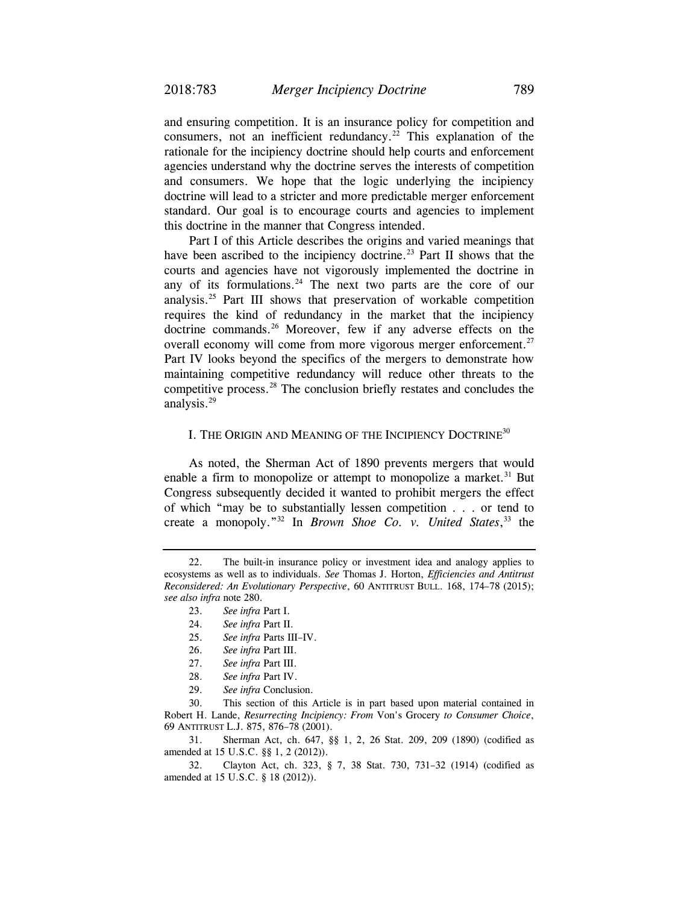and ensuring competition. It is an insurance policy for competition and consumers, not an inefficient redundancy.[22] This explanation of the rationale for the incipiency doctrine should help courts and enforcement agencies understand why the doctrine serves the interests of competition and consumers. We hope that the logic underlying the incipiency doctrine will lead to a stricter and more predictable merger enforcement standard. Our goal is to encourage courts and agencies to implement this doctrine in the manner that Congress intended.

Part I of this Article describes the origins and varied meanings that have been ascribed to the incipiency doctrine.[23] Part II shows that the courts and agencies have not vigorously implemented the doctrine in any of its formulations.[24] The next two parts are the core of our analysis.[25] Part III shows that preservation of workable competition requires the kind of redundancy in the market that the incipiency doctrine commands.[26] Moreover, few if any adverse effects on the overall economy will come from more vigorous merger enforcement.[27] Part IV looks beyond the specifics of the mergers to demonstrate how maintaining competitive redundancy will reduce other threats to the competitive process.[28] The conclusion briefly restates and concludes the analysis.[29]

## I. The Origin and Meaning of the Incipiency Doctrine[30]

As noted, the Sherman Act of 1890 prevents mergers that would enable a firm to monopolize or attempt to monopolize a market.[31] But Congress subsequently decided it wanted to prohibit mergers the effect of which "may be to substantially lessen competition . . . or tend to create a monopoly."[32] In *Brown Shoe Co. v. United States*,[33] the

---

22. The built-in insurance policy or investment idea and analogy applies to ecosystems as well as to individuals. *See* Thomas J. Horton, *Efficiencies and Antitrust Reconsidered: An Evolutionary Perspective*, 60 ANTITRUST BULL. 168, 174–78 (2015); *see also infra* note 280.

23. *See infra* Part I.

24. *See infra* Part II.

25. *See infra* Parts III–IV.

26. *See infra* Part III.

27. *See infra* Part III.

28. *See infra* Part IV.

29. *See infra* Conclusion.

30. This section of this Article is in part based upon material contained in Robert H. Lande, *Resurrecting Incipiency: From* Von's Grocery *to Consumer Choice*, 69 ANTITRUST L.J. 875, 876–78 (2001).

31. Sherman Act, ch. 647, §§ 1, 2, 26 Stat. 209, 209 (1890) (codified as amended at 15 U.S.C. §§ 1, 2 (2012)).

32. Clayton Act, ch. 323, § 7, 38 Stat. 730, 731–32 (1914) (codified as amended at 15 U.S.C. § 18 (2012)).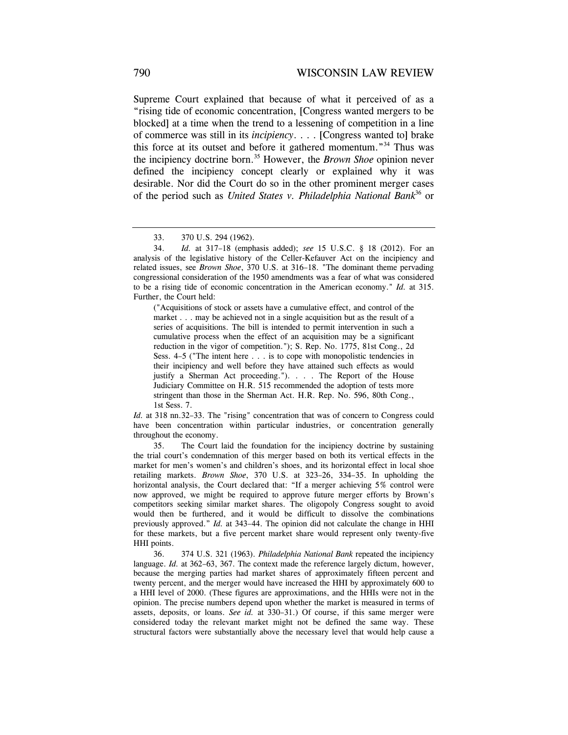Supreme Court explained that because of what it perceived of as a "rising tide of economic concentration, [Congress wanted mergers to be blocked] at a time when the trend to a lessening of competition in a line of commerce was still in its *incipiency*. . . . [Congress wanted to] brake this force at its outset and before it gathered momentum."[34] Thus was the incipiency doctrine born.[35] However, the *Brown Shoe* opinion never defined the incipiency concept clearly or explained why it was desirable. Nor did the Court do so in the other prominent merger cases of the period such as *United States v. Philadelphia National Bank*[36] or

---

33. 370 U.S. 294 (1962).

34. *Id.* at 317–18 (emphasis added); *see* 15 U.S.C. § 18 (2012). For an analysis of the legislative history of the Celler-Kefauver Act on the incipiency and related issues, see *Brown Shoe*, 370 U.S. at 316–18. "The dominant theme pervading congressional consideration of the 1950 amendments was a fear of what was considered to be a rising tide of economic concentration in the American economy." *Id.* at 315. Further, the Court held:

> ("Acquisitions of stock or assets have a cumulative effect, and control of the market . . . may be achieved not in a single acquisition but as the result of a series of acquisitions. The bill is intended to permit intervention in such a cumulative process when the effect of an acquisition may be a significant reduction in the vigor of competition."); S. Rep. No. 1775, 81st Cong., 2d Sess. 4–5 ("The intent here . . . is to cope with monopolistic tendencies in their incipiency and well before they have attained such effects as would justify a Sherman Act proceeding."). . . . The Report of the House Judiciary Committee on H.R. 515 recommended the adoption of tests more stringent than those in the Sherman Act. H.R. Rep. No. 596, 80th Cong., 1st Sess. 7.

*Id.* at 318 nn.32–33. The "rising" concentration that was of concern to Congress could have been concentration within particular industries, or concentration generally throughout the economy.

35. The Court laid the foundation for the incipiency doctrine by sustaining the trial court's condemnation of this merger based on both its vertical effects in the market for men's women's and children's shoes, and its horizontal effect in local shoe retailing markets. *Brown Shoe*, 370 U.S. at 323–26, 334–35. In upholding the horizontal analysis, the Court declared that: "If a merger achieving 5% control were now approved, we might be required to approve future merger efforts by Brown's competitors seeking similar market shares. The oligopoly Congress sought to avoid would then be furthered, and it would be difficult to dissolve the combinations previously approved." *Id.* at 343–44. The opinion did not calculate the change in HHI for these markets, but a five percent market share would represent only twenty-five HHI points.

36. 374 U.S. 321 (1963). *Philadelphia National Bank* repeated the incipiency language. *Id.* at 362–63, 367. The context made the reference largely dictum, however, because the merging parties had market shares of approximately fifteen percent and twenty percent, and the merger would have increased the HHI by approximately 600 to a HHI level of 2000. (These figures are approximations, and the HHIs were not in the opinion. The precise numbers depend upon whether the market is measured in terms of assets, deposits, or loans. *See id.* at 330–31.) Of course, if this same merger were considered today the relevant market might not be defined the same way. These structural factors were substantially above the necessary level that would help cause a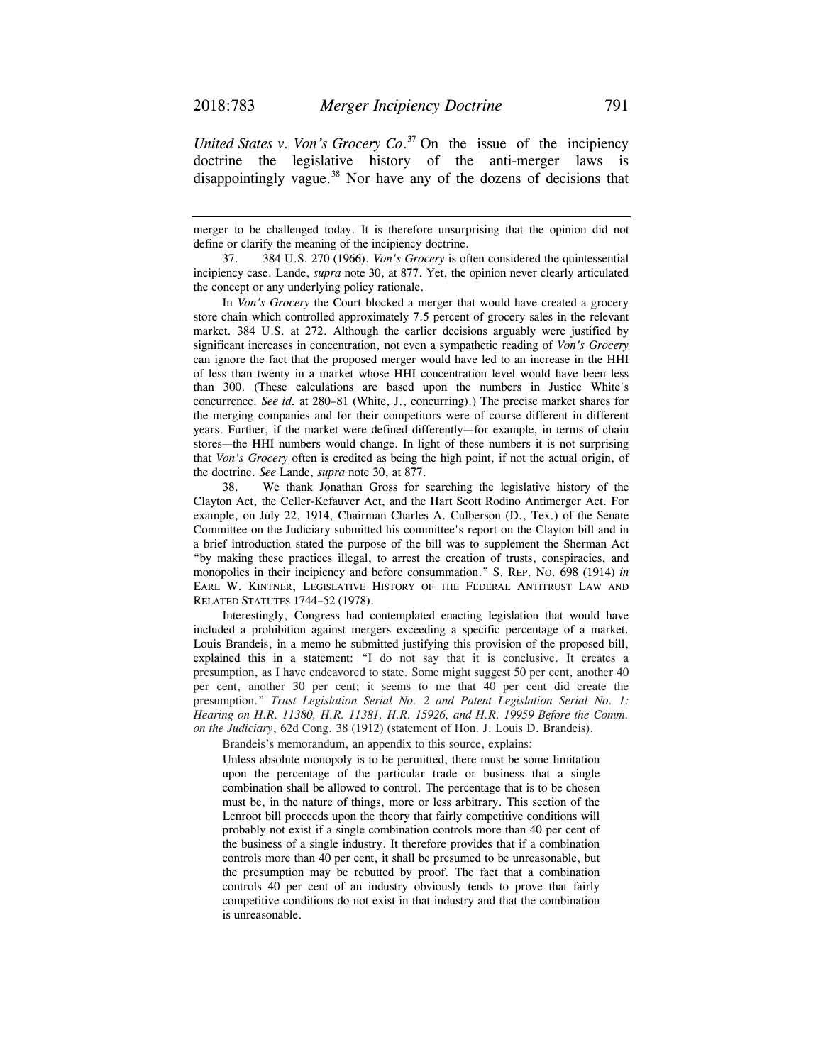*United States v. Von's Grocery Co.*[37] On the issue of the incipiency doctrine the legislative history of the anti-merger laws is disappointingly vague.[38] Nor have any of the dozens of decisions that

---

merger to be challenged today. It is therefore unsurprising that the opinion did not define or clarify the meaning of the incipiency doctrine.

37. 384 U.S. 270 (1966). *Von's Grocery* is often considered the quintessential incipiency case. Lande, *supra* note 30, at 877. Yet, the opinion never clearly articulated the concept or any underlying policy rationale.

In *Von's Grocery* the Court blocked a merger that would have created a grocery store chain which controlled approximately 7.5 percent of grocery sales in the relevant market. 384 U.S. at 272. Although the earlier decisions arguably were justified by significant increases in concentration, not even a sympathetic reading of *Von's Grocery* can ignore the fact that the proposed merger would have led to an increase in the HHI of less than twenty in a market whose HHI concentration level would have been less than 300. (These calculations are based upon the numbers in Justice White's concurrence. *See id.* at 280–81 (White, J., concurring).) The precise market shares for the merging companies and for their competitors were of course different in different years. Further, if the market were defined differently—for example, in terms of chain stores—the HHI numbers would change. In light of these numbers it is not surprising that *Von's Grocery* often is credited as being the high point, if not the actual origin, of the doctrine. *See* Lande, *supra* note 30, at 877.

38. We thank Jonathan Gross for searching the legislative history of the Clayton Act, the Celler-Kefauver Act, and the Hart Scott Rodino Antimerger Act. For example, on July 22, 1914, Chairman Charles A. Culberson (D., Tex.) of the Senate Committee on the Judiciary submitted his committee's report on the Clayton bill and in a brief introduction stated the purpose of the bill was to supplement the Sherman Act "by making these practices illegal, to arrest the creation of trusts, conspiracies, and monopolies in their incipiency and before consummation." S. REP. NO. 698 (1914) *in* EARL W. KINTNER, LEGISLATIVE HISTORY OF THE FEDERAL ANTITRUST LAW AND RELATED STATUTES 1744–52 (1978).

Interestingly, Congress had contemplated enacting legislation that would have included a prohibition against mergers exceeding a specific percentage of a market. Louis Brandeis, in a memo he submitted justifying this provision of the proposed bill, explained this in a statement: "I do not say that it is conclusive. It creates a presumption, as I have endeavored to state. Some might suggest 50 per cent, another 40 per cent, another 30 per cent; it seems to me that 40 per cent did create the presumption." *Trust Legislation Serial No. 2 and Patent Legislation Serial No. 1: Hearing on H.R. 11380, H.R. 11381, H.R. 15926, and H.R. 19959 Before the Comm. on the Judiciary*, 62d Cong. 38 (1912) (statement of Hon. J. Louis D. Brandeis).

Brandeis's memorandum, an appendix to this source, explains:

> Unless absolute monopoly is to be permitted, there must be some limitation upon the percentage of the particular trade or business that a single combination shall be allowed to control. The percentage that is to be chosen must be, in the nature of things, more or less arbitrary. This section of the Lenroot bill proceeds upon the theory that fairly competitive conditions will probably not exist if a single combination controls more than 40 per cent of the business of a single industry. It therefore provides that if a combination controls more than 40 per cent, it shall be presumed to be unreasonable, but the presumption may be rebutted by proof. The fact that a combination controls 40 per cent of an industry obviously tends to prove that fairly competitive conditions do not exist in that industry and that the combination is unreasonable.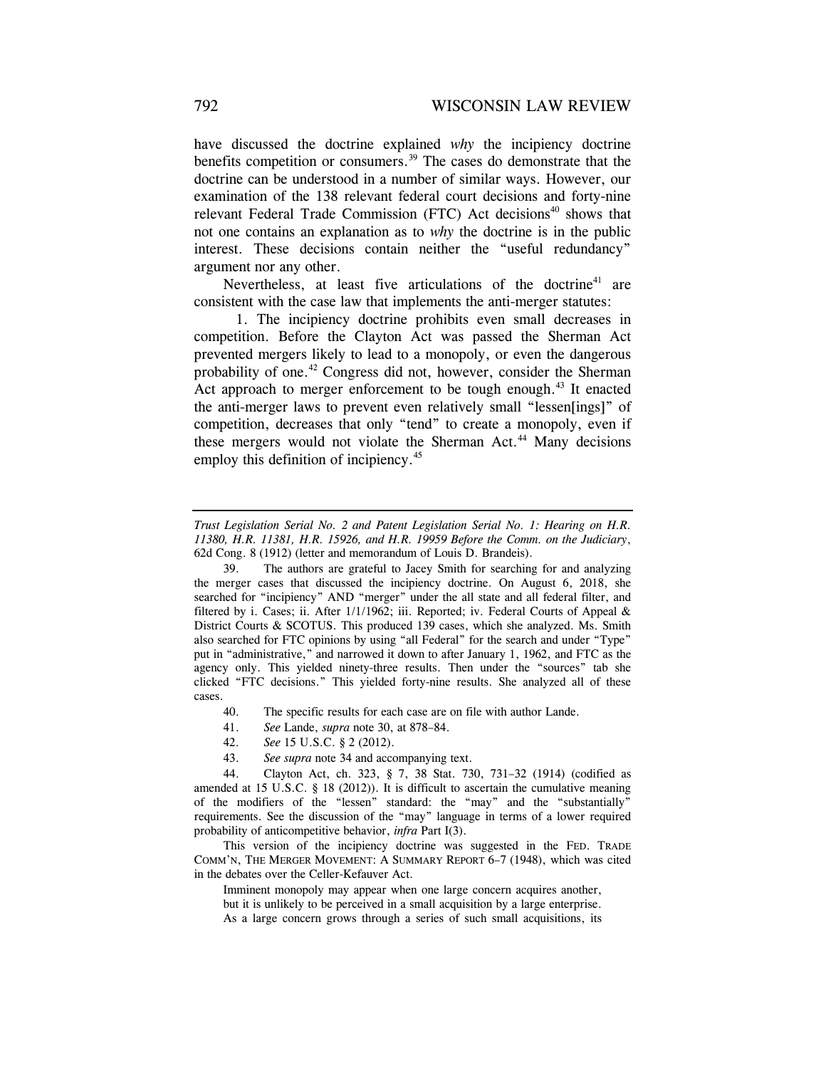have discussed the doctrine explained *why* the incipiency doctrine benefits competition or consumers.[39] The cases do demonstrate that the doctrine can be understood in a number of similar ways. However, our examination of the 138 relevant federal court decisions and forty-nine relevant Federal Trade Commission (FTC) Act decisions[40] shows that not one contains an explanation as to *why* the doctrine is in the public interest. These decisions contain neither the "useful redundancy" argument nor any other.

Nevertheless, at least five articulations of the doctrine[41] are consistent with the case law that implements the anti-merger statutes:

1. The incipiency doctrine prohibits even small decreases in competition. Before the Clayton Act was passed the Sherman Act prevented mergers likely to lead to a monopoly, or even the dangerous probability of one.[42] Congress did not, however, consider the Sherman Act approach to merger enforcement to be tough enough.[43] It enacted the anti-merger laws to prevent even relatively small "lessen[ings]" of competition, decreases that only "tend" to create a monopoly, even if these mergers would not violate the Sherman Act.[44] Many decisions employ this definition of incipiency.[45]

---

*Trust Legislation Serial No. 2 and Patent Legislation Serial No. 1: Hearing on H.R. 11380, H.R. 11381, H.R. 15926, and H.R. 19959 Before the Comm. on the Judiciary*, 62d Cong. 8 (1912) (letter and memorandum of Louis D. Brandeis).

39. The authors are grateful to Jacey Smith for searching for and analyzing the merger cases that discussed the incipiency doctrine. On August 6, 2018, she searched for "incipiency" AND "merger" under the all state and all federal filter, and filtered by i. Cases; ii. After 1/1/1962; iii. Reported; iv. Federal Courts of Appeal & District Courts & SCOTUS. This produced 139 cases, which she analyzed. Ms. Smith also searched for FTC opinions by using "all Federal" for the search and under "Type" put in "administrative," and narrowed it down to after January 1, 1962, and FTC as the agency only. This yielded ninety-three results. Then under the "sources" tab she clicked "FTC decisions." This yielded forty-nine results. She analyzed all of these cases.

40. The specific results for each case are on file with author Lande.

41. *See* Lande, *supra* note 30, at 878–84.

42. *See* 15 U.S.C. § 2 (2012).

43. *See supra* note 34 and accompanying text.

44. Clayton Act, ch. 323, § 7, 38 Stat. 730, 731–32 (1914) (codified as amended at 15 U.S.C. § 18 (2012)). It is difficult to ascertain the cumulative meaning of the modifiers of the "lessen" standard: the "may" and the "substantially" requirements. See the discussion of the "may" language in terms of a lower required probability of anticompetitive behavior, *infra* Part I(3).

This version of the incipiency doctrine was suggested in the FED. TRADE COMM'N, THE MERGER MOVEMENT: A SUMMARY REPORT 6–7 (1948), which was cited in the debates over the Celler-Kefauver Act.

> Imminent monopoly may appear when one large concern acquires another, but it is unlikely to be perceived in a small acquisition by a large enterprise. As a large concern grows through a series of such small acquisitions, its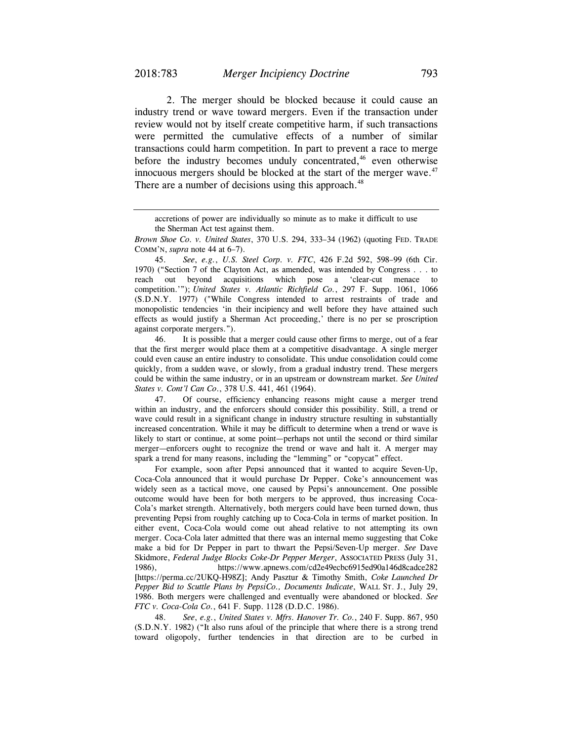2. The merger should be blocked because it could cause an industry trend or wave toward mergers. Even if the transaction under review would not by itself create competitive harm, if such transactions were permitted the cumulative effects of a number of similar transactions could harm competition. In part to prevent a race to merge before the industry becomes unduly concentrated,[46] even otherwise innocuous mergers should be blocked at the start of the merger wave.[47] There are a number of decisions using this approach.[48]

---

> accretions of power are individually so minute as to make it difficult to use the Sherman Act test against them.

*Brown Shoe Co. v. United States*, 370 U.S. 294, 333–34 (1962) (quoting FED. TRADE COMM'N, *supra* note 44 at 6–7).

45. *See*, *e.g.*, *U.S. Steel Corp. v. FTC*, 426 F.2d 592, 598–99 (6th Cir. 1970) ("Section 7 of the Clayton Act, as amended, was intended by Congress . . . to reach out beyond acquisitions which pose a 'clear-cut menace to competition.'"); *United States v. Atlantic Richfield Co.*, 297 F. Supp. 1061, 1066 (S.D.N.Y. 1977) ("While Congress intended to arrest restraints of trade and monopolistic tendencies 'in their incipiency and well before they have attained such effects as would justify a Sherman Act proceeding,' there is no per se proscription against corporate mergers.").

46. It is possible that a merger could cause other firms to merge, out of a fear that the first merger would place them at a competitive disadvantage. A single merger could even cause an entire industry to consolidate. This undue consolidation could come quickly, from a sudden wave, or slowly, from a gradual industry trend. These mergers could be within the same industry, or in an upstream or downstream market. *See United States v. Cont'l Can Co.*, 378 U.S. 441, 461 (1964).

47. Of course, efficiency enhancing reasons might cause a merger trend within an industry, and the enforcers should consider this possibility. Still, a trend or wave could result in a significant change in industry structure resulting in substantially increased concentration. While it may be difficult to determine when a trend or wave is likely to start or continue, at some point—perhaps not until the second or third similar merger—enforcers ought to recognize the trend or wave and halt it. A merger may spark a trend for many reasons, including the "lemming" or "copycat" effect.

For example, soon after Pepsi announced that it wanted to acquire Seven-Up, Coca-Cola announced that it would purchase Dr Pepper. Coke's announcement was widely seen as a tactical move, one caused by Pepsi's announcement. One possible outcome would have been for both mergers to be approved, thus increasing Coca-Cola's market strength. Alternatively, both mergers could have been turned down, thus preventing Pepsi from roughly catching up to Coca-Cola in terms of market position. In either event, Coca-Cola would come out ahead relative to not attempting its own merger. Coca-Cola later admitted that there was an internal memo suggesting that Coke make a bid for Dr Pepper in part to thwart the Pepsi/Seven-Up merger. *See* Dave Skidmore, *Federal Judge Blocks Coke-Dr Pepper Merger*, ASSOCIATED PRESS (July 31, 1986), https://www.apnews.com/cd2e49ecbc6915ed90a146d8cadce282 [https://perma.cc/2UKQ-H98Z]; Andy Pasztur & Timothy Smith, *Coke Launched Dr Pepper Bid to Scuttle Plans by PepsiCo., Documents Indicate*, WALL ST. J., July 29, 1986. Both mergers were challenged and eventually were abandoned or blocked. *See FTC v. Coca-Cola Co.*, 641 F. Supp. 1128 (D.D.C. 1986).

48. *See*, *e.g.*, *United States v. Mfrs. Hanover Tr. Co.*, 240 F. Supp. 867, 950 (S.D.N.Y. 1982) ("It also runs afoul of the principle that where there is a strong trend toward oligopoly, further tendencies in that direction are to be curbed in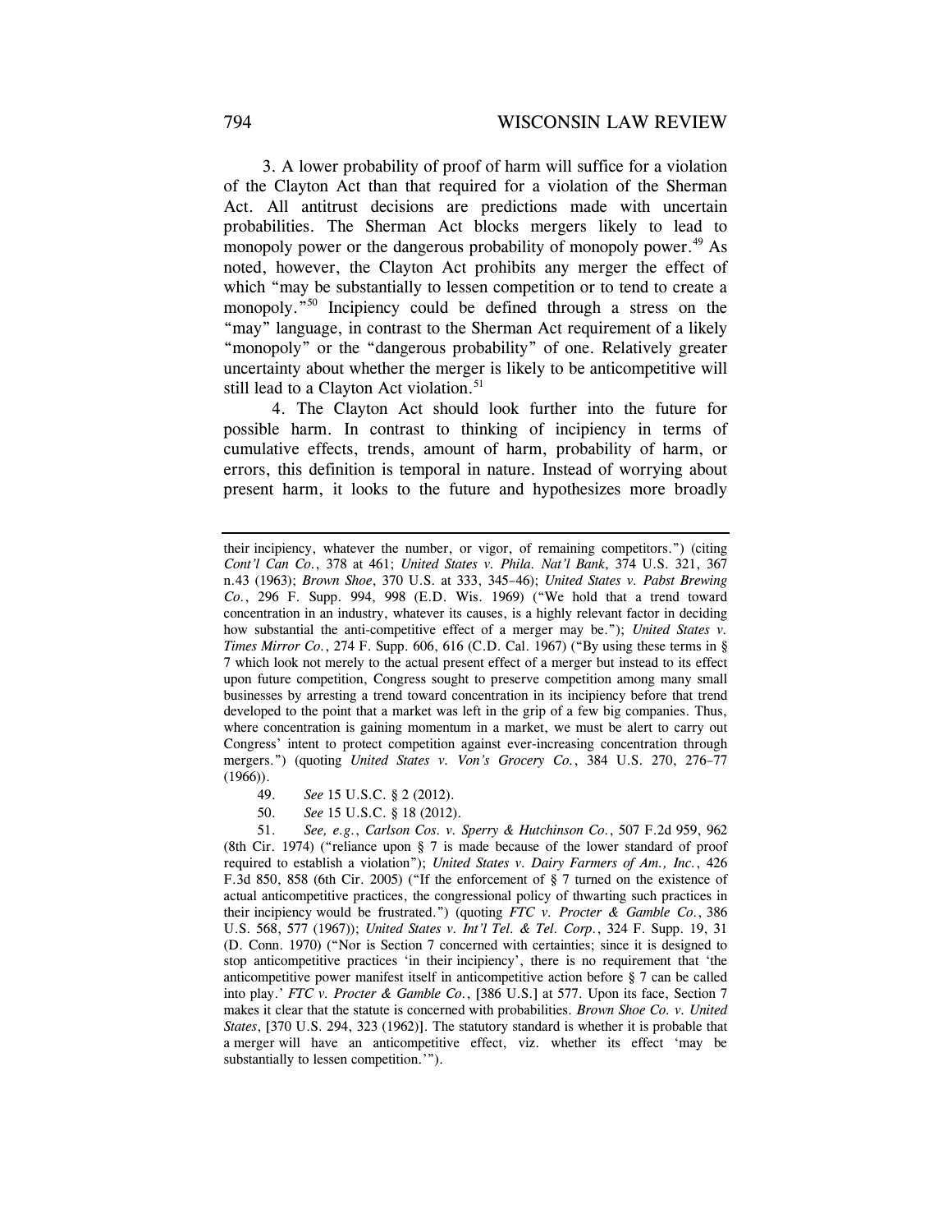3. A lower probability of proof of harm will suffice for a violation of the Clayton Act than that required for a violation of the Sherman Act. All antitrust decisions are predictions made with uncertain probabilities. The Sherman Act blocks mergers likely to lead to monopoly power or the dangerous probability of monopoly power.[49] As noted, however, the Clayton Act prohibits any merger the effect of which "may be substantially to lessen competition or to tend to create a monopoly."[50] Incipiency could be defined through a stress on the "may" language, in contrast to the Sherman Act requirement of a likely "monopoly" or the "dangerous probability" of one. Relatively greater uncertainty about whether the merger is likely to be anticompetitive will still lead to a Clayton Act violation.[51]

4. The Clayton Act should look further into the future for possible harm. In contrast to thinking of incipiency in terms of cumulative effects, trends, amount of harm, probability of harm, or errors, this definition is temporal in nature. Instead of worrying about present harm, it looks to the future and hypothesizes more broadly

---

their incipiency, whatever the number, or vigor, of remaining competitors.") (citing *Cont'l Can Co.*, 378 at 461; *United States v. Phila. Nat'l Bank*, 374 U.S. 321, 367 n.43 (1963); *Brown Shoe*, 370 U.S. at 333, 345–46); *United States v. Pabst Brewing Co.*, 296 F. Supp. 994, 998 (E.D. Wis. 1969) ("We hold that a trend toward concentration in an industry, whatever its causes, is a highly relevant factor in deciding how substantial the anti-competitive effect of a merger may be."); *United States v. Times Mirror Co.*, 274 F. Supp. 606, 616 (C.D. Cal. 1967) ("By using these terms in § 7 which look not merely to the actual present effect of a merger but instead to its effect upon future competition, Congress sought to preserve competition among many small businesses by arresting a trend toward concentration in its incipiency before that trend developed to the point that a market was left in the grip of a few big companies. Thus, where concentration is gaining momentum in a market, we must be alert to carry out Congress' intent to protect competition against ever-increasing concentration through mergers.") (quoting *United States v. Von's Grocery Co.*, 384 U.S. 270, 276–77 (1966)).

49. *See* 15 U.S.C. § 2 (2012).

50. *See* 15 U.S.C. § 18 (2012).

51. *See, e.g.*, *Carlson Cos. v. Sperry & Hutchinson Co.*, 507 F.2d 959, 962 (8th Cir. 1974) ("reliance upon § 7 is made because of the lower standard of proof required to establish a violation"); *United States v. Dairy Farmers of Am., Inc.*, 426 F.3d 850, 858 (6th Cir. 2005) ("If the enforcement of § 7 turned on the existence of actual anticompetitive practices, the congressional policy of thwarting such practices in their incipiency would be frustrated.") (quoting *FTC v. Procter & Gamble Co.*, 386 U.S. 568, 577 (1967)); *United States v. Int'l Tel. & Tel. Corp.*, 324 F. Supp. 19, 31 (D. Conn. 1970) ("Nor is Section 7 concerned with certainties; since it is designed to stop anticompetitive practices 'in their incipiency', there is no requirement that 'the anticompetitive power manifest itself in anticompetitive action before § 7 can be called into play.' *FTC v. Procter & Gamble Co.*, [386 U.S.] at 577. Upon its face, Section 7 makes it clear that the statute is concerned with probabilities. *Brown Shoe Co. v. United States*, [370 U.S. 294, 323 (1962)]. The statutory standard is whether it is probable that a merger will have an anticompetitive effect, viz. whether its effect 'may be substantially to lessen competition.'").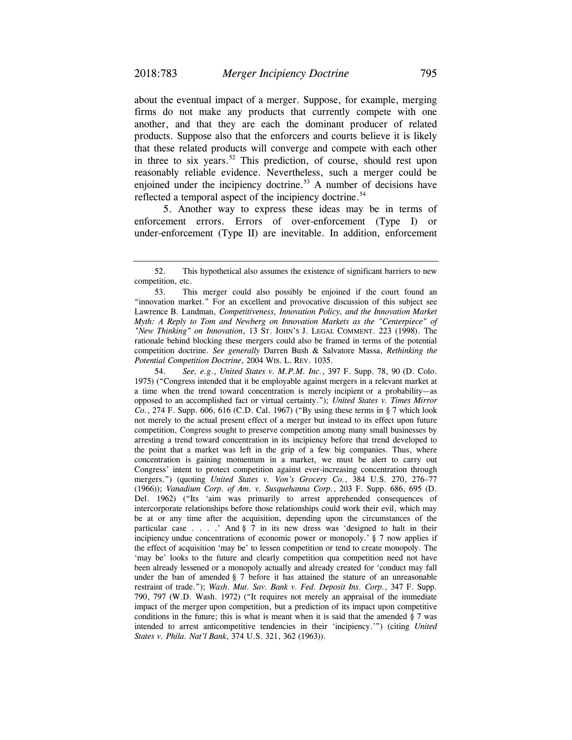about the eventual impact of a merger. Suppose, for example, merging firms do not make any products that currently compete with one another, and that they are each the dominant producer of related products. Suppose also that the enforcers and courts believe it is likely that these related products will converge and compete with each other in three to six years.[52] This prediction, of course, should rest upon reasonably reliable evidence. Nevertheless, such a merger could be enjoined under the incipiency doctrine.[53] A number of decisions have reflected a temporal aspect of the incipiency doctrine.[54]

5. Another way to express these ideas may be in terms of enforcement errors. Errors of over-enforcement (Type I) or under-enforcement (Type II) are inevitable. In addition, enforcement

---

52. This hypothetical also assumes the existence of significant barriers to new competition, etc.

53. This merger could also possibly be enjoined if the court found an "innovation market." For an excellent and provocative discussion of this subject see Lawrence B. Landman, *Competitiveness, Innovation Policy, and the Innovation Market Myth: A Reply to Tom and Newberg on Innovation Markets as the "Centerpiece" of "New Thinking" on Innovation*, 13 ST. JOHN'S J. LEGAL COMMENT. 223 (1998). The rationale behind blocking these mergers could also be framed in terms of the potential competition doctrine. *See generally* Darren Bush & Salvatore Massa, *Rethinking the Potential Competition Doctrine*, 2004 WIS. L. REV. 1035.

54. *See, e.g.*, *United States v. M.P.M. Inc.*, 397 F. Supp. 78, 90 (D. Colo. 1975) ("Congress intended that it be employable against mergers in a relevant market at a time when the trend toward concentration is merely incipient or a probability—as opposed to an accomplished fact or virtual certainty."); *United States v. Times Mirror Co.*, 274 F. Supp. 606, 616 (C.D. Cal. 1967) ("By using these terms in § 7 which look not merely to the actual present effect of a merger but instead to its effect upon future competition, Congress sought to preserve competition among many small businesses by arresting a trend toward concentration in its incipiency before that trend developed to the point that a market was left in the grip of a few big companies. Thus, where concentration is gaining momentum in a market, we must be alert to carry out Congress' intent to protect competition against ever-increasing concentration through mergers.") (quoting *United States v. Von's Grocery Co.*, 384 U.S. 270, 276–77 (1966)); *Vanadium Corp. of Am. v. Susquehanna Corp.*, 203 F. Supp. 686, 695 (D. Del. 1962) ("Its 'aim was primarily to arrest apprehended consequences of intercorporate relationships before those relationships could work their evil, which may be at or any time after the acquisition, depending upon the circumstances of the particular case . . . .' And § 7 in its new dress was 'designed to halt in their incipiency undue concentrations of economic power or monopoly.' § 7 now applies if the effect of acquisition 'may be' to lessen competition or tend to create monopoly. The 'may be' looks to the future and clearly competition qua competition need not have been already lessened or a monopoly actually and already created for 'conduct may fall under the ban of amended § 7 before it has attained the stature of an unreasonable restraint of trade."); *Wash. Mut. Sav. Bank v. Fed. Deposit Ins. Corp.*, 347 F. Supp. 790, 797 (W.D. Wash. 1972) ("It requires not merely an appraisal of the immediate impact of the merger upon competition, but a prediction of its impact upon competitive conditions in the future; this is what is meant when it is said that the amended § 7 was intended to arrest anticompetitive tendencies in their 'incipiency.'") (citing *United States v. Phila. Nat'l Bank*, 374 U.S. 321, 362 (1963)).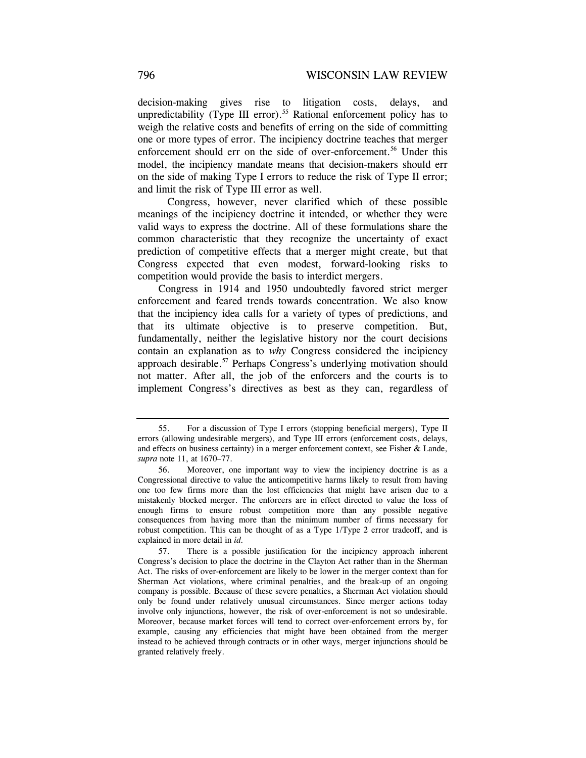decision-making gives rise to litigation costs, delays, and unpredictability (Type III error).[55] Rational enforcement policy has to weigh the relative costs and benefits of erring on the side of committing one or more types of error. The incipiency doctrine teaches that merger enforcement should err on the side of over-enforcement.[56] Under this model, the incipiency mandate means that decision-makers should err on the side of making Type I errors to reduce the risk of Type II error; and limit the risk of Type III error as well.

Congress, however, never clarified which of these possible meanings of the incipiency doctrine it intended, or whether they were valid ways to express the doctrine. All of these formulations share the common characteristic that they recognize the uncertainty of exact prediction of competitive effects that a merger might create, but that Congress expected that even modest, forward-looking risks to competition would provide the basis to interdict mergers.

Congress in 1914 and 1950 undoubtedly favored strict merger enforcement and feared trends towards concentration. We also know that the incipiency idea calls for a variety of types of predictions, and that its ultimate objective is to preserve competition. But, fundamentally, neither the legislative history nor the court decisions contain an explanation as to *why* Congress considered the incipiency approach desirable.[57] Perhaps Congress's underlying motivation should not matter. After all, the job of the enforcers and the courts is to implement Congress's directives as best as they can, regardless of

---

55. For a discussion of Type I errors (stopping beneficial mergers), Type II errors (allowing undesirable mergers), and Type III errors (enforcement costs, delays, and effects on business certainty) in a merger enforcement context, see Fisher & Lande, *supra* note 11, at 1670–77.

56. Moreover, one important way to view the incipiency doctrine is as a Congressional directive to value the anticompetitive harms likely to result from having one too few firms more than the lost efficiencies that might have arisen due to a mistakenly blocked merger. The enforcers are in effect directed to value the loss of enough firms to ensure robust competition more than any possible negative consequences from having more than the minimum number of firms necessary for robust competition. This can be thought of as a Type 1/Type 2 error tradeoff, and is explained in more detail in *id.*

57. There is a possible justification for the incipiency approach inherent Congress's decision to place the doctrine in the Clayton Act rather than in the Sherman Act. The risks of over-enforcement are likely to be lower in the merger context than for Sherman Act violations, where criminal penalties, and the break-up of an ongoing company is possible. Because of these severe penalties, a Sherman Act violation should only be found under relatively unusual circumstances. Since merger actions today involve only injunctions, however, the risk of over-enforcement is not so undesirable. Moreover, because market forces will tend to correct over-enforcement errors by, for example, causing any efficiencies that might have been obtained from the merger instead to be achieved through contracts or in other ways, merger injunctions should be granted relatively freely.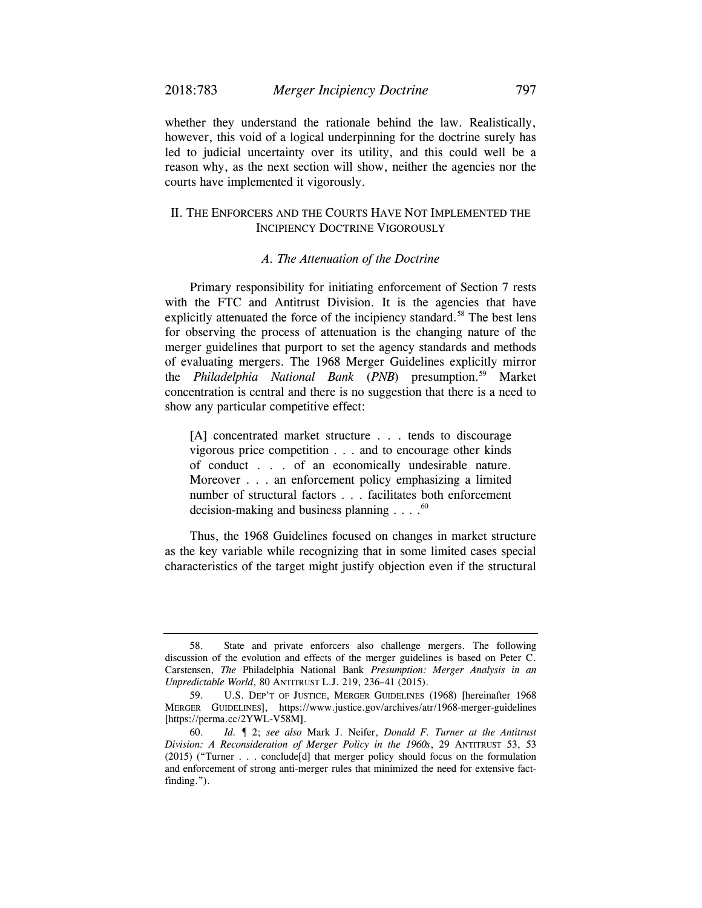whether they understand the rationale behind the law. Realistically, however, this void of a logical underpinning for the doctrine surely has led to judicial uncertainty over its utility, and this could well be a reason why, as the next section will show, neither the agencies nor the courts have implemented it vigorously.

## II. The Enforcers and the Courts Have Not Implemented the Incipiency Doctrine Vigorously

### *A. The Attenuation of the Doctrine*

Primary responsibility for initiating enforcement of Section 7 rests with the FTC and Antitrust Division. It is the agencies that have explicitly attenuated the force of the incipiency standard.[58] The best lens for observing the process of attenuation is the changing nature of the merger guidelines that purport to set the agency standards and methods of evaluating mergers. The 1968 Merger Guidelines explicitly mirror the *Philadelphia National Bank* (*PNB*) presumption.[59] Market concentration is central and there is no suggestion that there is a need to show any particular competitive effect:

> [A] concentrated market structure . . . tends to discourage vigorous price competition . . . and to encourage other kinds of conduct . . . of an economically undesirable nature. Moreover . . . an enforcement policy emphasizing a limited number of structural factors . . . facilitates both enforcement decision-making and business planning . . . .[60]

Thus, the 1968 Guidelines focused on changes in market structure as the key variable while recognizing that in some limited cases special characteristics of the target might justify objection even if the structural

---

58. State and private enforcers also challenge mergers. The following discussion of the evolution and effects of the merger guidelines is based on Peter C. Carstensen, *The* Philadelphia National Bank *Presumption: Merger Analysis in an Unpredictable World*, 80 ANTITRUST L.J. 219, 236–41 (2015).

59. U.S. DEP'T OF JUSTICE, MERGER GUIDELINES (1968) [hereinafter 1968 MERGER GUIDELINES], https://www.justice.gov/archives/atr/1968-merger-guidelines [https://perma.cc/2YWL-V58M].

60. *Id.* ¶ 2; *see also* Mark J. Neifer, *Donald F. Turner at the Antitrust Division: A Reconsideration of Merger Policy in the 1960s*, 29 ANTITRUST 53, 53 (2015) ("Turner . . . conclude[d] that merger policy should focus on the formulation and enforcement of strong anti-merger rules that minimized the need for extensive fact-finding.").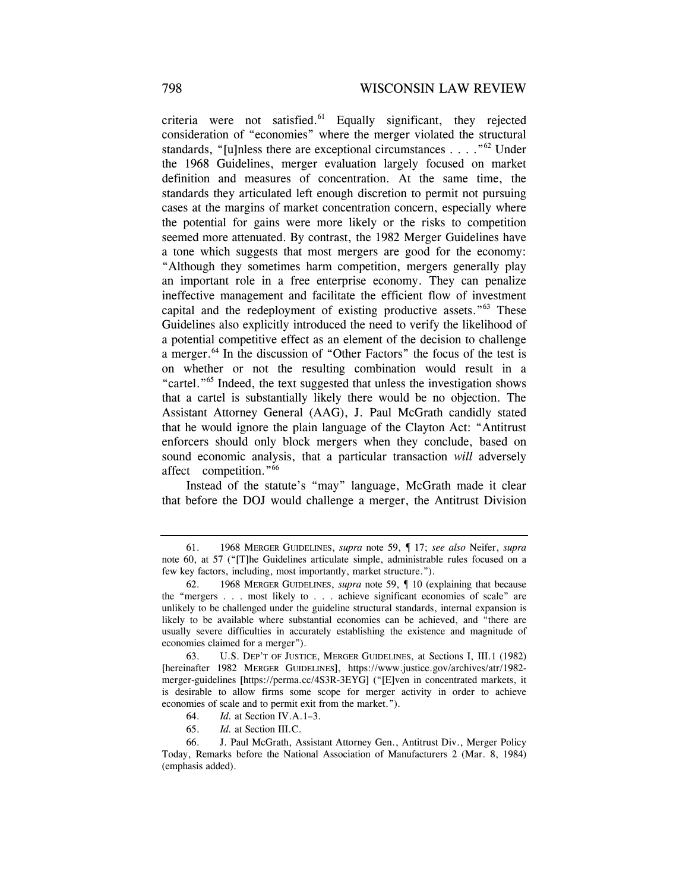criteria were not satisfied.[61] Equally significant, they rejected consideration of "economies" where the merger violated the structural standards, "[u]nless there are exceptional circumstances . . . ."[62] Under the 1968 Guidelines, merger evaluation largely focused on market definition and measures of concentration. At the same time, the standards they articulated left enough discretion to permit not pursuing cases at the margins of market concentration concern, especially where the potential for gains were more likely or the risks to competition seemed more attenuated. By contrast, the 1982 Merger Guidelines have a tone which suggests that most mergers are good for the economy: "Although they sometimes harm competition, mergers generally play an important role in a free enterprise economy. They can penalize ineffective management and facilitate the efficient flow of investment capital and the redeployment of existing productive assets."[63] These Guidelines also explicitly introduced the need to verify the likelihood of a potential competitive effect as an element of the decision to challenge a merger.[64] In the discussion of "Other Factors" the focus of the test is on whether or not the resulting combination would result in a "cartel."[65] Indeed, the text suggested that unless the investigation shows that a cartel is substantially likely there would be no objection. The Assistant Attorney General (AAG), J. Paul McGrath candidly stated that he would ignore the plain language of the Clayton Act: "Antitrust enforcers should only block mergers when they conclude, based on sound economic analysis, that a particular transaction *will* adversely affect competition."[66]

Instead of the statute's "may" language, McGrath made it clear that before the DOJ would challenge a merger, the Antitrust Division

---

61. 1968 MERGER GUIDELINES, *supra* note 59, ¶ 17; *see also* Neifer, *supra* note 60, at 57 ("[T]he Guidelines articulate simple, administrable rules focused on a few key factors, including, most importantly, market structure.").

62. 1968 MERGER GUIDELINES, *supra* note 59, ¶ 10 (explaining that because the "mergers . . . most likely to . . . achieve significant economies of scale" are unlikely to be challenged under the guideline structural standards, internal expansion is likely to be available where substantial economies can be achieved, and "there are usually severe difficulties in accurately establishing the existence and magnitude of economies claimed for a merger").

63. U.S. DEP'T OF JUSTICE, MERGER GUIDELINES, at Sections I, III.1 (1982) [hereinafter 1982 MERGER GUIDELINES], https://www.justice.gov/archives/atr/1982-merger-guidelines [https://perma.cc/4S3R-3EYG] ("[E]ven in concentrated markets, it is desirable to allow firms some scope for merger activity in order to achieve economies of scale and to permit exit from the market.").

64. *Id.* at Section IV.A.1–3.

65. *Id.* at Section III.C.

66. J. Paul McGrath, Assistant Attorney Gen., Antitrust Div., Merger Policy Today, Remarks before the National Association of Manufacturers 2 (Mar. 8, 1984) (emphasis added).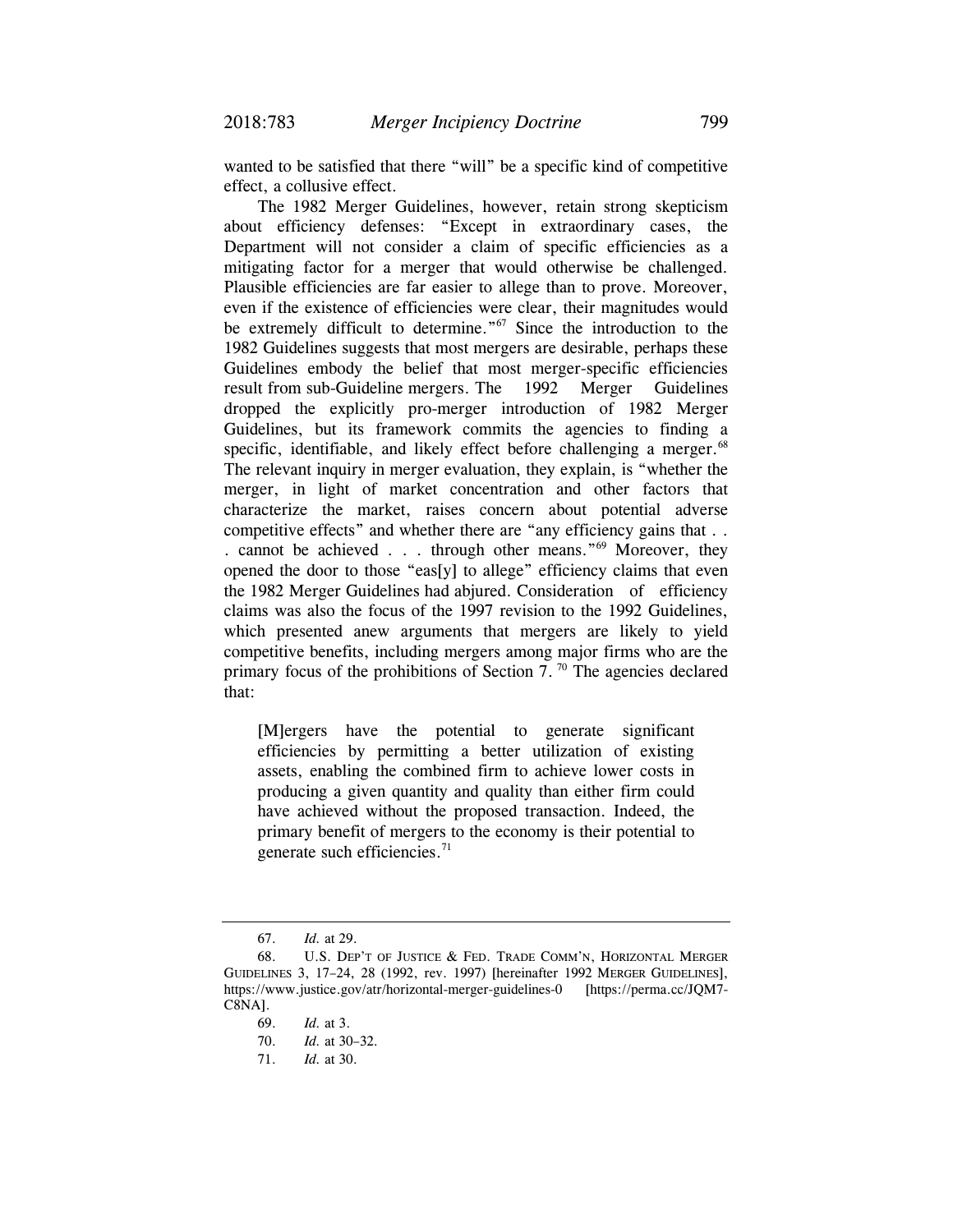wanted to be satisfied that there "will" be a specific kind of competitive effect, a collusive effect.

The 1982 Merger Guidelines, however, retain strong skepticism about efficiency defenses: "Except in extraordinary cases, the Department will not consider a claim of specific efficiencies as a mitigating factor for a merger that would otherwise be challenged. Plausible efficiencies are far easier to allege than to prove. Moreover, even if the existence of efficiencies were clear, their magnitudes would be extremely difficult to determine."[67] Since the introduction to the 1982 Guidelines suggests that most mergers are desirable, perhaps these Guidelines embody the belief that most merger-specific efficiencies result from sub-Guideline mergers. The 1992 Merger Guidelines dropped the explicitly pro-merger introduction of 1982 Merger Guidelines, but its framework commits the agencies to finding a specific, identifiable, and likely effect before challenging a merger.[68] The relevant inquiry in merger evaluation, they explain, is "whether the merger, in light of market concentration and other factors that characterize the market, raises concern about potential adverse competitive effects" and whether there are "any efficiency gains that . . . cannot be achieved . . . through other means."[69] Moreover, they opened the door to those "eas[y] to allege" efficiency claims that even the 1982 Merger Guidelines had abjured. Consideration of efficiency claims was also the focus of the 1997 revision to the 1992 Guidelines, which presented anew arguments that mergers are likely to yield competitive benefits, including mergers among major firms who are the primary focus of the prohibitions of Section 7.[70] The agencies declared that:

> [M]ergers have the potential to generate significant efficiencies by permitting a better utilization of existing assets, enabling the combined firm to achieve lower costs in producing a given quantity and quality than either firm could have achieved without the proposed transaction. Indeed, the primary benefit of mergers to the economy is their potential to generate such efficiencies.[71]

---

67. *Id.* at 29.

68. U.S. DEP'T OF JUSTICE & FED. TRADE COMM'N, HORIZONTAL MERGER GUIDELINES 3, 17–24, 28 (1992, rev. 1997) [hereinafter 1992 MERGER GUIDELINES], https://www.justice.gov/atr/horizontal-merger-guidelines-0 [https://perma.cc/JQM7-C8NA].

69. *Id.* at 3.

70. *Id.* at 30–32.

71. *Id.* at 30.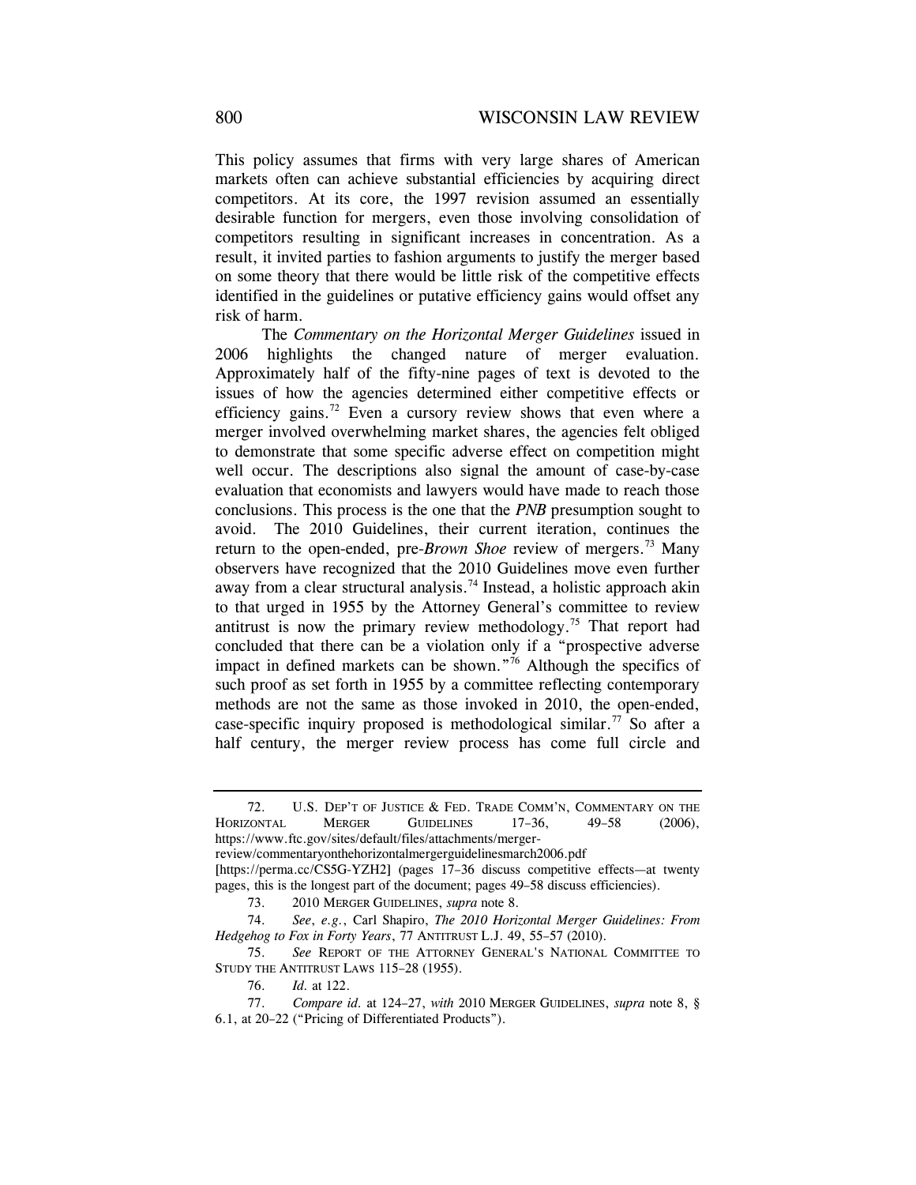This policy assumes that firms with very large shares of American markets often can achieve substantial efficiencies by acquiring direct competitors. At its core, the 1997 revision assumed an essentially desirable function for mergers, even those involving consolidation of competitors resulting in significant increases in concentration. As a result, it invited parties to fashion arguments to justify the merger based on some theory that there would be little risk of the competitive effects identified in the guidelines or putative efficiency gains would offset any risk of harm.

The *Commentary on the Horizontal Merger Guidelines* issued in 2006 highlights the changed nature of merger evaluation. Approximately half of the fifty-nine pages of text is devoted to the issues of how the agencies determined either competitive effects or efficiency gains.[72] Even a cursory review shows that even where a merger involved overwhelming market shares, the agencies felt obliged to demonstrate that some specific adverse effect on competition might well occur. The descriptions also signal the amount of case-by-case evaluation that economists and lawyers would have made to reach those conclusions. This process is the one that the *PNB* presumption sought to avoid. The 2010 Guidelines, their current iteration, continues the return to the open-ended, pre-*Brown Shoe* review of mergers.[73] Many observers have recognized that the 2010 Guidelines move even further away from a clear structural analysis.[74] Instead, a holistic approach akin to that urged in 1955 by the Attorney General's committee to review antitrust is now the primary review methodology.[75] That report had concluded that there can be a violation only if a "prospective adverse impact in defined markets can be shown."[76] Although the specifics of such proof as set forth in 1955 by a committee reflecting contemporary methods are not the same as those invoked in 2010, the open-ended, case-specific inquiry proposed is methodological similar.[77] So after a half century, the merger review process has come full circle and

---

72. U.S. DEP'T OF JUSTICE & FED. TRADE COMM'N, COMMENTARY ON THE HORIZONTAL MERGER GUIDELINES 17–36, 49–58 (2006), https://www.ftc.gov/sites/default/files/attachments/merger-review/commentaryonthehorizontalmergerguidelinesmarch2006.pdf [https://perma.cc/CS5G-YZH2] (pages 17–36 discuss competitive effects—at twenty pages, this is the longest part of the document; pages 49–58 discuss efficiencies).

73. 2010 MERGER GUIDELINES, *supra* note 8.

74. *See*, *e.g.*, Carl Shapiro, *The 2010 Horizontal Merger Guidelines: From Hedgehog to Fox in Forty Years*, 77 ANTITRUST L.J. 49, 55–57 (2010).

75. *See* REPORT OF THE ATTORNEY GENERAL'S NATIONAL COMMITTEE TO STUDY THE ANTITRUST LAWS 115–28 (1955).

76. *Id.* at 122.

77. *Compare id.* at 124–27, *with* 2010 MERGER GUIDELINES, *supra* note 8, § 6.1, at 20–22 ("Pricing of Differentiated Products").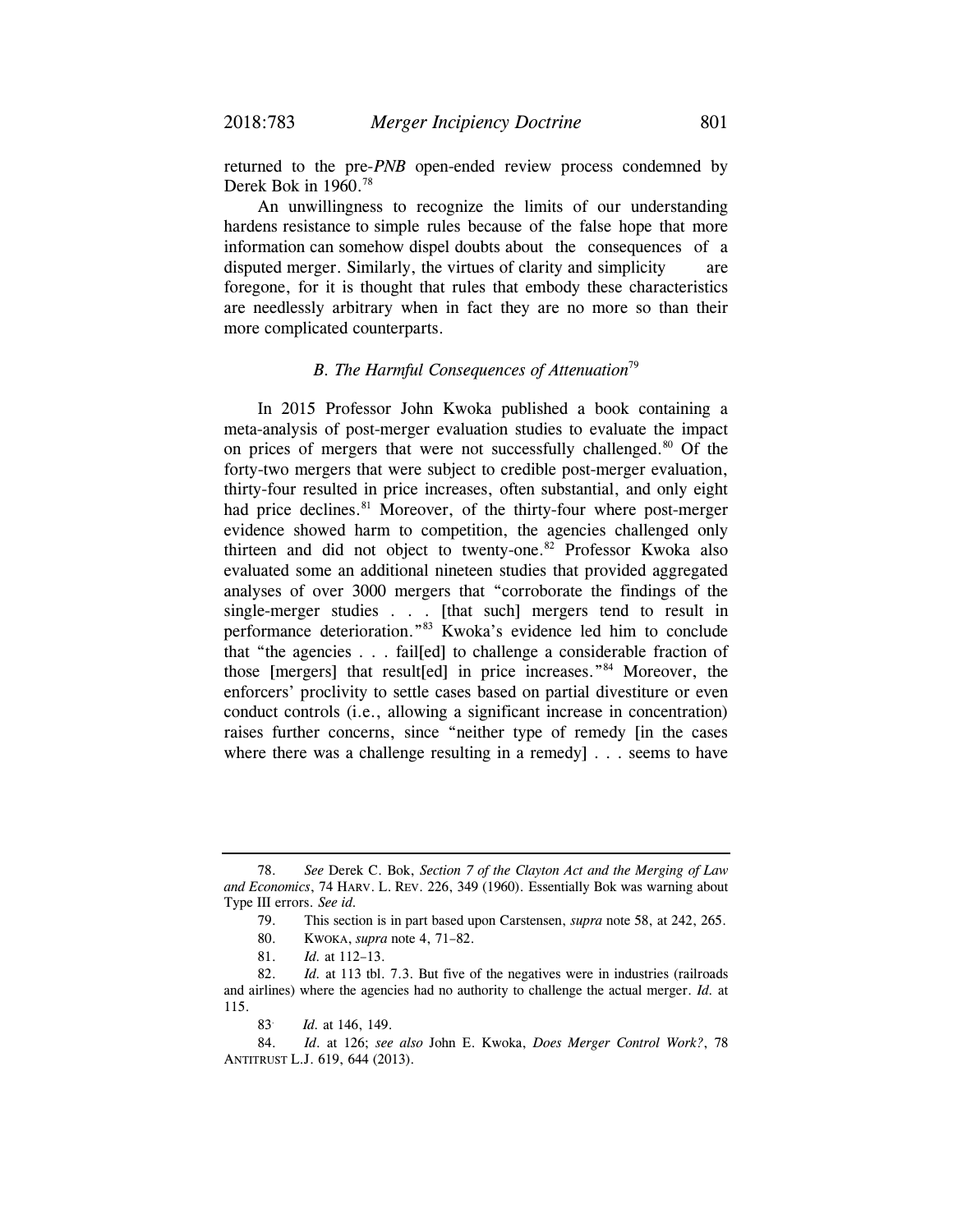returned to the pre-*PNB* open-ended review process condemned by Derek Bok in 1960.[78]

An unwillingness to recognize the limits of our understanding hardens resistance to simple rules because of the false hope that more information can somehow dispel doubts about the consequences of a disputed merger. Similarly, the virtues of clarity and simplicity are foregone, for it is thought that rules that embody these characteristics are needlessly arbitrary when in fact they are no more so than their more complicated counterparts.

### *B. The Harmful Consequences of Attenuation*[79]

In 2015 Professor John Kwoka published a book containing a meta-analysis of post-merger evaluation studies to evaluate the impact on prices of mergers that were not successfully challenged.[80] Of the forty-two mergers that were subject to credible post-merger evaluation, thirty-four resulted in price increases, often substantial, and only eight had price declines.[81] Moreover, of the thirty-four where post-merger evidence showed harm to competition, the agencies challenged only thirteen and did not object to twenty-one.[82] Professor Kwoka also evaluated some an additional nineteen studies that provided aggregated analyses of over 3000 mergers that "corroborate the findings of the single-merger studies . . . [that such] mergers tend to result in performance deterioration."[83] Kwoka's evidence led him to conclude that "the agencies . . . fail[ed] to challenge a considerable fraction of those [mergers] that result[ed] in price increases."[84] Moreover, the enforcers' proclivity to settle cases based on partial divestiture or even conduct controls (i.e., allowing a significant increase in concentration) raises further concerns, since "neither type of remedy [in the cases where there was a challenge resulting in a remedy] . . . seems to have

---

78. *See* Derek C. Bok, *Section 7 of the Clayton Act and the Merging of Law and Economics*, 74 HARV. L. REV. 226, 349 (1960). Essentially Bok was warning about Type III errors. *See id.*

79. This section is in part based upon Carstensen, *supra* note 58, at 242, 265.

80. KWOKA, *supra* note 4, 71–82.

81. *Id.* at 112–13.

82. *Id.* at 113 tbl. 7.3. But five of the negatives were in industries (railroads and airlines) where the agencies had no authority to challenge the actual merger. *Id.* at 115.

83. *Id.* at 146, 149.

84. *Id.* at 126; *see also* John E. Kwoka, *Does Merger Control Work?*, 78 ANTITRUST L.J. 619, 644 (2013).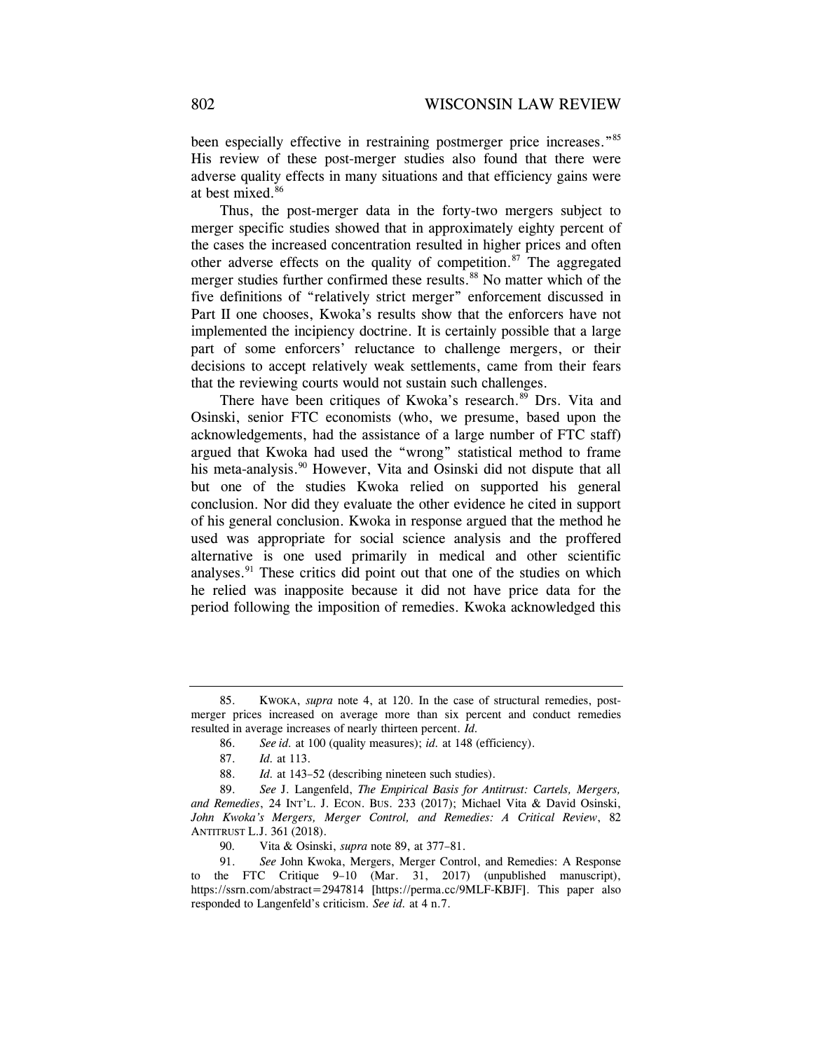been especially effective in restraining postmerger price increases."[85] His review of these post-merger studies also found that there were adverse quality effects in many situations and that efficiency gains were at best mixed.[86]

Thus, the post-merger data in the forty-two mergers subject to merger specific studies showed that in approximately eighty percent of the cases the increased concentration resulted in higher prices and often other adverse effects on the quality of competition.[87] The aggregated merger studies further confirmed these results.[88] No matter which of the five definitions of "relatively strict merger" enforcement discussed in Part II one chooses, Kwoka's results show that the enforcers have not implemented the incipiency doctrine. It is certainly possible that a large part of some enforcers' reluctance to challenge mergers, or their decisions to accept relatively weak settlements, came from their fears that the reviewing courts would not sustain such challenges.

There have been critiques of Kwoka's research.[89] Drs. Vita and Osinski, senior FTC economists (who, we presume, based upon the acknowledgements, had the assistance of a large number of FTC staff) argued that Kwoka had used the "wrong" statistical method to frame his meta-analysis.[90] However, Vita and Osinski did not dispute that all but one of the studies Kwoka relied on supported his general conclusion. Nor did they evaluate the other evidence he cited in support of his general conclusion. Kwoka in response argued that the method he used was appropriate for social science analysis and the proffered alternative is one used primarily in medical and other scientific analyses.[91] These critics did point out that one of the studies on which he relied was inapposite because it did not have price data for the period following the imposition of remedies. Kwoka acknowledged this

---

85. KWOKA, *supra* note 4, at 120. In the case of structural remedies, post-merger prices increased on average more than six percent and conduct remedies resulted in average increases of nearly thirteen percent. *Id.*

86. *See id.* at 100 (quality measures); *id.* at 148 (efficiency).

87. *Id.* at 113.

88. *Id.* at 143–52 (describing nineteen such studies).

89. *See* J. Langenfeld, *The Empirical Basis for Antitrust: Cartels, Mergers, and Remedies*, 24 INT'L. J. ECON. BUS. 233 (2017); Michael Vita & David Osinski, *John Kwoka's Mergers, Merger Control, and Remedies: A Critical Review*, 82 ANTITRUST L.J. 361 (2018).

90. Vita & Osinski, *supra* note 89, at 377–81.

91. *See* John Kwoka, Mergers, Merger Control, and Remedies: A Response to the FTC Critique 9–10 (Mar. 31, 2017) (unpublished manuscript), https://ssrn.com/abstract=2947814 [https://perma.cc/9MLF-KBJF]. This paper also responded to Langenfeld's criticism. *See id.* at 4 n.7.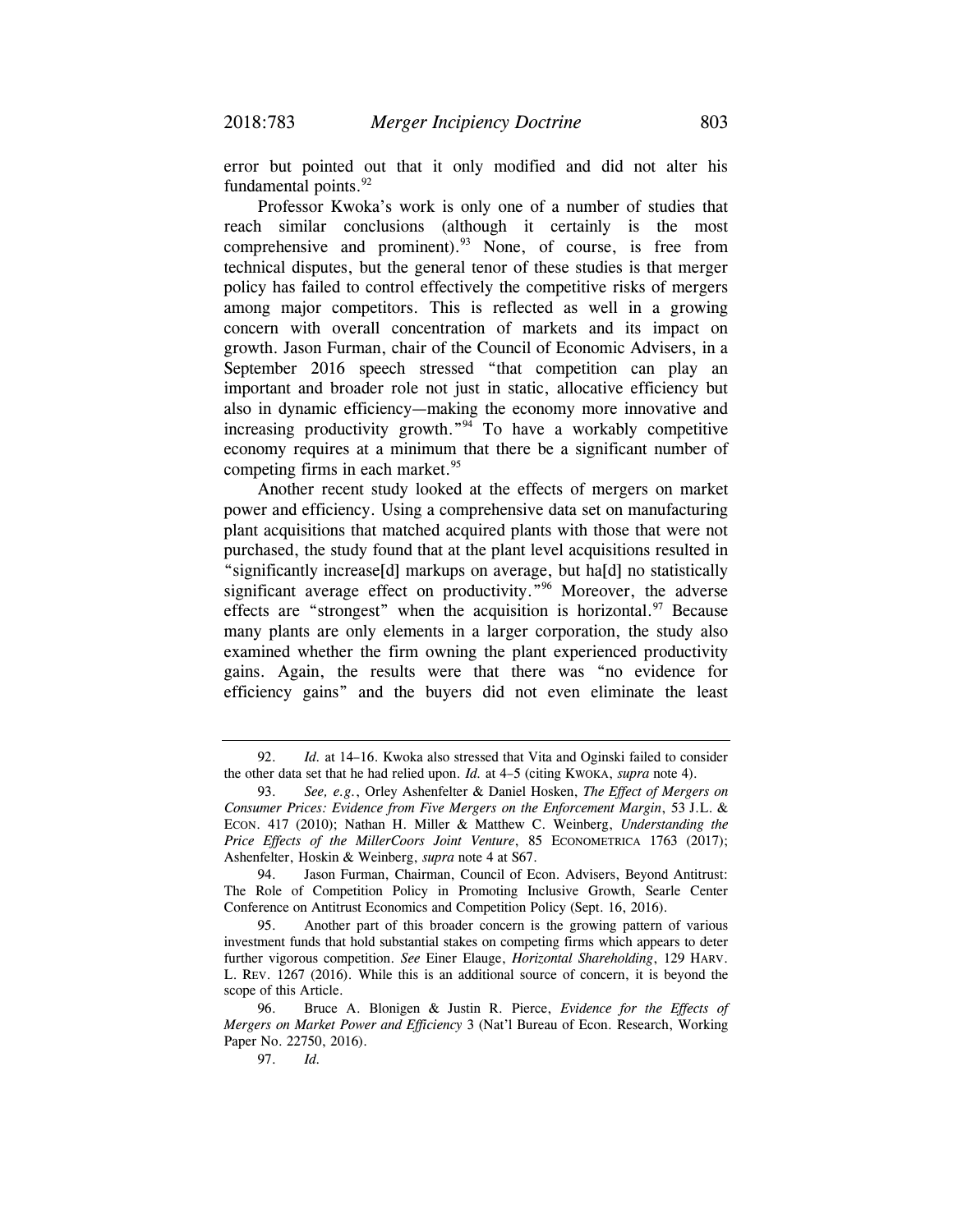error but pointed out that it only modified and did not alter his fundamental points.[92]

Professor Kwoka's work is only one of a number of studies that reach similar conclusions (although it certainly is the most comprehensive and prominent).[93] None, of course, is free from technical disputes, but the general tenor of these studies is that merger policy has failed to control effectively the competitive risks of mergers among major competitors. This is reflected as well in a growing concern with overall concentration of markets and its impact on growth. Jason Furman, chair of the Council of Economic Advisers, in a September 2016 speech stressed "that competition can play an important and broader role not just in static, allocative efficiency but also in dynamic efficiency—making the economy more innovative and increasing productivity growth."[94] To have a workably competitive economy requires at a minimum that there be a significant number of competing firms in each market.[95]

Another recent study looked at the effects of mergers on market power and efficiency. Using a comprehensive data set on manufacturing plant acquisitions that matched acquired plants with those that were not purchased, the study found that at the plant level acquisitions resulted in "significantly increase[d] markups on average, but ha[d] no statistically significant average effect on productivity."[96] Moreover, the adverse effects are "strongest" when the acquisition is horizontal.[97] Because many plants are only elements in a larger corporation, the study also examined whether the firm owning the plant experienced productivity gains. Again, the results were that there was "no evidence for efficiency gains" and the buyers did not even eliminate the least

---

92. *Id.* at 14–16. Kwoka also stressed that Vita and Oginski failed to consider the other data set that he had relied upon. *Id.* at 4–5 (citing KWOKA, *supra* note 4).

93. *See, e.g.*, Orley Ashenfelter & Daniel Hosken, *The Effect of Mergers on Consumer Prices: Evidence from Five Mergers on the Enforcement Margin*, 53 J.L. & ECON. 417 (2010); Nathan H. Miller & Matthew C. Weinberg, *Understanding the Price Effects of the MillerCoors Joint Venture*, 85 ECONOMETRICA 1763 (2017); Ashenfelter, Hoskin & Weinberg, *supra* note 4 at S67.

94. Jason Furman, Chairman, Council of Econ. Advisers, Beyond Antitrust: The Role of Competition Policy in Promoting Inclusive Growth, Searle Center Conference on Antitrust Economics and Competition Policy (Sept. 16, 2016).

95. Another part of this broader concern is the growing pattern of various investment funds that hold substantial stakes on competing firms which appears to deter further vigorous competition. *See* Einer Elauge, *Horizontal Shareholding*, 129 HARV. L. REV. 1267 (2016). While this is an additional source of concern, it is beyond the scope of this Article.

96. Bruce A. Blonigen & Justin R. Pierce, *Evidence for the Effects of Mergers on Market Power and Efficiency* 3 (Nat'l Bureau of Econ. Research, Working Paper No. 22750, 2016).

97. *Id.*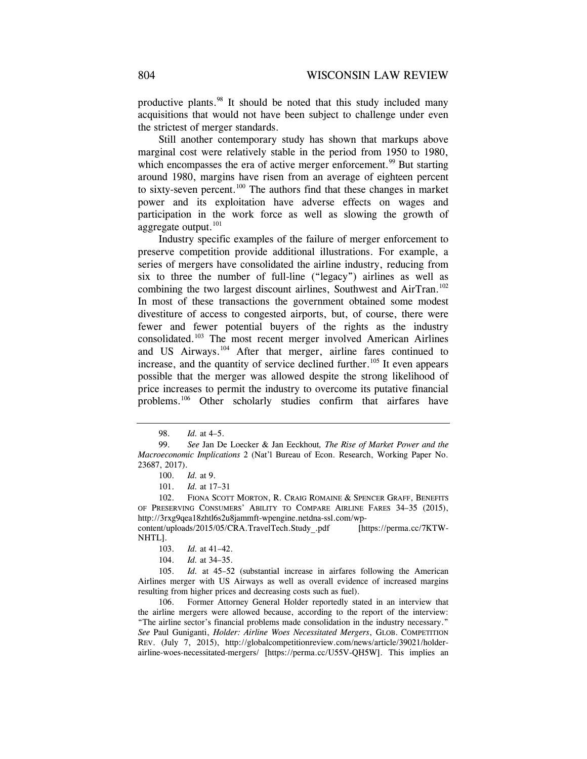productive plants.[98] It should be noted that this study included many acquisitions that would not have been subject to challenge under even the strictest of merger standards.

Still another contemporary study has shown that markups above marginal cost were relatively stable in the period from 1950 to 1980, which encompasses the era of active merger enforcement.[99] But starting around 1980, margins have risen from an average of eighteen percent to sixty-seven percent.[100] The authors find that these changes in market power and its exploitation have adverse effects on wages and participation in the work force as well as slowing the growth of aggregate output.[101]

Industry specific examples of the failure of merger enforcement to preserve competition provide additional illustrations. For example, a series of mergers have consolidated the airline industry, reducing from six to three the number of full-line ("legacy") airlines as well as combining the two largest discount airlines, Southwest and AirTran.[102] In most of these transactions the government obtained some modest divestiture of access to congested airports, but, of course, there were fewer and fewer potential buyers of the rights as the industry consolidated.[103] The most recent merger involved American Airlines and US Airways.[104] After that merger, airline fares continued to increase, and the quantity of service declined further.[105] It even appears possible that the merger was allowed despite the strong likelihood of price increases to permit the industry to overcome its putative financial problems.[106] Other scholarly studies confirm that airfares have

---

98. *Id.* at 4–5.

99. *See* Jan De Loecker & Jan Eeckhout*, The Rise of Market Power and the Macroeconomic Implications* 2 (Nat'l Bureau of Econ. Research, Working Paper No. 23687, 2017).

100. *Id.* at 9.

101. *Id.* at 17–31

102. FIONA SCOTT MORTON, R. CRAIG ROMAINE & SPENCER GRAFF, BENEFITS OF PRESERVING CONSUMERS' ABILITY TO COMPARE AIRLINE FARES 34–35 (2015), http://3rxg9qea18zhtl6s2u8jammft-wpengine.netdna-ssl.com/wp-content/uploads/2015/05/CRA.TravelTech.Study_.pdf [https://perma.cc/7KTW-NHTL].

103. *Id.* at 41–42.

104. *Id.* at 34–35.

105. *Id.* at 45–52 (substantial increase in airfares following the American Airlines merger with US Airways as well as overall evidence of increased margins resulting from higher prices and decreasing costs such as fuel).

106. Former Attorney General Holder reportedly stated in an interview that the airline mergers were allowed because, according to the report of the interview: "The airline sector's financial problems made consolidation in the industry necessary." *See* Paul Guniganti, *Holder: Airline Woes Necessitated Mergers*, GLOB. COMPETITION REV. (July 7, 2015), http://globalcompetitionreview.com/news/article/39021/holder-airline-woes-necessitated-mergers/ [https://perma.cc/U55V-QH5W]. This implies an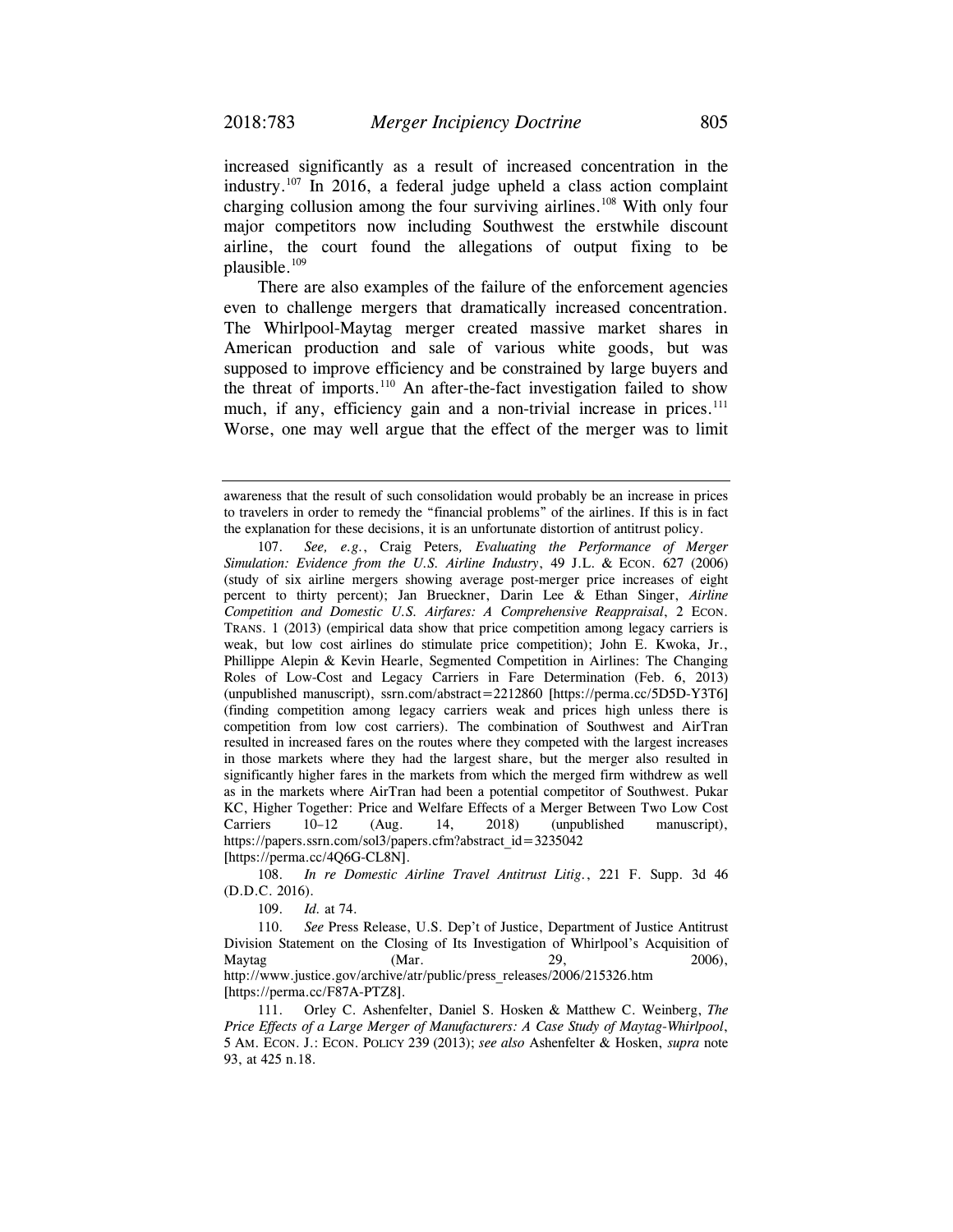increased significantly as a result of increased concentration in the industry.[107] In 2016, a federal judge upheld a class action complaint charging collusion among the four surviving airlines.[108] With only four major competitors now including Southwest the erstwhile discount airline, the court found the allegations of output fixing to be plausible.[109]

There are also examples of the failure of the enforcement agencies even to challenge mergers that dramatically increased concentration. The Whirlpool-Maytag merger created massive market shares in American production and sale of various white goods, but was supposed to improve efficiency and be constrained by large buyers and the threat of imports.[110] An after-the-fact investigation failed to show much, if any, efficiency gain and a non-trivial increase in prices.[111] Worse, one may well argue that the effect of the merger was to limit

---

awareness that the result of such consolidation would probably be an increase in prices to travelers in order to remedy the "financial problems" of the airlines. If this is in fact the explanation for these decisions, it is an unfortunate distortion of antitrust policy.

107. *See, e.g.*, Craig Peters, *Evaluating the Performance of Merger Simulation: Evidence from the U.S. Airline Industry*, 49 J.L. & ECON. 627 (2006) (study of six airline mergers showing average post-merger price increases of eight percent to thirty percent); Jan Brueckner, Darin Lee & Ethan Singer, *Airline Competition and Domestic U.S. Airfares: A Comprehensive Reappraisal*, 2 ECON. TRANS. 1 (2013) (empirical data show that price competition among legacy carriers is weak, but low cost airlines do stimulate price competition); John E. Kwoka, Jr., Phillippe Alepin & Kevin Hearle, Segmented Competition in Airlines: The Changing Roles of Low-Cost and Legacy Carriers in Fare Determination (Feb. 6, 2013) (unpublished manuscript), ssrn.com/abstract=2212860 [https://perma.cc/5D5D-Y3T6] (finding competition among legacy carriers weak and prices high unless there is competition from low cost carriers). The combination of Southwest and AirTran resulted in increased fares on the routes where they competed with the largest increases in those markets where they had the largest share, but the merger also resulted in significantly higher fares in the markets from which the merged firm withdrew as well as in the markets where AirTran had been a potential competitor of Southwest. Pukar KC, Higher Together: Price and Welfare Effects of a Merger Between Two Low Cost Carriers 10–12 (Aug. 14, 2018) (unpublished manuscript), https://papers.ssrn.com/sol3/papers.cfm?abstract_id=3235042 [https://perma.cc/4Q6G-CL8N].

108. *In re Domestic Airline Travel Antitrust Litig.*, 221 F. Supp. 3d 46 (D.D.C. 2016).

109. *Id.* at 74.

110. *See* Press Release, U.S. Dep't of Justice, Department of Justice Antitrust Division Statement on the Closing of Its Investigation of Whirlpool's Acquisition of Maytag (Mar. 29, 2006), http://www.justice.gov/archive/atr/public/press_releases/2006/215326.htm [https://perma.cc/F87A-PTZ8].

111. Orley C. Ashenfelter, Daniel S. Hosken & Matthew C. Weinberg, *The Price Effects of a Large Merger of Manufacturers: A Case Study of Maytag-Whirlpool*, 5 AM. ECON. J.: ECON. POLICY 239 (2013); *see also* Ashenfelter & Hosken, *supra* note 93, at 425 n.18.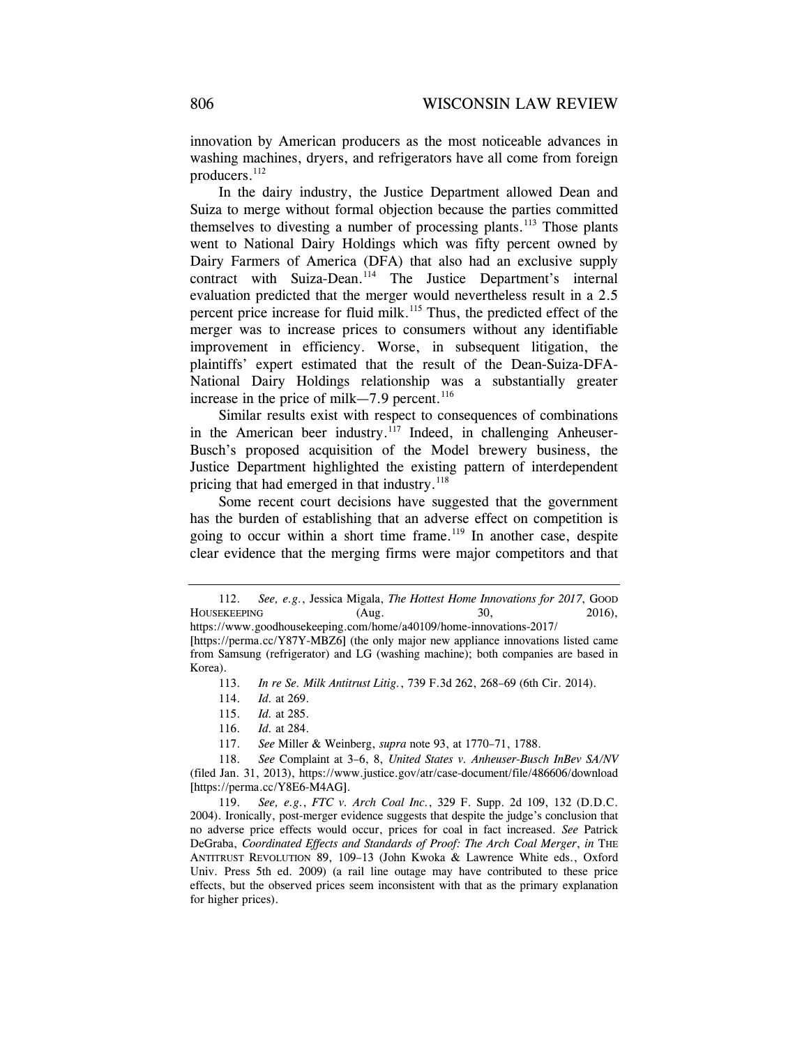innovation by American producers as the most noticeable advances in washing machines, dryers, and refrigerators have all come from foreign producers.[112]

In the dairy industry, the Justice Department allowed Dean and Suiza to merge without formal objection because the parties committed themselves to divesting a number of processing plants.[113] Those plants went to National Dairy Holdings which was fifty percent owned by Dairy Farmers of America (DFA) that also had an exclusive supply contract with Suiza-Dean.[114] The Justice Department's internal evaluation predicted that the merger would nevertheless result in a 2.5 percent price increase for fluid milk.[115] Thus, the predicted effect of the merger was to increase prices to consumers without any identifiable improvement in efficiency. Worse, in subsequent litigation, the plaintiffs' expert estimated that the result of the Dean-Suiza-DFA-National Dairy Holdings relationship was a substantially greater increase in the price of milk—7.9 percent.[116]

Similar results exist with respect to consequences of combinations in the American beer industry.[117] Indeed, in challenging Anheuser-Busch's proposed acquisition of the Model brewery business, the Justice Department highlighted the existing pattern of interdependent pricing that had emerged in that industry.[118]

Some recent court decisions have suggested that the government has the burden of establishing that an adverse effect on competition is going to occur within a short time frame.[119] In another case, despite clear evidence that the merging firms were major competitors and that

---

112. *See, e.g.*, Jessica Migala, *The Hottest Home Innovations for 2017*, GOOD HOUSEKEEPING (Aug. 30, 2016), https://www.goodhousekeeping.com/home/a40109/home-innovations-2017/ [https://perma.cc/Y87Y-MBZ6] (the only major new appliance innovations listed came from Samsung (refrigerator) and LG (washing machine); both companies are based in Korea).

113. *In re Se. Milk Antitrust Litig.*, 739 F.3d 262, 268–69 (6th Cir. 2014).

114. *Id.* at 269.

115. *Id.* at 285.

116. *Id.* at 284.

117. *See* Miller & Weinberg, *supra* note 93, at 1770–71, 1788.

118. *See* Complaint at 3–6, 8, *United States v. Anheuser-Busch InBev SA/NV* (filed Jan. 31, 2013), https://www.justice.gov/atr/case-document/file/486606/download [https://perma.cc/Y8E6-M4AG].

119. *See, e.g.*, *FTC v. Arch Coal Inc.*, 329 F. Supp. 2d 109, 132 (D.D.C. 2004). Ironically, post-merger evidence suggests that despite the judge's conclusion that no adverse price effects would occur, prices for coal in fact increased. *See* Patrick DeGraba, *Coordinated Effects and Standards of Proof: The Arch Coal Merger*, *in* THE ANTITRUST REVOLUTION 89, 109–13 (John Kwoka & Lawrence White eds., Oxford Univ. Press 5th ed. 2009) (a rail line outage may have contributed to these price effects, but the observed prices seem inconsistent with that as the primary explanation for higher prices).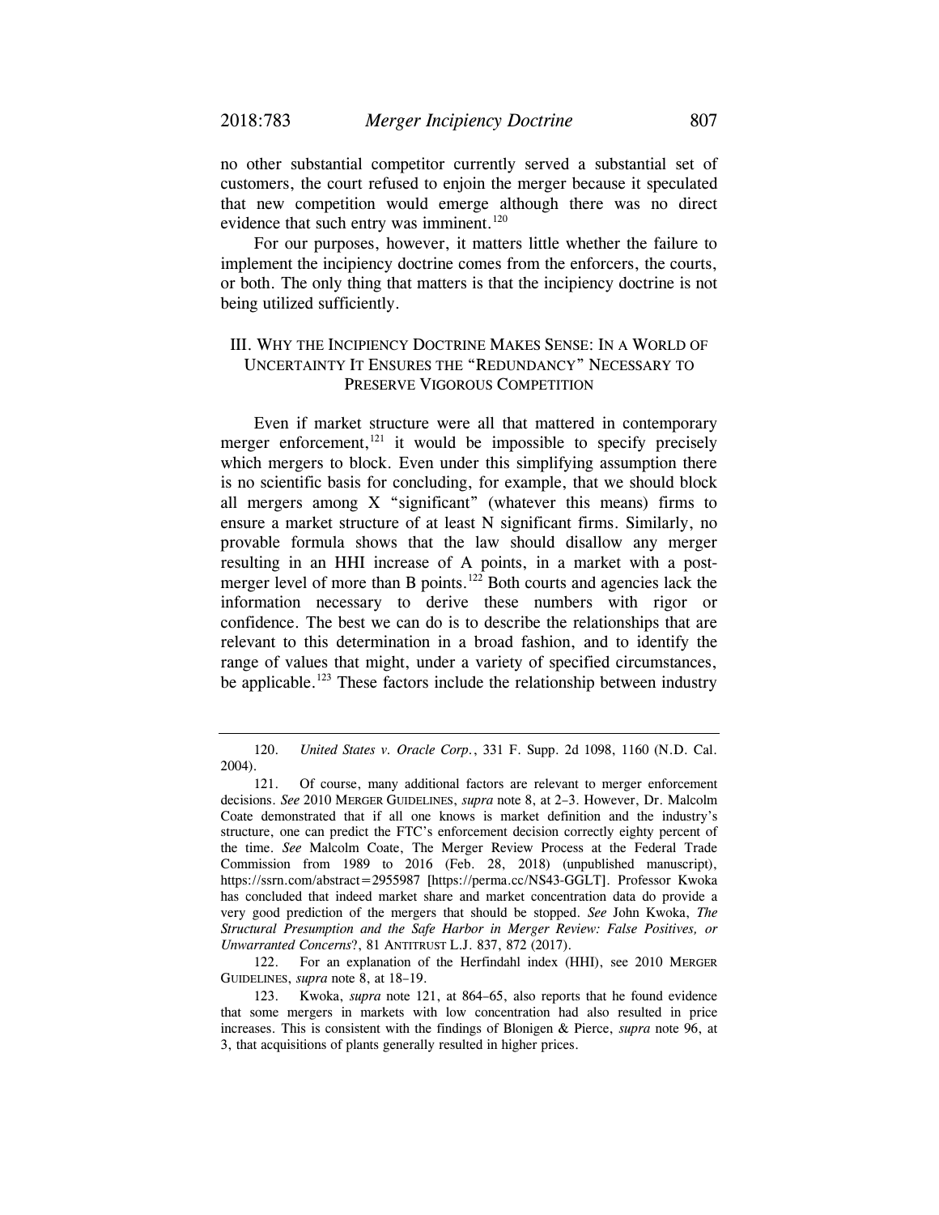no other substantial competitor currently served a substantial set of customers, the court refused to enjoin the merger because it speculated that new competition would emerge although there was no direct evidence that such entry was imminent.[120]

For our purposes, however, it matters little whether the failure to implement the incipiency doctrine comes from the enforcers, the courts, or both. The only thing that matters is that the incipiency doctrine is not being utilized sufficiently.

## III. WHY THE INCIPIENCY DOCTRINE MAKES SENSE: IN A WORLD OF UNCERTAINTY IT ENSURES THE "REDUNDANCY" NECESSARY TO PRESERVE VIGOROUS COMPETITION

Even if market structure were all that mattered in contemporary merger enforcement,[121] it would be impossible to specify precisely which mergers to block. Even under this simplifying assumption there is no scientific basis for concluding, for example, that we should block all mergers among X "significant" (whatever this means) firms to ensure a market structure of at least N significant firms. Similarly, no provable formula shows that the law should disallow any merger resulting in an HHI increase of A points, in a market with a post-merger level of more than B points.[122] Both courts and agencies lack the information necessary to derive these numbers with rigor or confidence. The best we can do is to describe the relationships that are relevant to this determination in a broad fashion, and to identify the range of values that might, under a variety of specified circumstances, be applicable.[123] These factors include the relationship between industry

---

120. *United States v. Oracle Corp.*, 331 F. Supp. 2d 1098, 1160 (N.D. Cal. 2004).

121. Of course, many additional factors are relevant to merger enforcement decisions. *See* 2010 MERGER GUIDELINES, *supra* note 8, at 2–3. However, Dr. Malcolm Coate demonstrated that if all one knows is market definition and the industry's structure, one can predict the FTC's enforcement decision correctly eighty percent of the time. *See* Malcolm Coate, The Merger Review Process at the Federal Trade Commission from 1989 to 2016 (Feb. 28, 2018) (unpublished manuscript), https://ssrn.com/abstract=2955987 [https://perma.cc/NS43-GGLT]. Professor Kwoka has concluded that indeed market share and market concentration data do provide a very good prediction of the mergers that should be stopped. *See* John Kwoka, *The Structural Presumption and the Safe Harbor in Merger Review: False Positives, or Unwarranted Concerns?*, 81 ANTITRUST L.J. 837, 872 (2017).

122. For an explanation of the Herfindahl index (HHI), see 2010 MERGER GUIDELINES, *supra* note 8, at 18–19.

123. Kwoka, *supra* note 121, at 864–65, also reports that he found evidence that some mergers in markets with low concentration had also resulted in price increases. This is consistent with the findings of Blonigen & Pierce, *supra* note 96, at 3, that acquisitions of plants generally resulted in higher prices.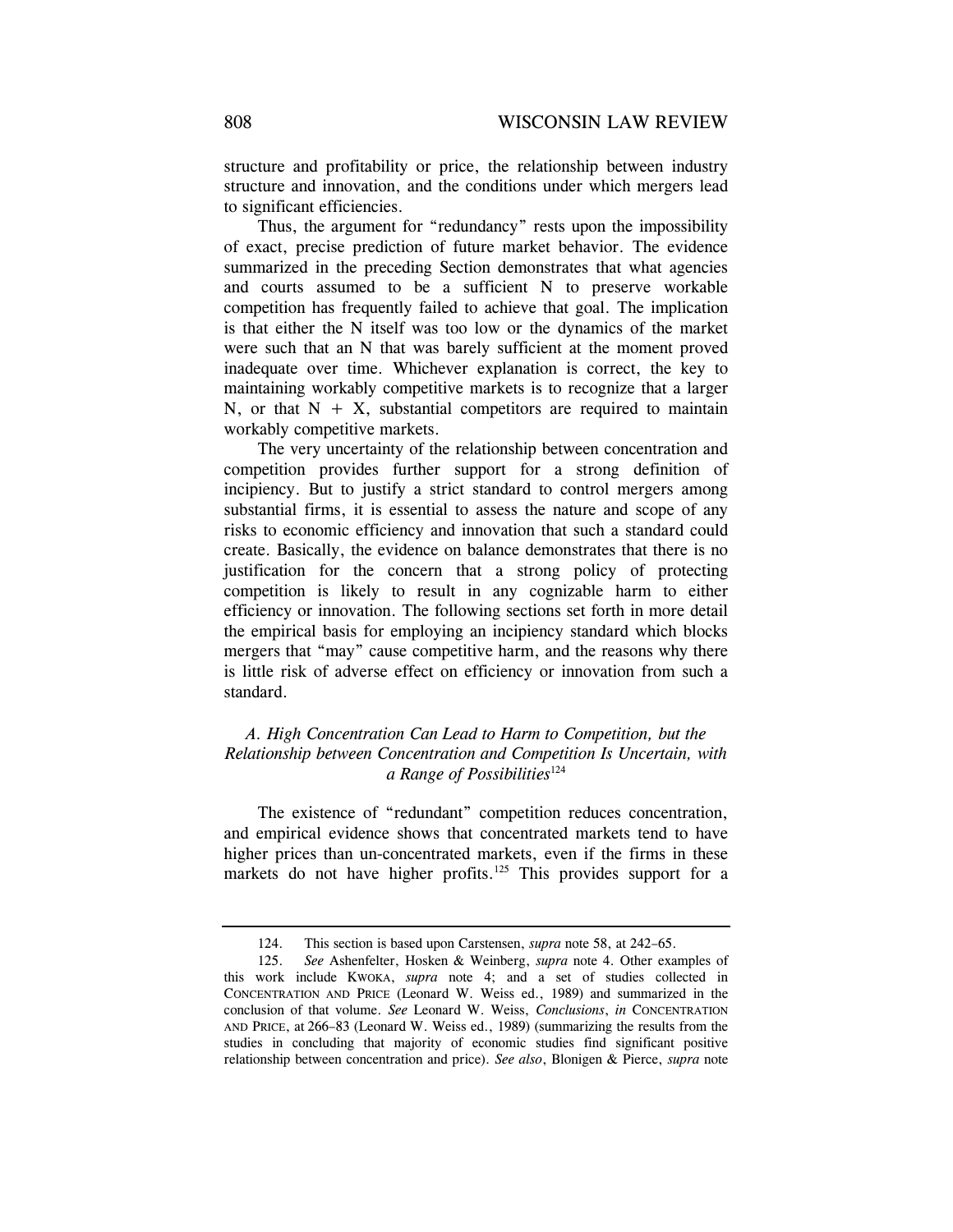structure and profitability or price, the relationship between industry structure and innovation, and the conditions under which mergers lead to significant efficiencies.

Thus, the argument for "redundancy" rests upon the impossibility of exact, precise prediction of future market behavior. The evidence summarized in the preceding Section demonstrates that what agencies and courts assumed to be a sufficient N to preserve workable competition has frequently failed to achieve that goal. The implication is that either the N itself was too low or the dynamics of the market were such that an N that was barely sufficient at the moment proved inadequate over time. Whichever explanation is correct, the key to maintaining workably competitive markets is to recognize that a larger N, or that N + X, substantial competitors are required to maintain workably competitive markets.

The very uncertainty of the relationship between concentration and competition provides further support for a strong definition of incipiency. But to justify a strict standard to control mergers among substantial firms, it is essential to assess the nature and scope of any risks to economic efficiency and innovation that such a standard could create. Basically, the evidence on balance demonstrates that there is no justification for the concern that a strong policy of protecting competition is likely to result in any cognizable harm to either efficiency or innovation. The following sections set forth in more detail the empirical basis for employing an incipiency standard which blocks mergers that "may" cause competitive harm, and the reasons why there is little risk of adverse effect on efficiency or innovation from such a standard.

### *A. High Concentration Can Lead to Harm to Competition, but the Relationship between Concentration and Competition Is Uncertain, with a Range of Possibilities*[124]

The existence of "redundant" competition reduces concentration, and empirical evidence shows that concentrated markets tend to have higher prices than un-concentrated markets, even if the firms in these markets do not have higher profits.[125] This provides support for a

---

124. This section is based upon Carstensen, *supra* note 58, at 242–65.

125. *See* Ashenfelter, Hosken & Weinberg, *supra* note 4. Other examples of this work include KWOKA, *supra* note 4; and a set of studies collected in CONCENTRATION AND PRICE (Leonard W. Weiss ed., 1989) and summarized in the conclusion of that volume. *See* Leonard W. Weiss, *Conclusions*, *in* CONCENTRATION AND PRICE, at 266–83 (Leonard W. Weiss ed., 1989) (summarizing the results from the studies in concluding that majority of economic studies find significant positive relationship between concentration and price). *See also*, Blonigen & Pierce, *supra* note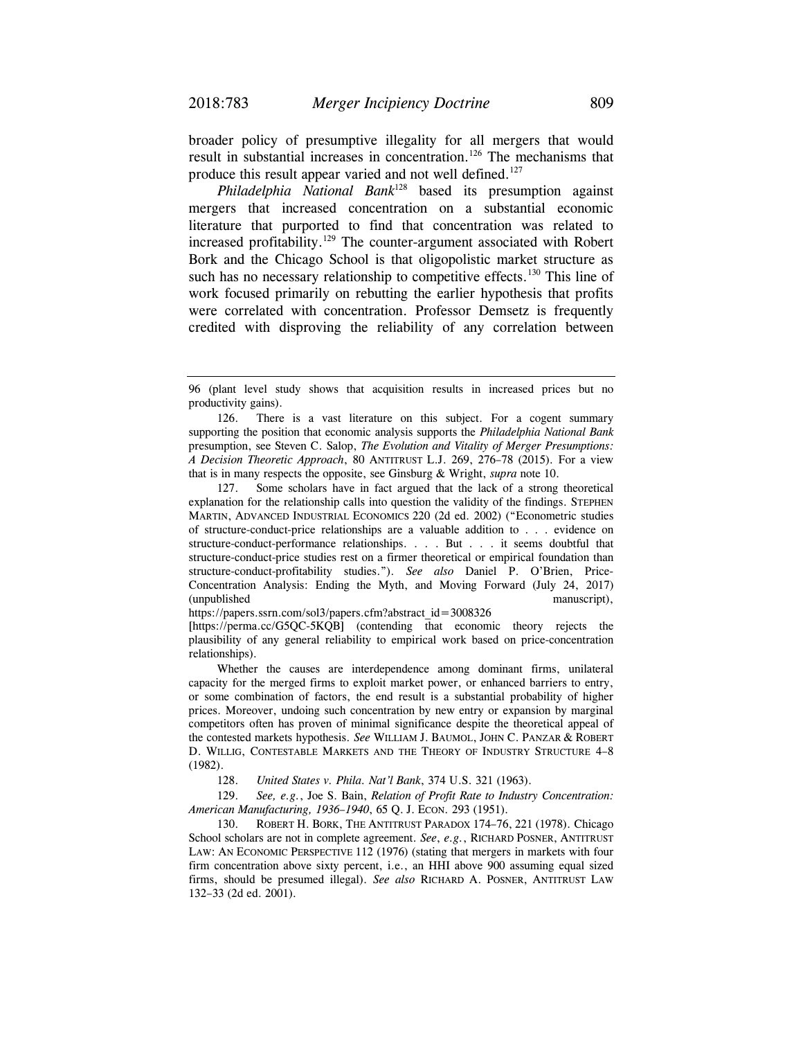broader policy of presumptive illegality for all mergers that would result in substantial increases in concentration.[126] The mechanisms that produce this result appear varied and not well defined.[127]

*Philadelphia National Bank*[128] based its presumption against mergers that increased concentration on a substantial economic literature that purported to find that concentration was related to increased profitability.[129] The counter-argument associated with Robert Bork and the Chicago School is that oligopolistic market structure as such has no necessary relationship to competitive effects.[130] This line of work focused primarily on rebutting the earlier hypothesis that profits were correlated with concentration. Professor Demsetz is frequently credited with disproving the reliability of any correlation between

---

96 (plant level study shows that acquisition results in increased prices but no productivity gains).

126. There is a vast literature on this subject. For a cogent summary supporting the position that economic analysis supports the *Philadelphia National Bank* presumption, see Steven C. Salop, *The Evolution and Vitality of Merger Presumptions: A Decision Theoretic Approach*, 80 ANTITRUST L.J. 269, 276–78 (2015). For a view that is in many respects the opposite, see Ginsburg & Wright, *supra* note 10.

127. Some scholars have in fact argued that the lack of a strong theoretical explanation for the relationship calls into question the validity of the findings. STEPHEN MARTIN, ADVANCED INDUSTRIAL ECONOMICS 220 (2d ed. 2002) ("Econometric studies of structure-conduct-price relationships are a valuable addition to . . . evidence on structure-conduct-performance relationships. . . . But . . . it seems doubtful that structure-conduct-price studies rest on a firmer theoretical or empirical foundation than structure-conduct-profitability studies."). *See also* Daniel P. O'Brien, Price-Concentration Analysis: Ending the Myth, and Moving Forward (July 24, 2017) (unpublished manuscript), https://papers.ssrn.com/sol3/papers.cfm?abstract_id=3008326 [https://perma.cc/G5QC-5KQB] (contending that economic theory rejects the plausibility of any general reliability to empirical work based on price-concentration relationships).

Whether the causes are interdependence among dominant firms, unilateral capacity for the merged firms to exploit market power, or enhanced barriers to entry, or some combination of factors, the end result is a substantial probability of higher prices. Moreover, undoing such concentration by new entry or expansion by marginal competitors often has proven of minimal significance despite the theoretical appeal of the contested markets hypothesis. *See* WILLIAM J. BAUMOL, JOHN C. PANZAR & ROBERT D. WILLIG, CONTESTABLE MARKETS AND THE THEORY OF INDUSTRY STRUCTURE 4–8 (1982).

128. *United States v. Phila. Nat'l Bank*, 374 U.S. 321 (1963).

129. *See, e.g.*, Joe S. Bain, *Relation of Profit Rate to Industry Concentration: American Manufacturing, 1936–1940*, 65 Q. J. ECON. 293 (1951).

130. ROBERT H. BORK, THE ANTITRUST PARADOX 174–76, 221 (1978). Chicago School scholars are not in complete agreement. *See*, *e.g.*, RICHARD POSNER, ANTITRUST LAW: AN ECONOMIC PERSPECTIVE 112 (1976) (stating that mergers in markets with four firm concentration above sixty percent, i.e., an HHI above 900 assuming equal sized firms, should be presumed illegal). *See also* RICHARD A. POSNER, ANTITRUST LAW 132–33 (2d ed. 2001).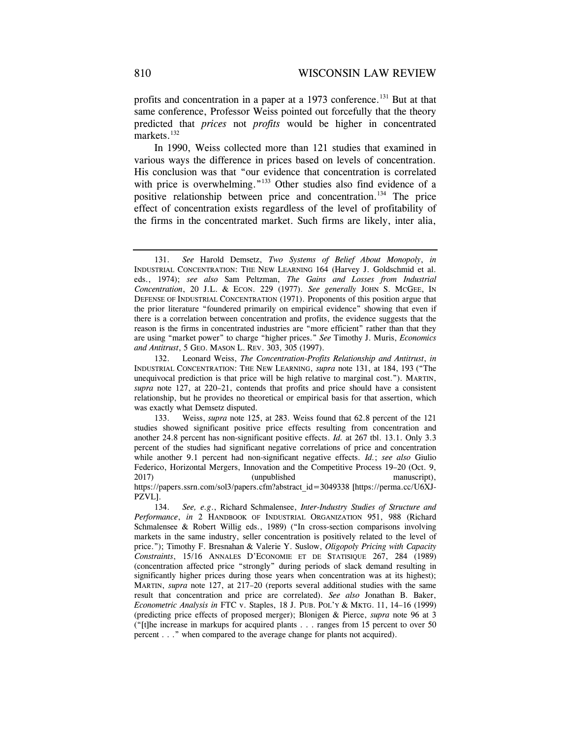profits and concentration in a paper at a 1973 conference.[131] But at that same conference, Professor Weiss pointed out forcefully that the theory predicted that *prices* not *profits* would be higher in concentrated markets.[132]

In 1990, Weiss collected more than 121 studies that examined in various ways the difference in prices based on levels of concentration. His conclusion was that "our evidence that concentration is correlated with price is overwhelming."[133] Other studies also find evidence of a positive relationship between price and concentration.[134] The price effect of concentration exists regardless of the level of profitability of the firms in the concentrated market. Such firms are likely, inter alia,

---

131. *See* Harold Demsetz, *Two Systems of Belief About Monopoly*, *in* INDUSTRIAL CONCENTRATION: THE NEW LEARNING 164 (Harvey J. Goldschmid et al. eds., 1974); *see also* Sam Peltzman, *The Gains and Losses from Industrial Concentration*, 20 J.L. & ECON. 229 (1977). *See generally* JOHN S. MCGEE, IN DEFENSE OF INDUSTRIAL CONCENTRATION (1971). Proponents of this position argue that the prior literature "foundered primarily on empirical evidence" showing that even if there is a correlation between concentration and profits, the evidence suggests that the reason is the firms in concentrated industries are "more efficient" rather than that they are using "market power" to charge "higher prices." *See* Timothy J. Muris, *Economics and Antitrust*, 5 GEO. MASON L. REV. 303, 305 (1997).

132. Leonard Weiss, *The Concentration-Profits Relationship and Antitrust*, *in* INDUSTRIAL CONCENTRATION: THE NEW LEARNING, *supra* note 131, at 184, 193 ("The unequivocal prediction is that price will be high relative to marginal cost."). MARTIN, *supra* note 127, at 220–21, contends that profits and price should have a consistent relationship, but he provides no theoretical or empirical basis for that assertion, which was exactly what Demsetz disputed.

133. Weiss, *supra* note 125, at 283. Weiss found that 62.8 percent of the 121 studies showed significant positive price effects resulting from concentration and another 24.8 percent has non-significant positive effects. *Id.* at 267 tbl. 13.1. Only 3.3 percent of the studies had significant negative correlations of price and concentration while another 9.1 percent had non-significant negative effects. *Id.*; *see also* Giulio Federico, Horizontal Mergers, Innovation and the Competitive Process 19–20 (Oct. 9, 2017) (unpublished manuscript), https://papers.ssrn.com/sol3/papers.cfm?abstract_id=3049338 [https://perma.cc/U6XJ-PZVL].

134. *See, e.g.*, Richard Schmalensee, *Inter-Industry Studies of Structure and Performance*, *in* 2 HANDBOOK OF INDUSTRIAL ORGANIZATION 951, 988 (Richard Schmalensee & Robert Willig eds., 1989) ("In cross-section comparisons involving markets in the same industry, seller concentration is positively related to the level of price."); Timothy F. Bresnahan & Valerie Y. Suslow, *Oligopoly Pricing with Capacity Constraints*, 15/16 ANNALES D'ECONOMIE ET DE STATISIQUE 267, 284 (1989) (concentration affected price "strongly" during periods of slack demand resulting in significantly higher prices during those years when concentration was at its highest); MARTIN, *supra* note 127, at 217–20 (reports several additional studies with the same result that concentration and price are correlated). *See also* Jonathan B. Baker, *Econometric Analysis in* FTC v. Staples, 18 J. PUB. POL'Y & MKTG. 11, 14–16 (1999) (predicting price effects of proposed merger); Blonigen & Pierce, *supra* note 96 at 3 ("[t]he increase in markups for acquired plants . . . ranges from 15 percent to over 50 percent . . ." when compared to the average change for plants not acquired).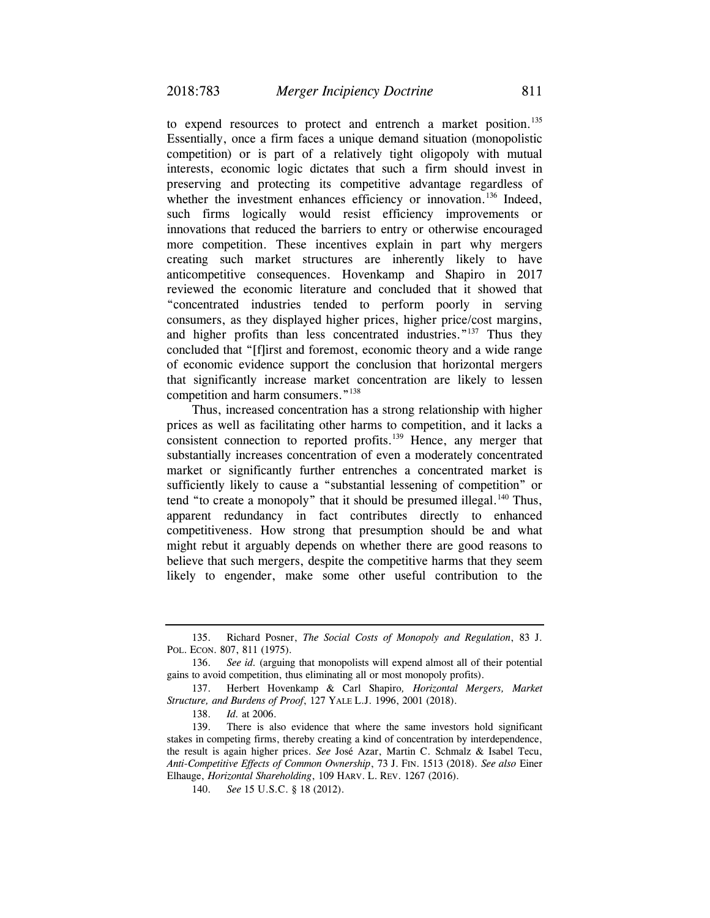to expend resources to protect and entrench a market position.[135] Essentially, once a firm faces a unique demand situation (monopolistic competition) or is part of a relatively tight oligopoly with mutual interests, economic logic dictates that such a firm should invest in preserving and protecting its competitive advantage regardless of whether the investment enhances efficiency or innovation.[136] Indeed, such firms logically would resist efficiency improvements or innovations that reduced the barriers to entry or otherwise encouraged more competition. These incentives explain in part why mergers creating such market structures are inherently likely to have anticompetitive consequences. Hovenkamp and Shapiro in 2017 reviewed the economic literature and concluded that it showed that "concentrated industries tended to perform poorly in serving consumers, as they displayed higher prices, higher price/cost margins, and higher profits than less concentrated industries."[137] Thus they concluded that "[f]irst and foremost, economic theory and a wide range of economic evidence support the conclusion that horizontal mergers that significantly increase market concentration are likely to lessen competition and harm consumers."[138]

Thus, increased concentration has a strong relationship with higher prices as well as facilitating other harms to competition, and it lacks a consistent connection to reported profits.[139] Hence, any merger that substantially increases concentration of even a moderately concentrated market or significantly further entrenches a concentrated market is sufficiently likely to cause a "substantial lessening of competition" or tend "to create a monopoly" that it should be presumed illegal.[140] Thus, apparent redundancy in fact contributes directly to enhanced competitiveness. How strong that presumption should be and what might rebut it arguably depends on whether there are good reasons to believe that such mergers, despite the competitive harms that they seem likely to engender, make some other useful contribution to the

---

135. Richard Posner, *The Social Costs of Monopoly and Regulation*, 83 J. POL. ECON. 807, 811 (1975).

136. *See id.* (arguing that monopolists will expend almost all of their potential gains to avoid competition, thus eliminating all or most monopoly profits).

137. Herbert Hovenkamp & Carl Shapiro, *Horizontal Mergers, Market Structure, and Burdens of Proof*, 127 YALE L.J. 1996, 2001 (2018).

138. *Id.* at 2006.

139. There is also evidence that where the same investors hold significant stakes in competing firms, thereby creating a kind of concentration by interdependence, the result is again higher prices. *See* José Azar, Martin C. Schmalz & Isabel Tecu, *Anti-Competitive Effects of Common Ownership*, 73 J. FIN. 1513 (2018). *See also* Einer Elhauge, *Horizontal Shareholding*, 109 HARV. L. REV. 1267 (2016).

140. *See* 15 U.S.C. § 18 (2012).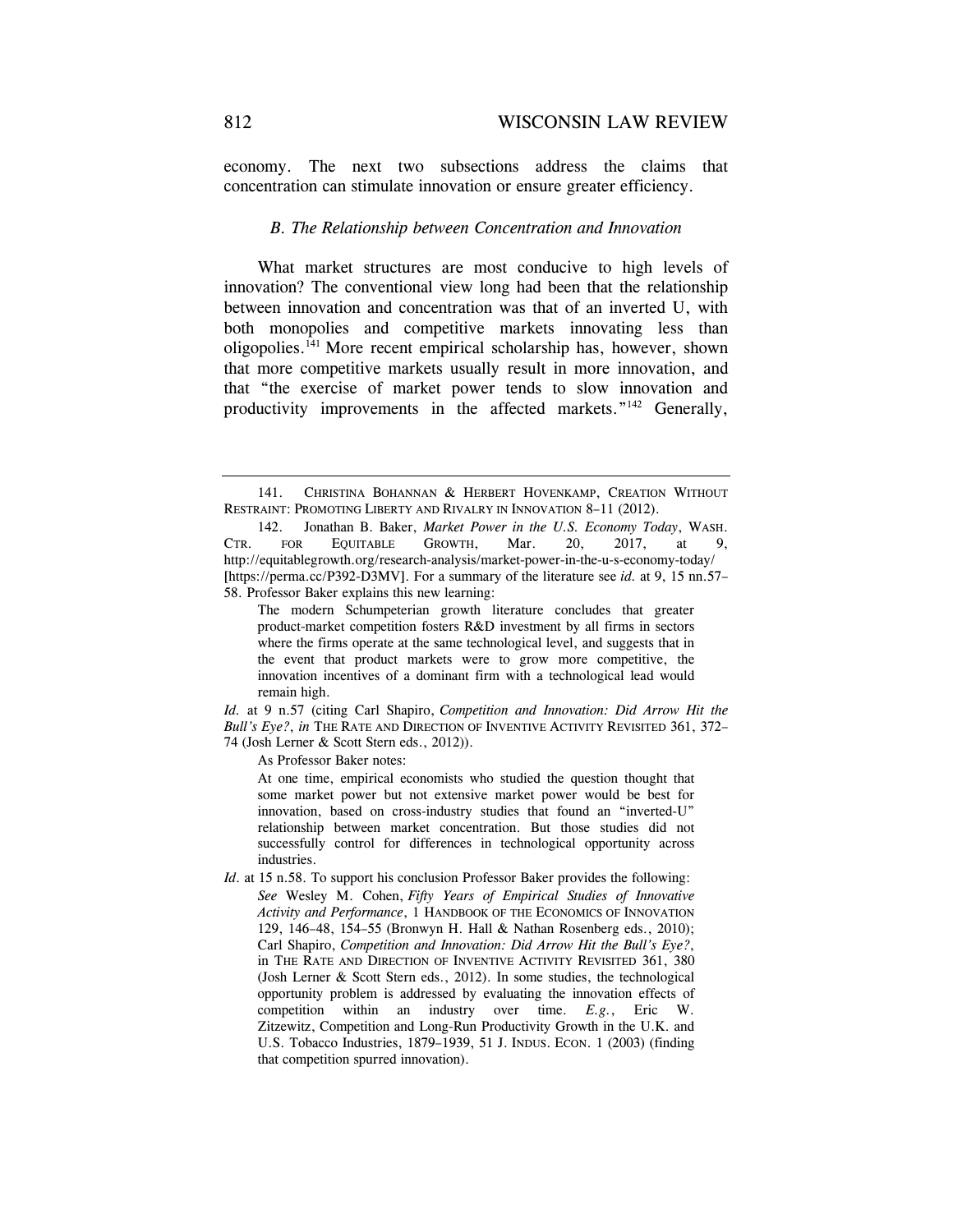economy. The next two subsections address the claims that concentration can stimulate innovation or ensure greater efficiency.

### *B. The Relationship between Concentration and Innovation*

What market structures are most conducive to high levels of innovation? The conventional view long had been that the relationship between innovation and concentration was that of an inverted U, with both monopolies and competitive markets innovating less than oligopolies.[141] More recent empirical scholarship has, however, shown that more competitive markets usually result in more innovation, and that "the exercise of market power tends to slow innovation and productivity improvements in the affected markets."[142] Generally,

---

141. CHRISTINA BOHANNAN & HERBERT HOVENKAMP, CREATION WITHOUT RESTRAINT: PROMOTING LIBERTY AND RIVALRY IN INNOVATION 8–11 (2012).

142. Jonathan B. Baker, *Market Power in the U.S. Economy Today*, WASH. CTR. FOR EQUITABLE GROWTH, Mar. 20, 2017, at 9, http://equitablegrowth.org/research-analysis/market-power-in-the-u-s-economy-today/ [https://perma.cc/P392-D3MV]. For a summary of the literature see *id.* at 9, 15 nn.57–58. Professor Baker explains this new learning:

> The modern Schumpeterian growth literature concludes that greater product-market competition fosters R&D investment by all firms in sectors where the firms operate at the same technological level, and suggests that in the event that product markets were to grow more competitive, the innovation incentives of a dominant firm with a technological lead would remain high.

*Id.* at 9 n.57 (citing Carl Shapiro, *Competition and Innovation: Did Arrow Hit the Bull's Eye?*, *in* THE RATE AND DIRECTION OF INVENTIVE ACTIVITY REVISITED 361, 372–74 (Josh Lerner & Scott Stern eds., 2012)).

As Professor Baker notes:

> At one time, empirical economists who studied the question thought that some market power but not extensive market power would be best for innovation, based on cross-industry studies that found an "inverted-U" relationship between market concentration. But those studies did not successfully control for differences in technological opportunity across industries.

*Id.* at 15 n.58. To support his conclusion Professor Baker provides the following:

> *See* Wesley M. Cohen, *Fifty Years of Empirical Studies of Innovative Activity and Performance*, 1 HANDBOOK OF THE ECONOMICS OF INNOVATION 129, 146–48, 154–55 (Bronwyn H. Hall & Nathan Rosenberg eds., 2010); Carl Shapiro, *Competition and Innovation: Did Arrow Hit the Bull's Eye?*, in THE RATE AND DIRECTION OF INVENTIVE ACTIVITY REVISITED 361, 380 (Josh Lerner & Scott Stern eds., 2012). In some studies, the technological opportunity problem is addressed by evaluating the innovation effects of competition within an industry over time. *E.g.*, Eric W. Zitzewitz, Competition and Long-Run Productivity Growth in the U.K. and U.S. Tobacco Industries, 1879–1939, 51 J. INDUS. ECON. 1 (2003) (finding that competition spurred innovation).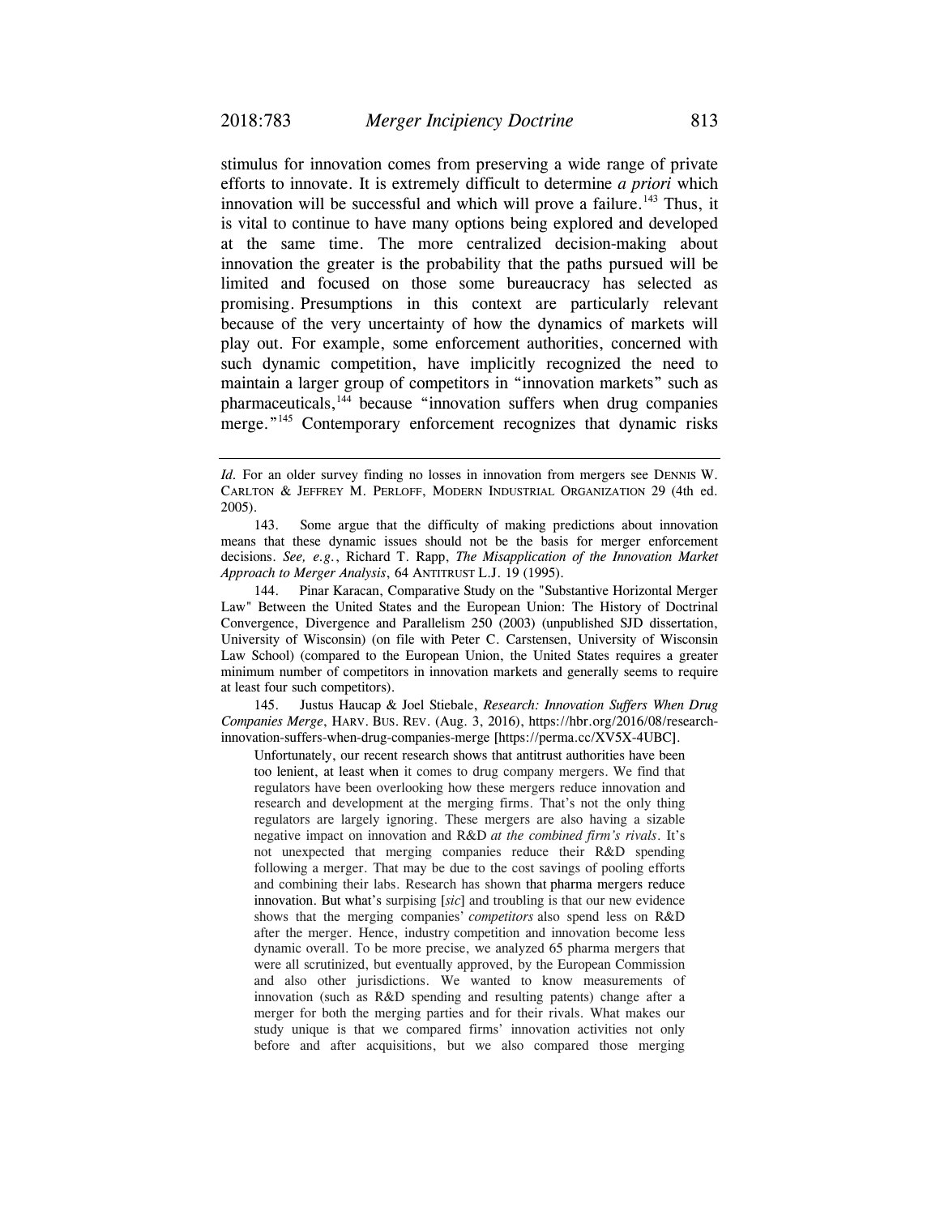stimulus for innovation comes from preserving a wide range of private efforts to innovate. It is extremely difficult to determine *a priori* which innovation will be successful and which will prove a failure.[143] Thus, it is vital to continue to have many options being explored and developed at the same time. The more centralized decision-making about innovation the greater is the probability that the paths pursued will be limited and focused on those some bureaucracy has selected as promising. Presumptions in this context are particularly relevant because of the very uncertainty of how the dynamics of markets will play out. For example, some enforcement authorities, concerned with such dynamic competition, have implicitly recognized the need to maintain a larger group of competitors in "innovation markets" such as pharmaceuticals,[144] because "innovation suffers when drug companies merge."[145] Contemporary enforcement recognizes that dynamic risks

---

*Id.* For an older survey finding no losses in innovation from mergers see DENNIS W. CARLTON & JEFFREY M. PERLOFF, MODERN INDUSTRIAL ORGANIZATION 29 (4th ed. 2005).

143. Some argue that the difficulty of making predictions about innovation means that these dynamic issues should not be the basis for merger enforcement decisions. *See, e.g.*, Richard T. Rapp, *The Misapplication of the Innovation Market Approach to Merger Analysis*, 64 ANTITRUST L.J. 19 (1995).

144. Pinar Karacan, Comparative Study on the "Substantive Horizontal Merger Law" Between the United States and the European Union: The History of Doctrinal Convergence, Divergence and Parallelism 250 (2003) (unpublished SJD dissertation, University of Wisconsin) (on file with Peter C. Carstensen, University of Wisconsin Law School) (compared to the European Union, the United States requires a greater minimum number of competitors in innovation markets and generally seems to require at least four such competitors).

145. Justus Haucap & Joel Stiebale, *Research: Innovation Suffers When Drug Companies Merge*, HARV. BUS. REV. (Aug. 3, 2016), https://hbr.org/2016/08/research-innovation-suffers-when-drug-companies-merge [https://perma.cc/XV5X-4UBC].

> Unfortunately, our recent research shows that antitrust authorities have been too lenient, at least when it comes to drug company mergers. We find that regulators have been overlooking how these mergers reduce innovation and research and development at the merging firms. That's not the only thing regulators are largely ignoring. These mergers are also having a sizable negative impact on innovation and R&D *at the combined firm's rivals*. It's not unexpected that merging companies reduce their R&D spending following a merger. That may be due to the cost savings of pooling efforts and combining their labs. Research has shown that pharma mergers reduce innovation. But what's surpising [*sic*] and troubling is that our new evidence shows that the merging companies' *competitors* also spend less on R&D after the merger. Hence, industry competition and innovation become less dynamic overall. To be more precise, we analyzed 65 pharma mergers that were all scrutinized, but eventually approved, by the European Commission and also other jurisdictions. We wanted to know measurements of innovation (such as R&D spending and resulting patents) change after a merger for both the merging parties and for their rivals. What makes our study unique is that we compared firms' innovation activities not only before and after acquisitions, but we also compared those merging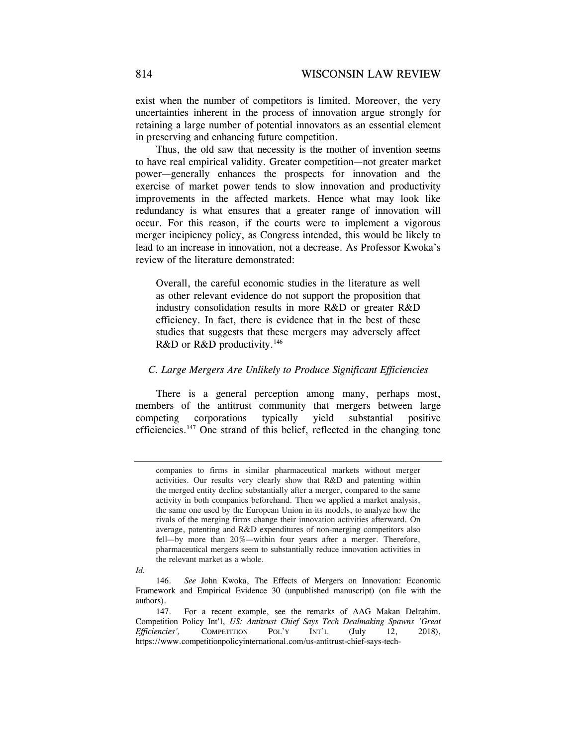exist when the number of competitors is limited. Moreover, the very uncertainties inherent in the process of innovation argue strongly for retaining a large number of potential innovators as an essential element in preserving and enhancing future competition.

Thus, the old saw that necessity is the mother of invention seems to have real empirical validity. Greater competition—not greater market power—generally enhances the prospects for innovation and the exercise of market power tends to slow innovation and productivity improvements in the affected markets. Hence what may look like redundancy is what ensures that a greater range of innovation will occur. For this reason, if the courts were to implement a vigorous merger incipiency policy, as Congress intended, this would be likely to lead to an increase in innovation, not a decrease. As Professor Kwoka's review of the literature demonstrated:

> Overall, the careful economic studies in the literature as well as other relevant evidence do not support the proposition that industry consolidation results in more R&D or greater R&D efficiency. In fact, there is evidence that in the best of these studies that suggests that these mergers may adversely affect R&D or R&D productivity.[146]

### C. Large Mergers Are Unlikely to Produce Significant Efficiencies

There is a general perception among many, perhaps most, members of the antitrust community that mergers between large competing corporations typically yield substantial positive efficiencies.[147] One strand of this belief, reflected in the changing tone

---

> companies to firms in similar pharmaceutical markets without merger activities. Our results very clearly show that R&D and patenting within the merged entity decline substantially after a merger, compared to the same activity in both companies beforehand. Then we applied a market analysis, the same one used by the European Union in its models, to analyze how the rivals of the merging firms change their innovation activities afterward. On average, patenting and R&D expenditures of non-merging competitors also fell—by more than 20%—within four years after a merger. Therefore, pharmaceutical mergers seem to substantially reduce innovation activities in the relevant market as a whole.

*Id.*

146. *See* John Kwoka, The Effects of Mergers on Innovation: Economic Framework and Empirical Evidence 30 (unpublished manuscript) (on file with the authors).

147. For a recent example, see the remarks of AAG Makan Delrahim. Competition Policy Int'l, *US: Antitrust Chief Says Tech Dealmaking Spawns 'Great Efficiencies'*, COMPETITION POL'Y INT'L (July 12, 2018), https://www.competitionpolicyinternational.com/us-antitrust-chief-says-tech-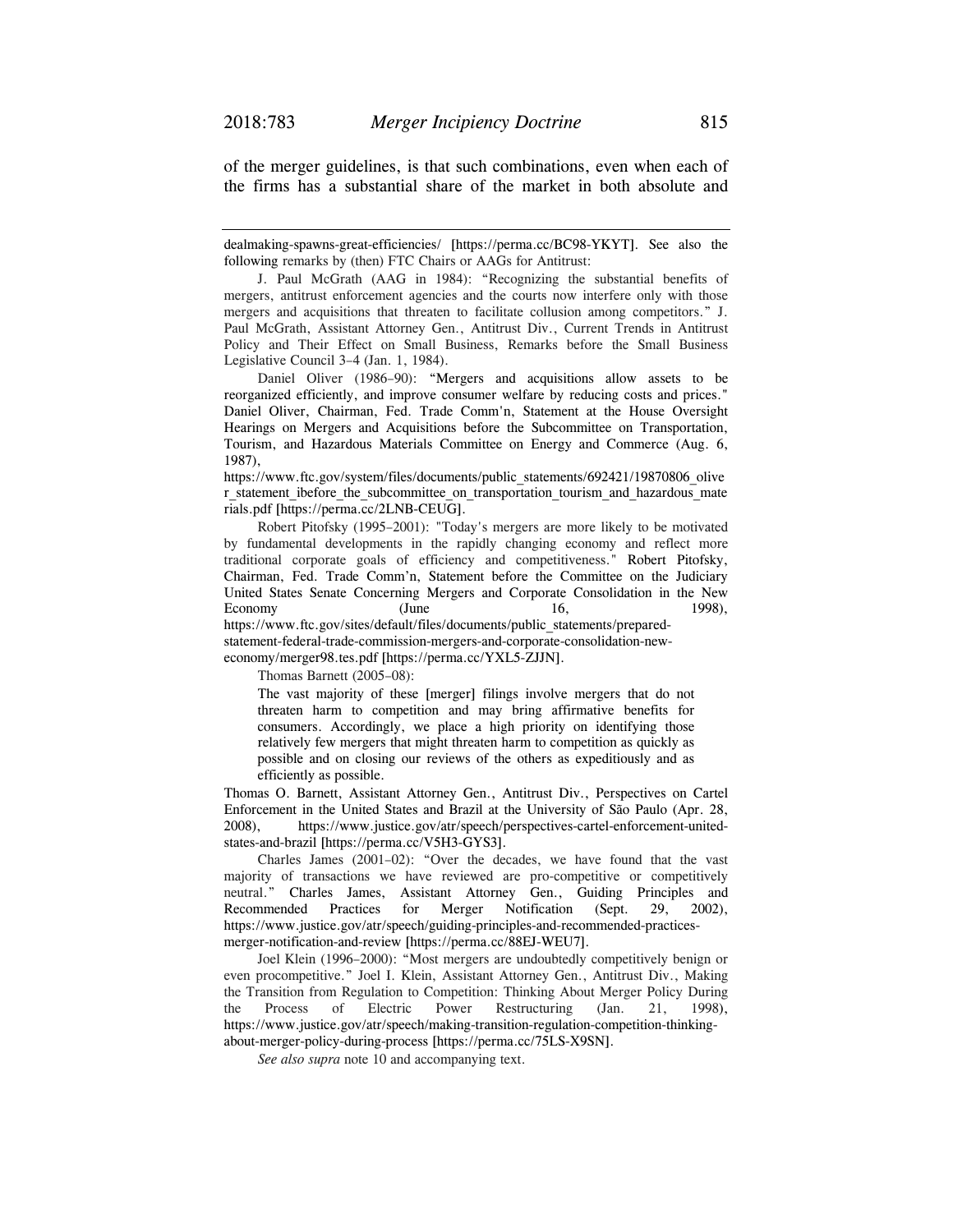of the merger guidelines, is that such combinations, even when each of the firms has a substantial share of the market in both absolute and

---

dealmaking-spawns-great-efficiencies/ [https://perma.cc/BC98-YKYT]. See also the following remarks by (then) FTC Chairs or AAGs for Antitrust:

J. Paul McGrath (AAG in 1984): "Recognizing the substantial benefits of mergers, antitrust enforcement agencies and the courts now interfere only with those mergers and acquisitions that threaten to facilitate collusion among competitors." J. Paul McGrath, Assistant Attorney Gen., Antitrust Div., Current Trends in Antitrust Policy and Their Effect on Small Business, Remarks before the Small Business Legislative Council 3–4 (Jan. 1, 1984).

Daniel Oliver (1986–90): "Mergers and acquisitions allow assets to be reorganized efficiently, and improve consumer welfare by reducing costs and prices." Daniel Oliver, Chairman, Fed. Trade Comm'n, Statement at the House Oversight Hearings on Mergers and Acquisitions before the Subcommittee on Transportation, Tourism, and Hazardous Materials Committee on Energy and Commerce (Aug. 6, 1987), https://www.ftc.gov/system/files/documents/public_statements/692421/19870806_oliver_statement_ibefore_the_subcommittee_on_transportation_tourism_and_hazardous_materials.pdf [https://perma.cc/2LNB-CEUG].

Robert Pitofsky (1995–2001): "Today's mergers are more likely to be motivated by fundamental developments in the rapidly changing economy and reflect more traditional corporate goals of efficiency and competitiveness." Robert Pitofsky, Chairman, Fed. Trade Comm'n, Statement before the Committee on the Judiciary United States Senate Concerning Mergers and Corporate Consolidation in the New Economy (June 16, 1998), https://www.ftc.gov/sites/default/files/documents/public_statements/prepared-statement-federal-trade-commission-mergers-and-corporate-consolidation-new-economy/merger98.tes.pdf [https://perma.cc/YXL5-ZJJN].

Thomas Barnett (2005–08):

> The vast majority of these [merger] filings involve mergers that do not threaten harm to competition and may bring affirmative benefits for consumers. Accordingly, we place a high priority on identifying those relatively few mergers that might threaten harm to competition as quickly as possible and on closing our reviews of the others as expeditiously and as efficiently as possible.

Thomas O. Barnett, Assistant Attorney Gen., Antitrust Div., Perspectives on Cartel Enforcement in the United States and Brazil at the University of São Paulo (Apr. 28, 2008), https://www.justice.gov/atr/speech/perspectives-cartel-enforcement-united-states-and-brazil [https://perma.cc/V5H3-GYS3].

Charles James (2001–02): "Over the decades, we have found that the vast majority of transactions we have reviewed are pro-competitive or competitively neutral." Charles James, Assistant Attorney Gen., Guiding Principles and Recommended Practices for Merger Notification (Sept. 29, 2002), https://www.justice.gov/atr/speech/guiding-principles-and-recommended-practices-merger-notification-and-review [https://perma.cc/88EJ-WEU7].

Joel Klein (1996–2000): "Most mergers are undoubtedly competitively benign or even procompetitive." Joel I. Klein, Assistant Attorney Gen., Antitrust Div., Making the Transition from Regulation to Competition: Thinking About Merger Policy During the Process of Electric Power Restructuring (Jan. 21, 1998), https://www.justice.gov/atr/speech/making-transition-regulation-competition-thinking-about-merger-policy-during-process [https://perma.cc/75LS-X9SN].

*See also supra* note 10 and accompanying text.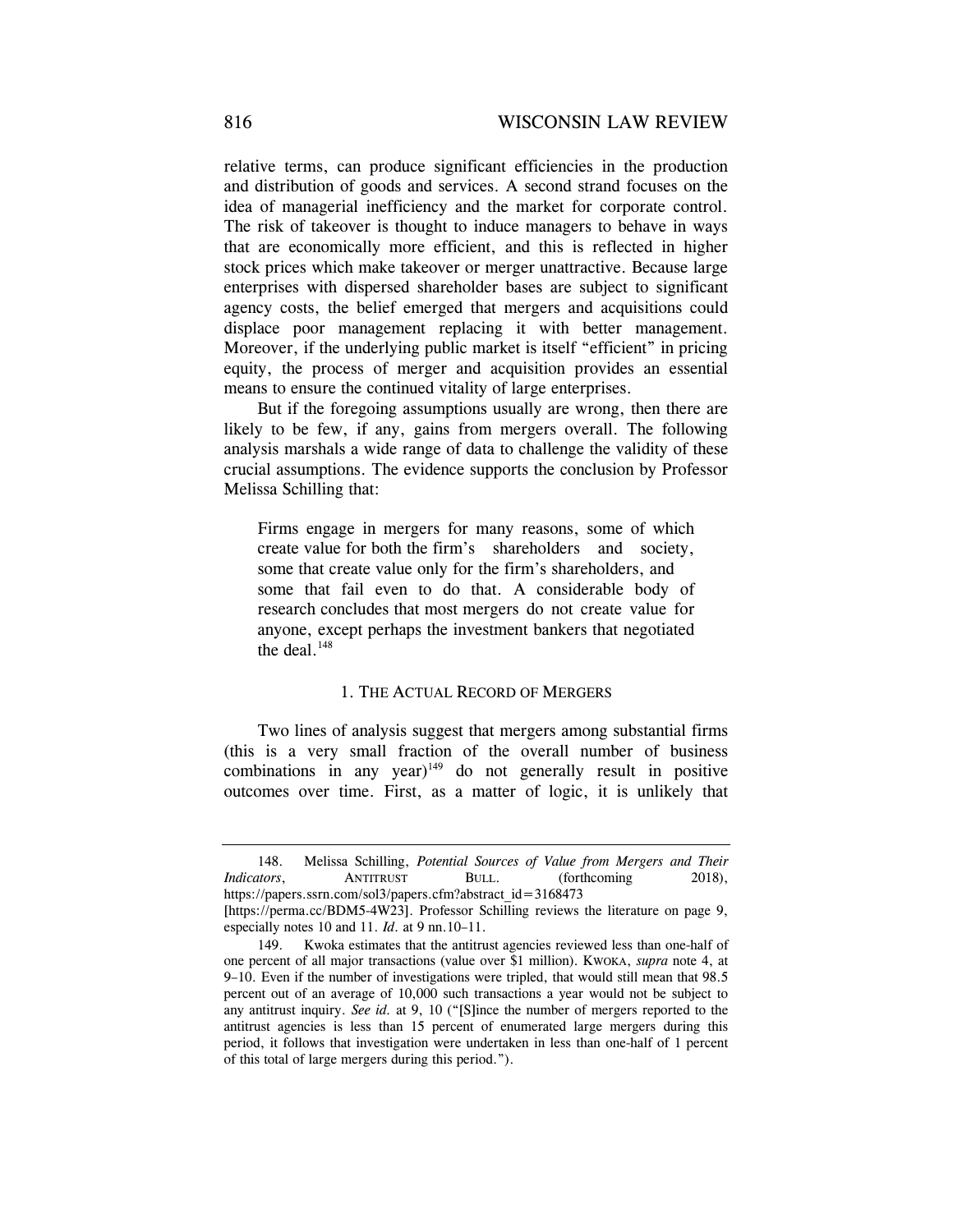relative terms, can produce significant efficiencies in the production and distribution of goods and services. A second strand focuses on the idea of managerial inefficiency and the market for corporate control. The risk of takeover is thought to induce managers to behave in ways that are economically more efficient, and this is reflected in higher stock prices which make takeover or merger unattractive. Because large enterprises with dispersed shareholder bases are subject to significant agency costs, the belief emerged that mergers and acquisitions could displace poor management replacing it with better management. Moreover, if the underlying public market is itself "efficient" in pricing equity, the process of merger and acquisition provides an essential means to ensure the continued vitality of large enterprises.

But if the foregoing assumptions usually are wrong, then there are likely to be few, if any, gains from mergers overall. The following analysis marshals a wide range of data to challenge the validity of these crucial assumptions. The evidence supports the conclusion by Professor Melissa Schilling that:

> Firms engage in mergers for many reasons, some of which create value for both the firm's shareholders and society, some that create value only for the firm's shareholders, and some that fail even to do that. A considerable body of research concludes that most mergers do not create value for anyone, except perhaps the investment bankers that negotiated the deal.[148]

### 1. The Actual Record of Mergers

Two lines of analysis suggest that mergers among substantial firms (this is a very small fraction of the overall number of business combinations in any year)[149] do not generally result in positive outcomes over time. First, as a matter of logic, it is unlikely that

---

148. Melissa Schilling, *Potential Sources of Value from Mergers and Their Indicators*, ANTITRUST BULL. (forthcoming 2018), https://papers.ssrn.com/sol3/papers.cfm?abstract_id=3168473 [https://perma.cc/BDM5-4W23]. Professor Schilling reviews the literature on page 9, especially notes 10 and 11. *Id.* at 9 nn.10–11.

149. Kwoka estimates that the antitrust agencies reviewed less than one-half of one percent of all major transactions (value over $1 million). KWOKA, *supra* note 4, at 9–10. Even if the number of investigations were tripled, that would still mean that 98.5 percent out of an average of 10,000 such transactions a year would not be subject to any antitrust inquiry. *See id.* at 9, 10 ("[S]ince the number of mergers reported to the antitrust agencies is less than 15 percent of enumerated large mergers during this period, it follows that investigation were undertaken in less than one-half of 1 percent of this total of large mergers during this period.").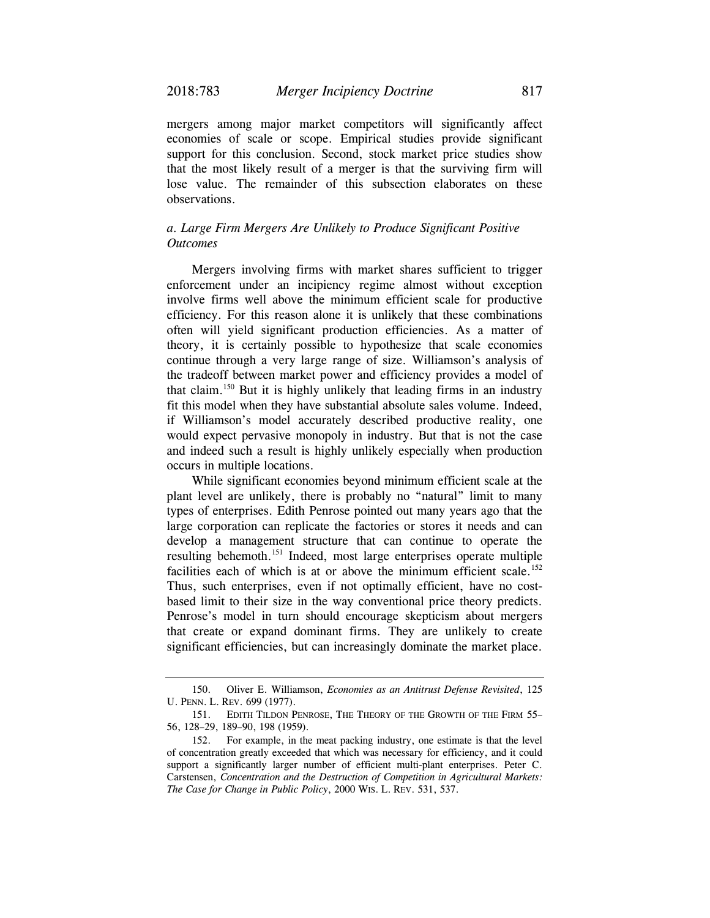mergers among major market competitors will significantly affect economies of scale or scope. Empirical studies provide significant support for this conclusion. Second, stock market price studies show that the most likely result of a merger is that the surviving firm will lose value. The remainder of this subsection elaborates on these observations.

#### *a. Large Firm Mergers Are Unlikely to Produce Significant Positive Outcomes*

Mergers involving firms with market shares sufficient to trigger enforcement under an incipiency regime almost without exception involve firms well above the minimum efficient scale for productive efficiency. For this reason alone it is unlikely that these combinations often will yield significant production efficiencies. As a matter of theory, it is certainly possible to hypothesize that scale economies continue through a very large range of size. Williamson's analysis of the tradeoff between market power and efficiency provides a model of that claim.[150] But it is highly unlikely that leading firms in an industry fit this model when they have substantial absolute sales volume. Indeed, if Williamson's model accurately described productive reality, one would expect pervasive monopoly in industry. But that is not the case and indeed such a result is highly unlikely especially when production occurs in multiple locations.

While significant economies beyond minimum efficient scale at the plant level are unlikely, there is probably no "natural" limit to many types of enterprises. Edith Penrose pointed out many years ago that the large corporation can replicate the factories or stores it needs and can develop a management structure that can continue to operate the resulting behemoth.[151] Indeed, most large enterprises operate multiple facilities each of which is at or above the minimum efficient scale.[152] Thus, such enterprises, even if not optimally efficient, have no cost-based limit to their size in the way conventional price theory predicts. Penrose's model in turn should encourage skepticism about mergers that create or expand dominant firms. They are unlikely to create significant efficiencies, but can increasingly dominate the market place.

---

150. Oliver E. Williamson, *Economies as an Antitrust Defense Revisited*, 125 U. PENN. L. REV. 699 (1977).

151. EDITH TILDON PENROSE, THE THEORY OF THE GROWTH OF THE FIRM 55–56, 128–29, 189–90, 198 (1959).

152. For example, in the meat packing industry, one estimate is that the level of concentration greatly exceeded that which was necessary for efficiency, and it could support a significantly larger number of efficient multi-plant enterprises. Peter C. Carstensen, *Concentration and the Destruction of Competition in Agricultural Markets: The Case for Change in Public Policy*, 2000 WIS. L. REV. 531, 537.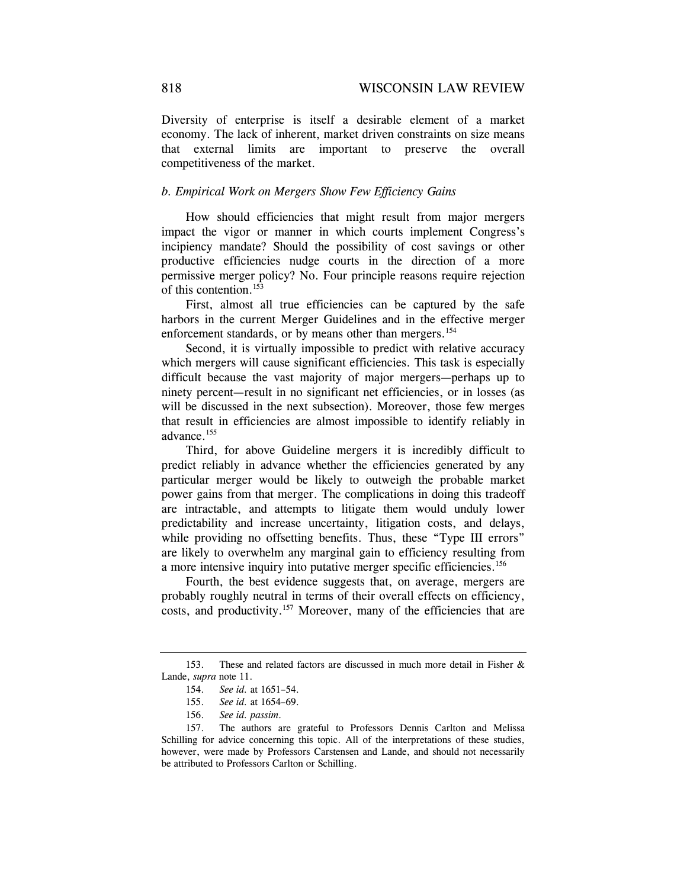Diversity of enterprise is itself a desirable element of a market economy. The lack of inherent, market driven constraints on size means that external limits are important to preserve the overall competitiveness of the market.

*b. Empirical Work on Mergers Show Few Efficiency Gains*

How should efficiencies that might result from major mergers impact the vigor or manner in which courts implement Congress's incipiency mandate? Should the possibility of cost savings or other productive efficiencies nudge courts in the direction of a more permissive merger policy? No. Four principle reasons require rejection of this contention.[153]

First, almost all true efficiencies can be captured by the safe harbors in the current Merger Guidelines and in the effective merger enforcement standards, or by means other than mergers.[154]

Second, it is virtually impossible to predict with relative accuracy which mergers will cause significant efficiencies. This task is especially difficult because the vast majority of major mergers—perhaps up to ninety percent—result in no significant net efficiencies, or in losses (as will be discussed in the next subsection). Moreover, those few merges that result in efficiencies are almost impossible to identify reliably in advance.[155]

Third, for above Guideline mergers it is incredibly difficult to predict reliably in advance whether the efficiencies generated by any particular merger would be likely to outweigh the probable market power gains from that merger. The complications in doing this tradeoff are intractable, and attempts to litigate them would unduly lower predictability and increase uncertainty, litigation costs, and delays, while providing no offsetting benefits. Thus, these "Type III errors" are likely to overwhelm any marginal gain to efficiency resulting from a more intensive inquiry into putative merger specific efficiencies.[156]

Fourth, the best evidence suggests that, on average, mergers are probably roughly neutral in terms of their overall effects on efficiency, costs, and productivity.[157] Moreover, many of the efficiencies that are

---

153. These and related factors are discussed in much more detail in Fisher & Lande, *supra* note 11.

154. *See id.* at 1651–54.

155. *See id.* at 1654–69.

156. *See id. passim.*

157. The authors are grateful to Professors Dennis Carlton and Melissa Schilling for advice concerning this topic. All of the interpretations of these studies, however, were made by Professors Carstensen and Lande, and should not necessarily be attributed to Professors Carlton or Schilling.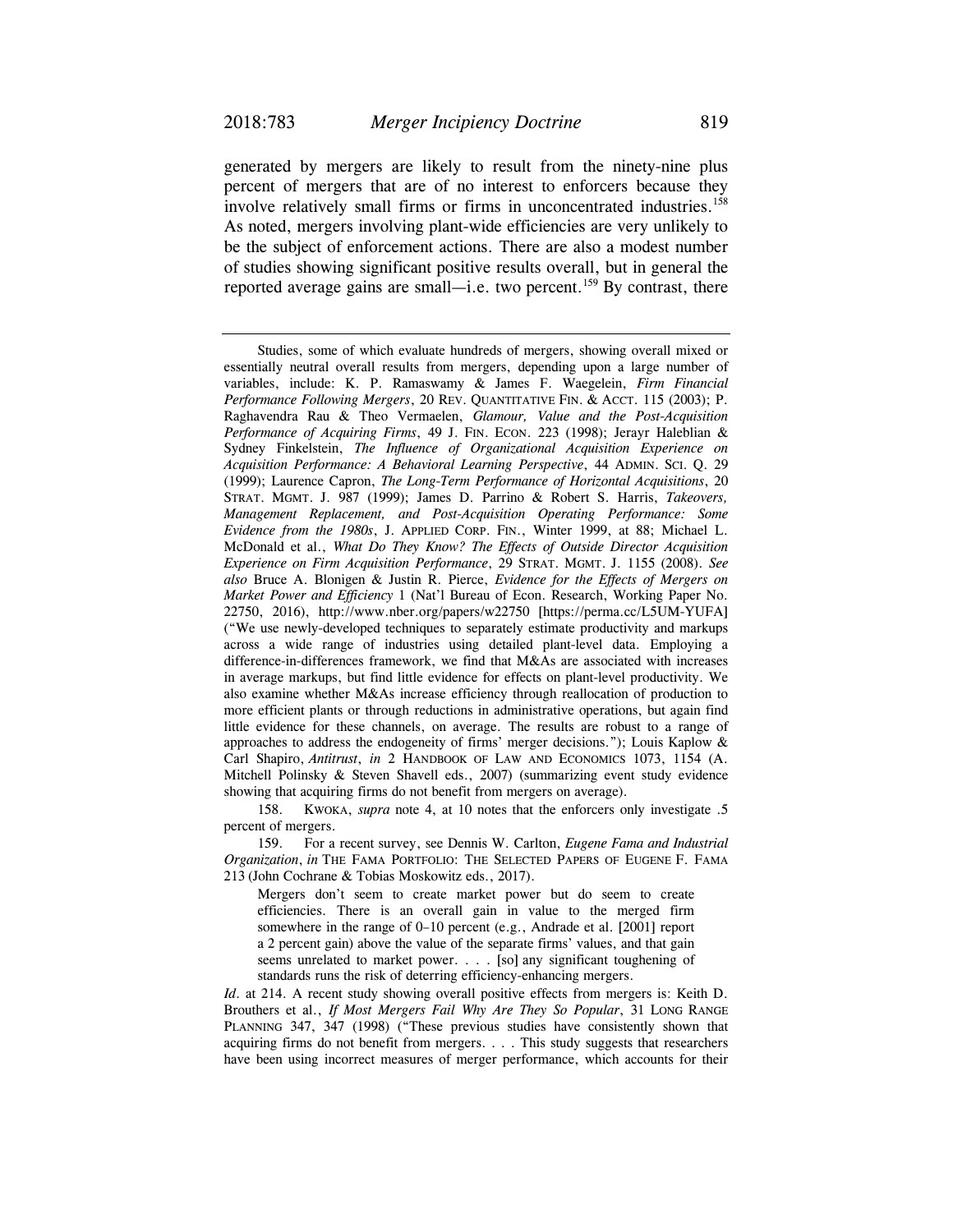generated by mergers are likely to result from the ninety-nine plus percent of mergers that are of no interest to enforcers because they involve relatively small firms or firms in unconcentrated industries.[158] As noted, mergers involving plant-wide efficiencies are very unlikely to be the subject of enforcement actions. There are also a modest number of studies showing significant positive results overall, but in general the reported average gains are small—i.e. two percent.[159] By contrast, there

---

Studies, some of which evaluate hundreds of mergers, showing overall mixed or essentially neutral overall results from mergers, depending upon a large number of variables, include: K. P. Ramaswamy & James F. Waegelein, *Firm Financial Performance Following Mergers*, 20 REV. QUANTITATIVE FIN. & ACCT. 115 (2003); P. Raghavendra Rau & Theo Vermaelen, *Glamour, Value and the Post-Acquisition Performance of Acquiring Firms*, 49 J. FIN. ECON. 223 (1998); Jerayr Haleblian & Sydney Finkelstein, *The Influence of Organizational Acquisition Experience on Acquisition Performance: A Behavioral Learning Perspective*, 44 ADMIN. SCI. Q. 29 (1999); Laurence Capron, *The Long-Term Performance of Horizontal Acquisitions*, 20 STRAT. MGMT. J. 987 (1999); James D. Parrino & Robert S. Harris, *Takeovers, Management Replacement, and Post-Acquisition Operating Performance: Some Evidence from the 1980s*, J. APPLIED CORP. FIN., Winter 1999, at 88; Michael L. McDonald et al., *What Do They Know? The Effects of Outside Director Acquisition Experience on Firm Acquisition Performance*, 29 STRAT. MGMT. J. 1155 (2008). *See also* Bruce A. Blonigen & Justin R. Pierce, *Evidence for the Effects of Mergers on Market Power and Efficiency* 1 (Nat'l Bureau of Econ. Research, Working Paper No. 22750, 2016), http://www.nber.org/papers/w22750 [https://perma.cc/L5UM-YUFA] ("We use newly-developed techniques to separately estimate productivity and markups across a wide range of industries using detailed plant-level data. Employing a difference-in-differences framework, we find that M&As are associated with increases in average markups, but find little evidence for effects on plant-level productivity. We also examine whether M&As increase efficiency through reallocation of production to more efficient plants or through reductions in administrative operations, but again find little evidence for these channels, on average. The results are robust to a range of approaches to address the endogeneity of firms' merger decisions."); Louis Kaplow & Carl Shapiro, *Antitrust*, *in* 2 HANDBOOK OF LAW AND ECONOMICS 1073, 1154 (A. Mitchell Polinsky & Steven Shavell eds., 2007) (summarizing event study evidence showing that acquiring firms do not benefit from mergers on average).

158. KWOKA, *supra* note 4, at 10 notes that the enforcers only investigate .5 percent of mergers.

159. For a recent survey, see Dennis W. Carlton, *Eugene Fama and Industrial Organization*, *in* THE FAMA PORTFOLIO: THE SELECTED PAPERS OF EUGENE F. FAMA 213 (John Cochrane & Tobias Moskowitz eds., 2017).

> Mergers don't seem to create market power but do seem to create efficiencies. There is an overall gain in value to the merged firm somewhere in the range of 0–10 percent (e.g., Andrade et al. [2001] report a 2 percent gain) above the value of the separate firms' values, and that gain seems unrelated to market power. . . . [so] any significant toughening of standards runs the risk of deterring efficiency-enhancing mergers.

*Id.* at 214. A recent study showing overall positive effects from mergers is: Keith D. Brouthers et al., *If Most Mergers Fail Why Are They So Popular*, 31 LONG RANGE PLANNING 347, 347 (1998) ("These previous studies have consistently shown that acquiring firms do not benefit from mergers. . . . This study suggests that researchers have been using incorrect measures of merger performance, which accounts for their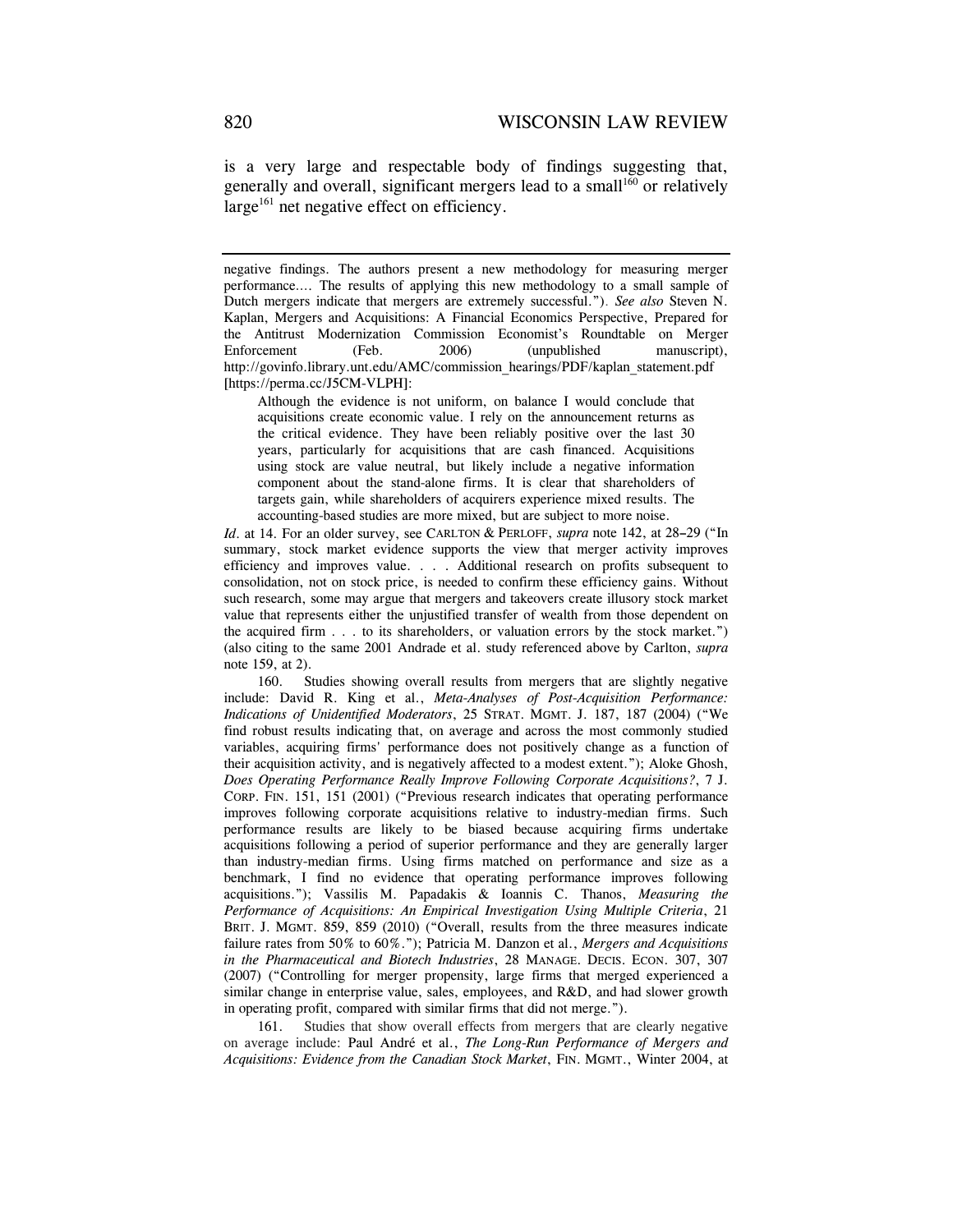is a very large and respectable body of findings suggesting that, generally and overall, significant mergers lead to a small[160] or relatively large[161] net negative effect on efficiency.

---

negative findings. The authors present a new methodology for measuring merger performance.... The results of applying this new methodology to a small sample of Dutch mergers indicate that mergers are extremely successful."). *See also* Steven N. Kaplan, Mergers and Acquisitions: A Financial Economics Perspective, Prepared for the Antitrust Modernization Commission Economist's Roundtable on Merger Enforcement (Feb. 2006) (unpublished manuscript), http://govinfo.library.unt.edu/AMC/commission_hearings/PDF/kaplan_statement.pdf [https://perma.cc/J5CM-VLPH]:

> Although the evidence is not uniform, on balance I would conclude that acquisitions create economic value. I rely on the announcement returns as the critical evidence. They have been reliably positive over the last 30 years, particularly for acquisitions that are cash financed. Acquisitions using stock are value neutral, but likely include a negative information component about the stand-alone firms. It is clear that shareholders of targets gain, while shareholders of acquirers experience mixed results. The accounting-based studies are more mixed, but are subject to more noise.

*Id.* at 14. For an older survey, see CARLTON & PERLOFF, *supra* note 142, at 28–29 ("In summary, stock market evidence supports the view that merger activity improves efficiency and improves value. . . . Additional research on profits subsequent to consolidation, not on stock price, is needed to confirm these efficiency gains. Without such research, some may argue that mergers and takeovers create illusory stock market value that represents either the unjustified transfer of wealth from those dependent on the acquired firm . . . to its shareholders, or valuation errors by the stock market.") (also citing to the same 2001 Andrade et al. study referenced above by Carlton, *supra* note 159, at 2).

160. Studies showing overall results from mergers that are slightly negative include: David R. King et al., *Meta-Analyses of Post-Acquisition Performance: Indications of Unidentified Moderators*, 25 STRAT. MGMT. J. 187, 187 (2004) ("We find robust results indicating that, on average and across the most commonly studied variables, acquiring firms' performance does not positively change as a function of their acquisition activity, and is negatively affected to a modest extent."); Aloke Ghosh, *Does Operating Performance Really Improve Following Corporate Acquisitions?*, 7 J. CORP. FIN. 151, 151 (2001) ("Previous research indicates that operating performance improves following corporate acquisitions relative to industry-median firms. Such performance results are likely to be biased because acquiring firms undertake acquisitions following a period of superior performance and they are generally larger than industry-median firms. Using firms matched on performance and size as a benchmark, I find no evidence that operating performance improves following acquisitions."); Vassilis M. Papadakis & Ioannis C. Thanos, *Measuring the Performance of Acquisitions: An Empirical Investigation Using Multiple Criteria*, 21 BRIT. J. MGMT. 859, 859 (2010) ("Overall, results from the three measures indicate failure rates from 50% to 60%."); Patricia M. Danzon et al., *Mergers and Acquisitions in the Pharmaceutical and Biotech Industries*, 28 MANAGE. DECIS. ECON. 307, 307 (2007) ("Controlling for merger propensity, large firms that merged experienced a similar change in enterprise value, sales, employees, and R&D, and had slower growth in operating profit, compared with similar firms that did not merge.").

161. Studies that show overall effects from mergers that are clearly negative on average include: Paul André et al., *The Long-Run Performance of Mergers and Acquisitions: Evidence from the Canadian Stock Market*, FIN. MGMT., Winter 2004, at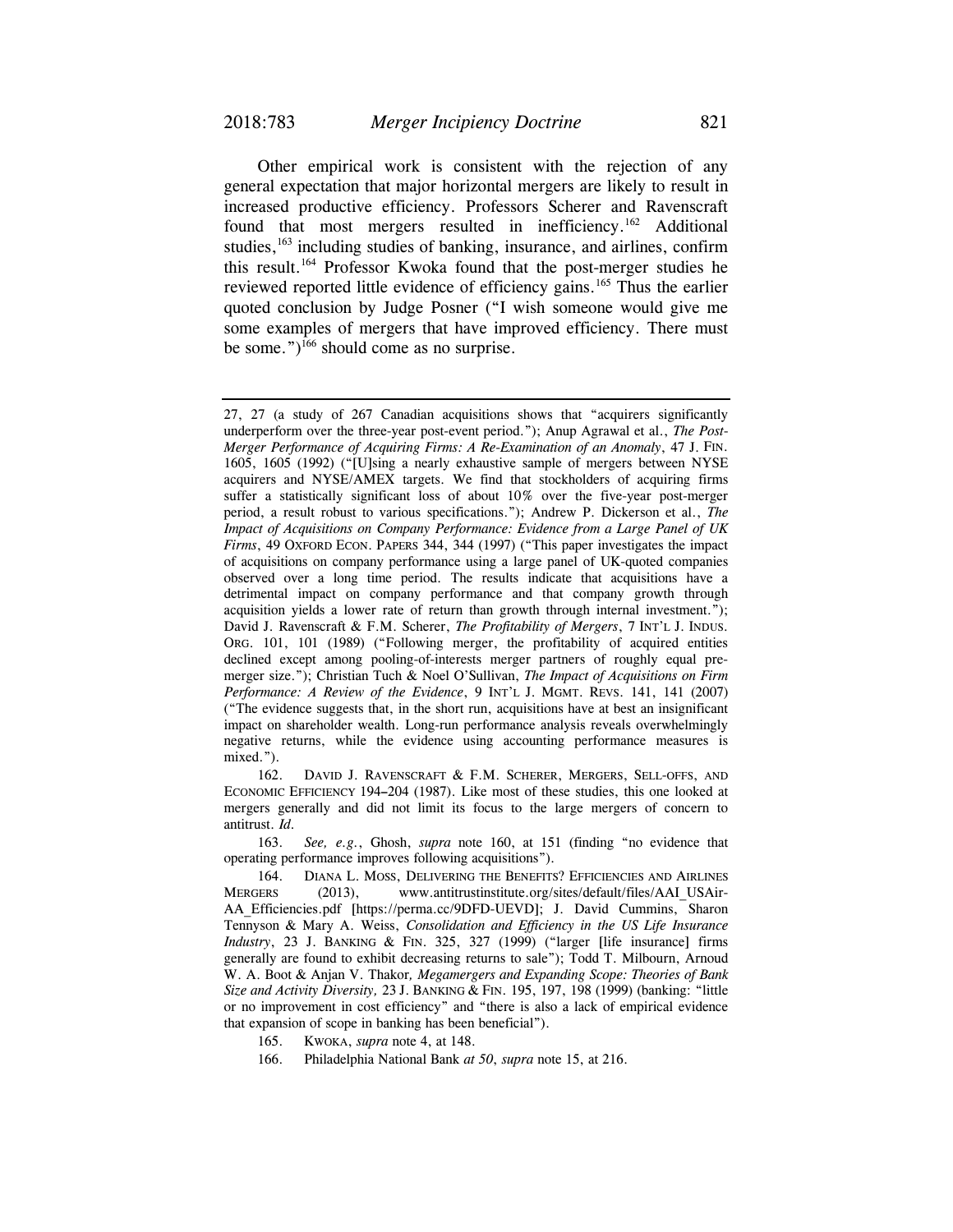Other empirical work is consistent with the rejection of any general expectation that major horizontal mergers are likely to result in increased productive efficiency. Professors Scherer and Ravenscraft found that most mergers resulted in inefficiency.[162] Additional studies,[163] including studies of banking, insurance, and airlines, confirm this result.[164] Professor Kwoka found that the post-merger studies he reviewed reported little evidence of efficiency gains.[165] Thus the earlier quoted conclusion by Judge Posner ("I wish someone would give me some examples of mergers that have improved efficiency. There must be some.")[166] should come as no surprise.

---

27, 27 (a study of 267 Canadian acquisitions shows that "acquirers significantly underperform over the three-year post-event period."); Anup Agrawal et al., *The Post-Merger Performance of Acquiring Firms: A Re-Examination of an Anomaly*, 47 J. FIN. 1605, 1605 (1992) ("[U]sing a nearly exhaustive sample of mergers between NYSE acquirers and NYSE/AMEX targets. We find that stockholders of acquiring firms suffer a statistically significant loss of about 10% over the five-year post-merger period, a result robust to various specifications."); Andrew P. Dickerson et al., *The Impact of Acquisitions on Company Performance: Evidence from a Large Panel of UK Firms*, 49 OXFORD ECON. PAPERS 344, 344 (1997) ("This paper investigates the impact of acquisitions on company performance using a large panel of UK-quoted companies observed over a long time period. The results indicate that acquisitions have a detrimental impact on company performance and that company growth through acquisition yields a lower rate of return than growth through internal investment."); David J. Ravenscraft & F.M. Scherer, *The Profitability of Mergers*, 7 INT'L J. INDUS. ORG. 101, 101 (1989) ("Following merger, the profitability of acquired entities declined except among pooling-of-interests merger partners of roughly equal pre-merger size."); Christian Tuch & Noel O'Sullivan, *The Impact of Acquisitions on Firm Performance: A Review of the Evidence*, 9 INT'L J. MGMT. REVS. 141, 141 (2007) ("The evidence suggests that, in the short run, acquisitions have at best an insignificant impact on shareholder wealth. Long-run performance analysis reveals overwhelmingly negative returns, while the evidence using accounting performance measures is mixed.").

162. DAVID J. RAVENSCRAFT & F.M. SCHERER, MERGERS, SELL-OFFS, AND ECONOMIC EFFICIENCY 194–204 (1987). Like most of these studies, this one looked at mergers generally and did not limit its focus to the large mergers of concern to antitrust. *Id.*

163. *See, e.g.*, Ghosh, *supra* note 160, at 151 (finding "no evidence that operating performance improves following acquisitions").

164. DIANA L. MOSS, DELIVERING THE BENEFITS? EFFICIENCIES AND AIRLINES MERGERS (2013), www.antitrustinstitute.org/sites/default/files/AAI_USAir-AA_Efficiencies.pdf [https://perma.cc/9DFD-UEVD]; J. David Cummins, Sharon Tennyson & Mary A. Weiss, *Consolidation and Efficiency in the US Life Insurance Industry*, 23 J. BANKING & FIN. 325, 327 (1999) ("larger [life insurance] firms generally are found to exhibit decreasing returns to sale"); Todd T. Milbourn, Arnoud W. A. Boot & Anjan V. Thakor, *Megamergers and Expanding Scope: Theories of Bank Size and Activity Diversity,* 23 J. BANKING & FIN. 195, 197, 198 (1999) (banking: "little or no improvement in cost efficiency" and "there is also a lack of empirical evidence that expansion of scope in banking has been beneficial").

165. KWOKA, *supra* note 4, at 148.

166. Philadelphia National Bank *at 50*, *supra* note 15, at 216.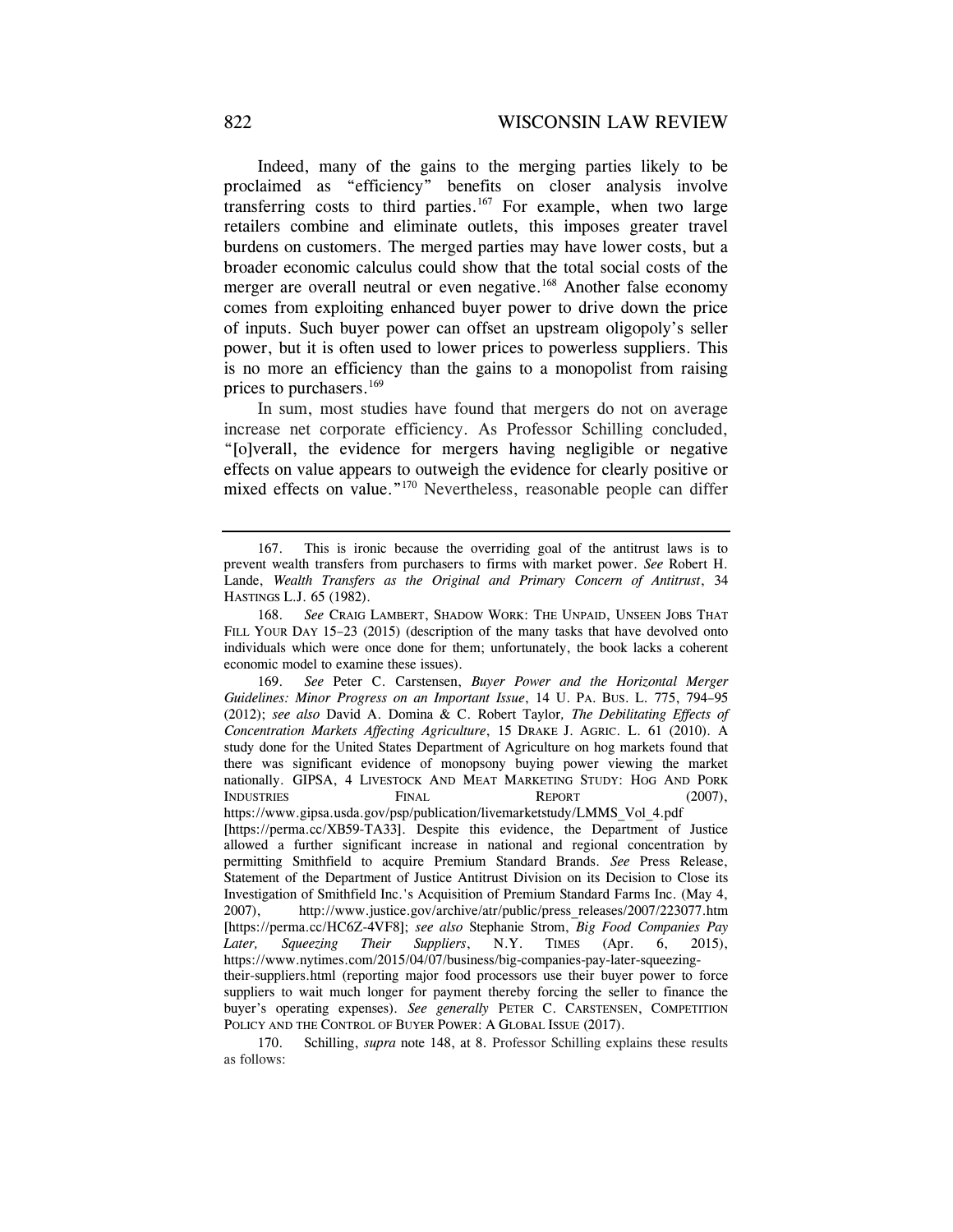Indeed, many of the gains to the merging parties likely to be proclaimed as "efficiency" benefits on closer analysis involve transferring costs to third parties.[167] For example, when two large retailers combine and eliminate outlets, this imposes greater travel burdens on customers. The merged parties may have lower costs, but a broader economic calculus could show that the total social costs of the merger are overall neutral or even negative.[168] Another false economy comes from exploiting enhanced buyer power to drive down the price of inputs. Such buyer power can offset an upstream oligopoly's seller power, but it is often used to lower prices to powerless suppliers. This is no more an efficiency than the gains to a monopolist from raising prices to purchasers.[169]

In sum, most studies have found that mergers do not on average increase net corporate efficiency. As Professor Schilling concluded, "[o]verall, the evidence for mergers having negligible or negative effects on value appears to outweigh the evidence for clearly positive or mixed effects on value."[170] Nevertheless, reasonable people can differ

---

167. This is ironic because the overriding goal of the antitrust laws is to prevent wealth transfers from purchasers to firms with market power. *See* Robert H. Lande, *Wealth Transfers as the Original and Primary Concern of Antitrust*, 34 HASTINGS L.J. 65 (1982).

168. *See* CRAIG LAMBERT, SHADOW WORK: THE UNPAID, UNSEEN JOBS THAT FILL YOUR DAY 15–23 (2015) (description of the many tasks that have devolved onto individuals which were once done for them; unfortunately, the book lacks a coherent economic model to examine these issues).

169. *See* Peter C. Carstensen, *Buyer Power and the Horizontal Merger Guidelines: Minor Progress on an Important Issue*, 14 U. PA. BUS. L. 775, 794–95 (2012); *see also* David A. Domina & C. Robert Taylor*, The Debilitating Effects of Concentration Markets Affecting Agriculture*, 15 DRAKE J. AGRIC. L. 61 (2010). A study done for the United States Department of Agriculture on hog markets found that there was significant evidence of monopsony buying power viewing the market nationally. GIPSA, 4 LIVESTOCK AND MEAT MARKETING STUDY: HOG AND PORK INDUSTRIES FINAL REPORT (2007), https://www.gipsa.usda.gov/psp/publication/livemarketstudy/LMMS_Vol_4.pdf [https://perma.cc/XB59-TA33]. Despite this evidence, the Department of Justice allowed a further significant increase in national and regional concentration by permitting Smithfield to acquire Premium Standard Brands. *See* Press Release, Statement of the Department of Justice Antitrust Division on its Decision to Close its Investigation of Smithfield Inc.'s Acquisition of Premium Standard Farms Inc. (May 4, 2007), http://www.justice.gov/archive/atr/public/press_releases/2007/223077.htm [https://perma.cc/HC6Z-4VF8]; *see also* Stephanie Strom, *Big Food Companies Pay Later, Squeezing Their Suppliers*, N.Y. TIMES (Apr. 6, 2015), https://www.nytimes.com/2015/04/07/business/big-companies-pay-later-squeezing-their-suppliers.html (reporting major food processors use their buyer power to force suppliers to wait much longer for payment thereby forcing the seller to finance the buyer's operating expenses). *See generally* PETER C. CARSTENSEN, COMPETITION POLICY AND THE CONTROL OF BUYER POWER: A GLOBAL ISSUE (2017).

170. Schilling, *supra* note 148, at 8. Professor Schilling explains these results as follows: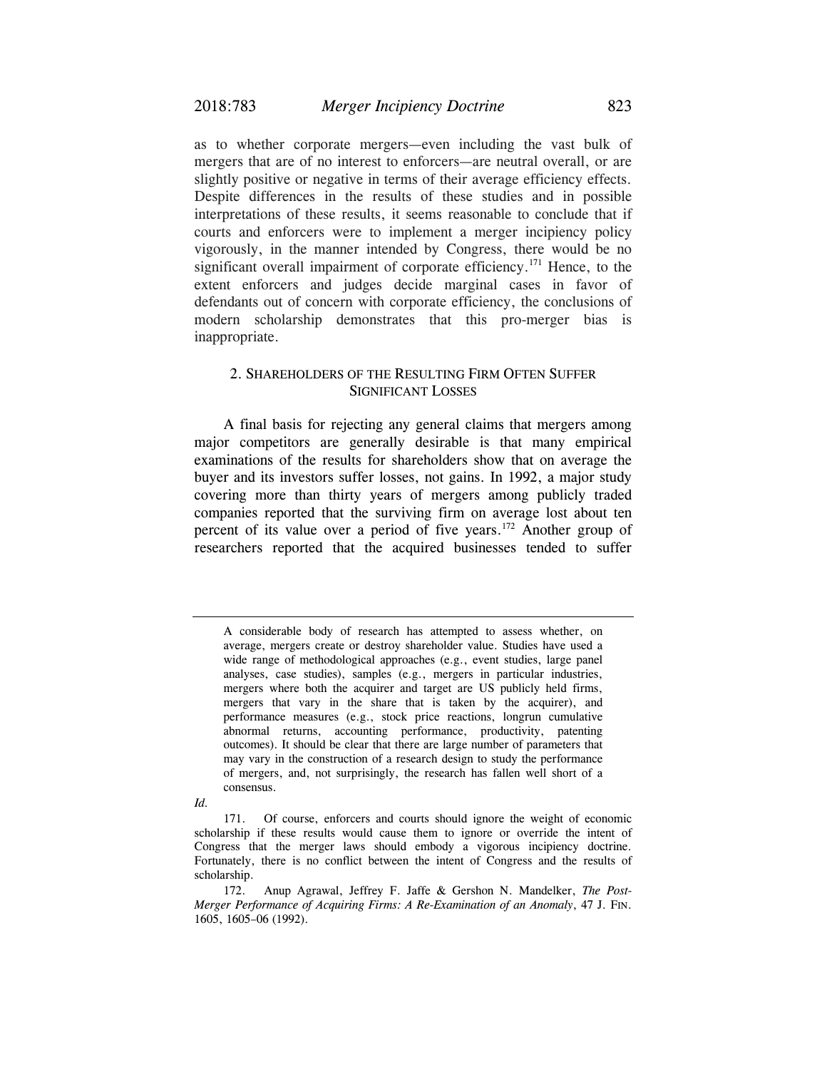as to whether corporate mergers—even including the vast bulk of mergers that are of no interest to enforcers—are neutral overall, or are slightly positive or negative in terms of their average efficiency effects. Despite differences in the results of these studies and in possible interpretations of these results, it seems reasonable to conclude that if courts and enforcers were to implement a merger incipiency policy vigorously, in the manner intended by Congress, there would be no significant overall impairment of corporate efficiency.[171] Hence, to the extent enforcers and judges decide marginal cases in favor of defendants out of concern with corporate efficiency, the conclusions of modern scholarship demonstrates that this pro-merger bias is inappropriate.

### 2. Shareholders of the Resulting Firm Often Suffer Significant Losses

A final basis for rejecting any general claims that mergers among major competitors are generally desirable is that many empirical examinations of the results for shareholders show that on average the buyer and its investors suffer losses, not gains. In 1992, a major study covering more than thirty years of mergers among publicly traded companies reported that the surviving firm on average lost about ten percent of its value over a period of five years.[172] Another group of researchers reported that the acquired businesses tended to suffer

---

> A considerable body of research has attempted to assess whether, on average, mergers create or destroy shareholder value. Studies have used a wide range of methodological approaches (e.g., event studies, large panel analyses, case studies), samples (e.g., mergers in particular industries, mergers where both the acquirer and target are US publicly held firms, mergers that vary in the share that is taken by the acquirer), and performance measures (e.g., stock price reactions, longrun cumulative abnormal returns, accounting performance, productivity, patenting outcomes). It should be clear that there are large number of parameters that may vary in the construction of a research design to study the performance of mergers, and, not surprisingly, the research has fallen well short of a consensus.

*Id.*

171. Of course, enforcers and courts should ignore the weight of economic scholarship if these results would cause them to ignore or override the intent of Congress that the merger laws should embody a vigorous incipiency doctrine. Fortunately, there is no conflict between the intent of Congress and the results of scholarship.

172. Anup Agrawal, Jeffrey F. Jaffe & Gershon N. Mandelker, *The Post-Merger Performance of Acquiring Firms: A Re-Examination of an Anomaly*, 47 J. FIN. 1605, 1605–06 (1992).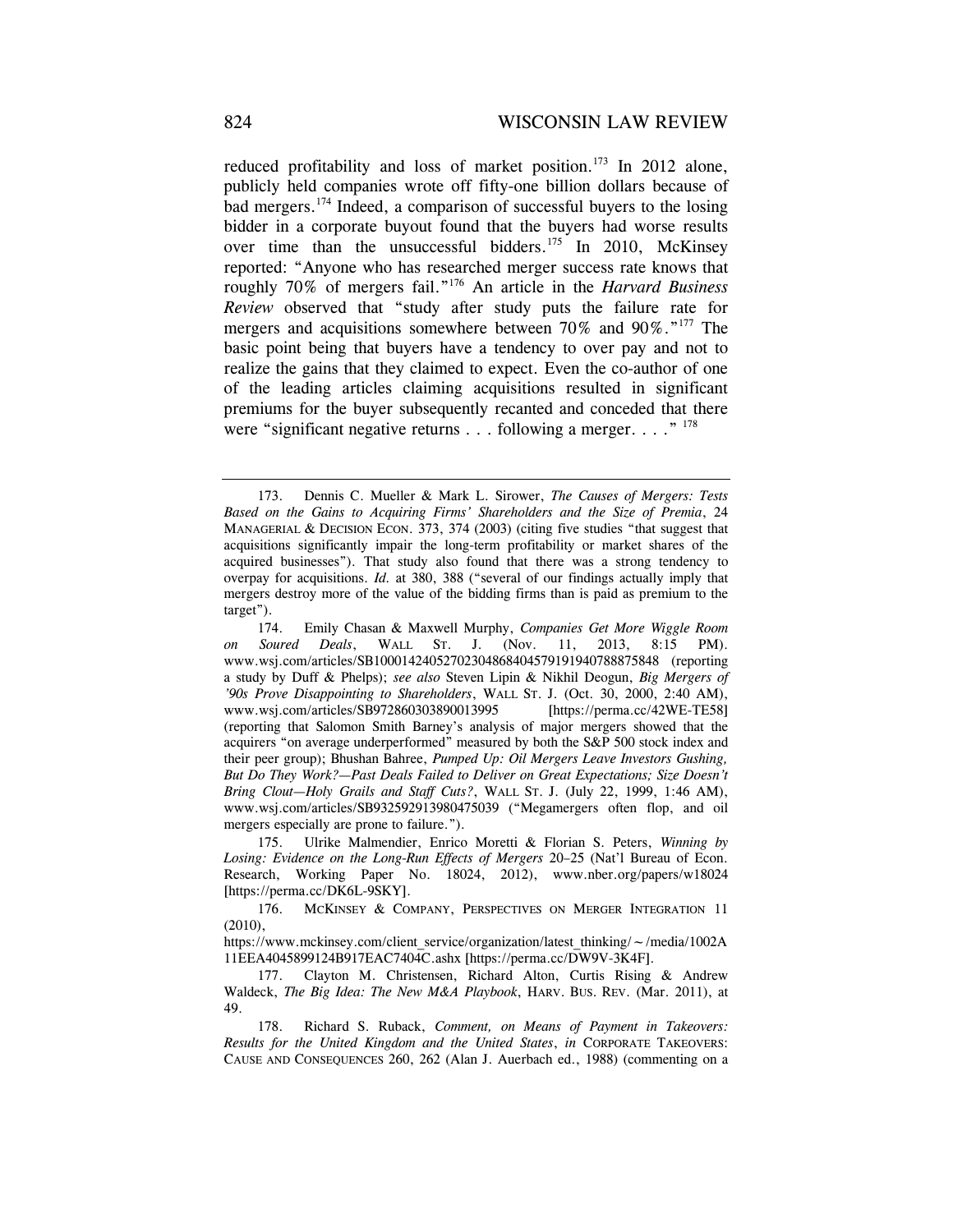reduced profitability and loss of market position.[173] In 2012 alone, publicly held companies wrote off fifty-one billion dollars because of bad mergers.[174] Indeed, a comparison of successful buyers to the losing bidder in a corporate buyout found that the buyers had worse results over time than the unsuccessful bidders.[175] In 2010, McKinsey reported: "Anyone who has researched merger success rate knows that roughly 70% of mergers fail."[176] An article in the *Harvard Business Review* observed that "study after study puts the failure rate for mergers and acquisitions somewhere between 70% and 90%."[177] The basic point being that buyers have a tendency to over pay and not to realize the gains that they claimed to expect. Even the co-author of one of the leading articles claiming acquisitions resulted in significant premiums for the buyer subsequently recanted and conceded that there were "significant negative returns . . . following a merger. . . ."[178]

---

173. Dennis C. Mueller & Mark L. Sirower, *The Causes of Mergers: Tests Based on the Gains to Acquiring Firms' Shareholders and the Size of Premia*, 24 MANAGERIAL & DECISION ECON. 373, 374 (2003) (citing five studies "that suggest that acquisitions significantly impair the long-term profitability or market shares of the acquired businesses"). That study also found that there was a strong tendency to overpay for acquisitions. *Id.* at 380, 388 ("several of our findings actually imply that mergers destroy more of the value of the bidding firms than is paid as premium to the target").

174. Emily Chasan & Maxwell Murphy, *Companies Get More Wiggle Room on Soured Deals*, WALL ST. J. (Nov. 11, 2013, 8:15 PM). www.wsj.com/articles/SB10001424052702304868404579191940788875848 (reporting a study by Duff & Phelps); *see also* Steven Lipin & Nikhil Deogun, *Big Mergers of '90s Prove Disappointing to Shareholders*, WALL ST. J. (Oct. 30, 2000, 2:40 AM), www.wsj.com/articles/SB972860303890013995 [https://perma.cc/42WE-TE58] (reporting that Salomon Smith Barney's analysis of major mergers showed that the acquirers "on average underperformed" measured by both the S&P 500 stock index and their peer group); Bhushan Bahree, *Pumped Up: Oil Mergers Leave Investors Gushing, But Do They Work?—Past Deals Failed to Deliver on Great Expectations; Size Doesn't Bring Clout—Holy Grails and Staff Cuts?*, WALL ST. J. (July 22, 1999, 1:46 AM), www.wsj.com/articles/SB932592913980475039 ("Megamergers often flop, and oil mergers especially are prone to failure.").

175. Ulrike Malmendier, Enrico Moretti & Florian S. Peters, *Winning by Losing: Evidence on the Long-Run Effects of Mergers* 20–25 (Nat'l Bureau of Econ. Research, Working Paper No. 18024, 2012), www.nber.org/papers/w18024 [https://perma.cc/DK6L-9SKY].

176. MCKINSEY & COMPANY, PERSPECTIVES ON MERGER INTEGRATION 11 (2010), https://www.mckinsey.com/client_service/organization/latest_thinking/~/media/1002A11EEA4045899124B917EAC7404C.ashx [https://perma.cc/DW9V-3K4F].

177. Clayton M. Christensen, Richard Alton, Curtis Rising & Andrew Waldeck, *The Big Idea: The New M&A Playbook*, HARV. BUS. REV. (Mar. 2011), at 49.

178. Richard S. Ruback, *Comment, on Means of Payment in Takeovers: Results for the United Kingdom and the United States*, *in* CORPORATE TAKEOVERS: CAUSE AND CONSEQUENCES 260, 262 (Alan J. Auerbach ed., 1988) (commenting on a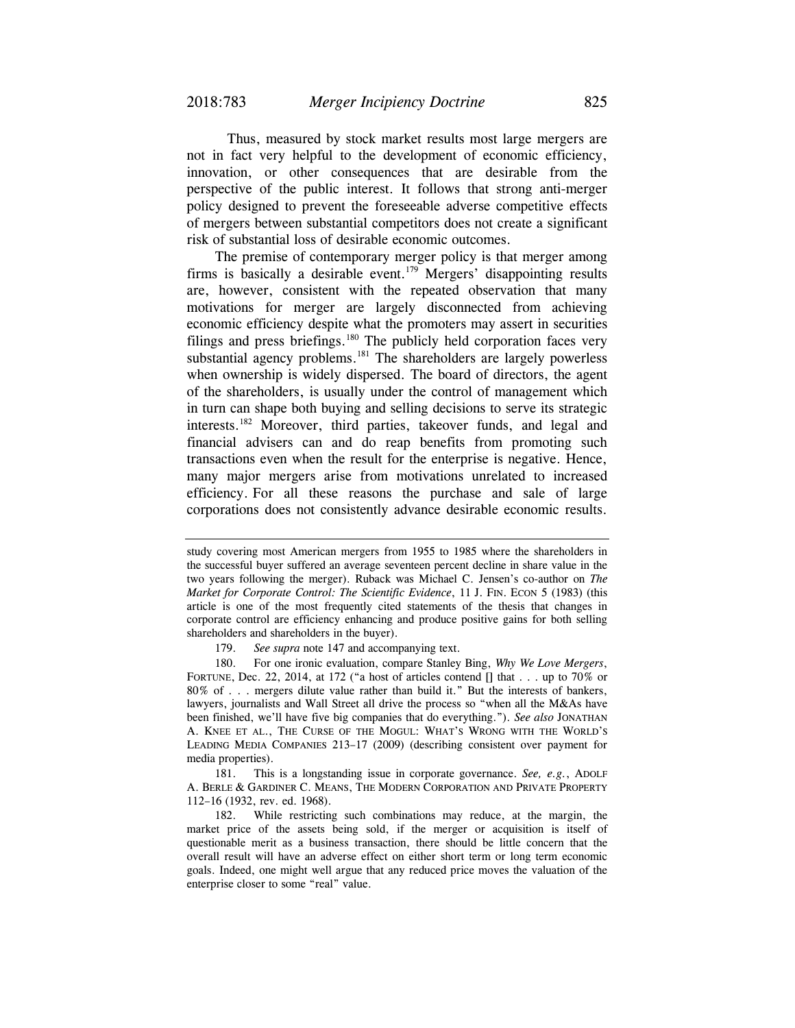Thus, measured by stock market results most large mergers are not in fact very helpful to the development of economic efficiency, innovation, or other consequences that are desirable from the perspective of the public interest. It follows that strong anti-merger policy designed to prevent the foreseeable adverse competitive effects of mergers between substantial competitors does not create a significant risk of substantial loss of desirable economic outcomes.

The premise of contemporary merger policy is that merger among firms is basically a desirable event.[179] Mergers' disappointing results are, however, consistent with the repeated observation that many motivations for merger are largely disconnected from achieving economic efficiency despite what the promoters may assert in securities filings and press briefings.[180] The publicly held corporation faces very substantial agency problems.[181] The shareholders are largely powerless when ownership is widely dispersed. The board of directors, the agent of the shareholders, is usually under the control of management which in turn can shape both buying and selling decisions to serve its strategic interests.[182] Moreover, third parties, takeover funds, and legal and financial advisers can and do reap benefits from promoting such transactions even when the result for the enterprise is negative. Hence, many major mergers arise from motivations unrelated to increased efficiency. For all these reasons the purchase and sale of large corporations does not consistently advance desirable economic results.

---

study covering most American mergers from 1955 to 1985 where the shareholders in the successful buyer suffered an average seventeen percent decline in share value in the two years following the merger). Ruback was Michael C. Jensen's co-author on *The Market for Corporate Control: The Scientific Evidence*, 11 J. FIN. ECON 5 (1983) (this article is one of the most frequently cited statements of the thesis that changes in corporate control are efficiency enhancing and produce positive gains for both selling shareholders and shareholders in the buyer).

179. *See supra* note 147 and accompanying text.

180. For one ironic evaluation, compare Stanley Bing, *Why We Love Mergers*, FORTUNE, Dec. 22, 2014, at 172 ("a host of articles contend [] that . . . up to 70% or 80% of . . . mergers dilute value rather than build it." But the interests of bankers, lawyers, journalists and Wall Street all drive the process so "when all the M&As have been finished, we'll have five big companies that do everything."). *See also* JONATHAN A. KNEE ET AL., THE CURSE OF THE MOGUL: WHAT'S WRONG WITH THE WORLD'S LEADING MEDIA COMPANIES 213–17 (2009) (describing consistent over payment for media properties).

181. This is a longstanding issue in corporate governance. *See, e.g.*, ADOLF A. BERLE & GARDINER C. MEANS, THE MODERN CORPORATION AND PRIVATE PROPERTY 112–16 (1932, rev. ed. 1968).

182. While restricting such combinations may reduce, at the margin, the market price of the assets being sold, if the merger or acquisition is itself of questionable merit as a business transaction, there should be little concern that the overall result will have an adverse effect on either short term or long term economic goals. Indeed, one might well argue that any reduced price moves the valuation of the enterprise closer to some "real" value.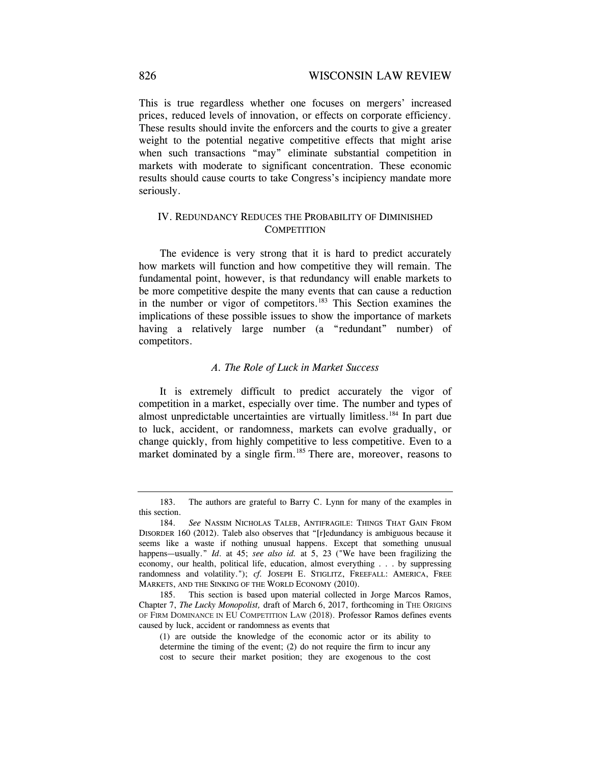This is true regardless whether one focuses on mergers' increased prices, reduced levels of innovation, or effects on corporate efficiency. These results should invite the enforcers and the courts to give a greater weight to the potential negative competitive effects that might arise when such transactions "may" eliminate substantial competition in markets with moderate to significant concentration. These economic results should cause courts to take Congress's incipiency mandate more seriously.

## IV. Redundancy Reduces the Probability of Diminished Competition

The evidence is very strong that it is hard to predict accurately how markets will function and how competitive they will remain. The fundamental point, however, is that redundancy will enable markets to be more competitive despite the many events that can cause a reduction in the number or vigor of competitors.[183] This Section examines the implications of these possible issues to show the importance of markets having a relatively large number (a "redundant" number) of competitors.

### *A. The Role of Luck in Market Success*

It is extremely difficult to predict accurately the vigor of competition in a market, especially over time. The number and types of almost unpredictable uncertainties are virtually limitless.[184] In part due to luck, accident, or randomness, markets can evolve gradually, or change quickly, from highly competitive to less competitive. Even to a market dominated by a single firm.[185] There are, moreover, reasons to

---

183. The authors are grateful to Barry C. Lynn for many of the examples in this section.

184. *See* Nassim Nicholas Taleb, Antifragile: Things That Gain From Disorder 160 (2012). Taleb also observes that "[r]edundancy is ambiguous because it seems like a waste if nothing unusual happens. Except that something unusual happens—usually." *Id.* at 45; *see also id.* at 5, 23 ("We have been fragilizing the economy, our health, political life, education, almost everything . . . by suppressing randomness and volatility."); *cf.* Joseph E. Stiglitz, Freefall: America, Free Markets, and the Sinking of the World Economy (2010).

185. This section is based upon material collected in Jorge Marcos Ramos, Chapter 7, *The Lucky Monopolist,* draft of March 6, 2017, forthcoming in The Origins of Firm Dominance in EU Competition Law (2018). Professor Ramos defines events caused by luck, accident or randomness as events that

> (1) are outside the knowledge of the economic actor or its ability to determine the timing of the event; (2) do not require the firm to incur any cost to secure their market position; they are exogenous to the cost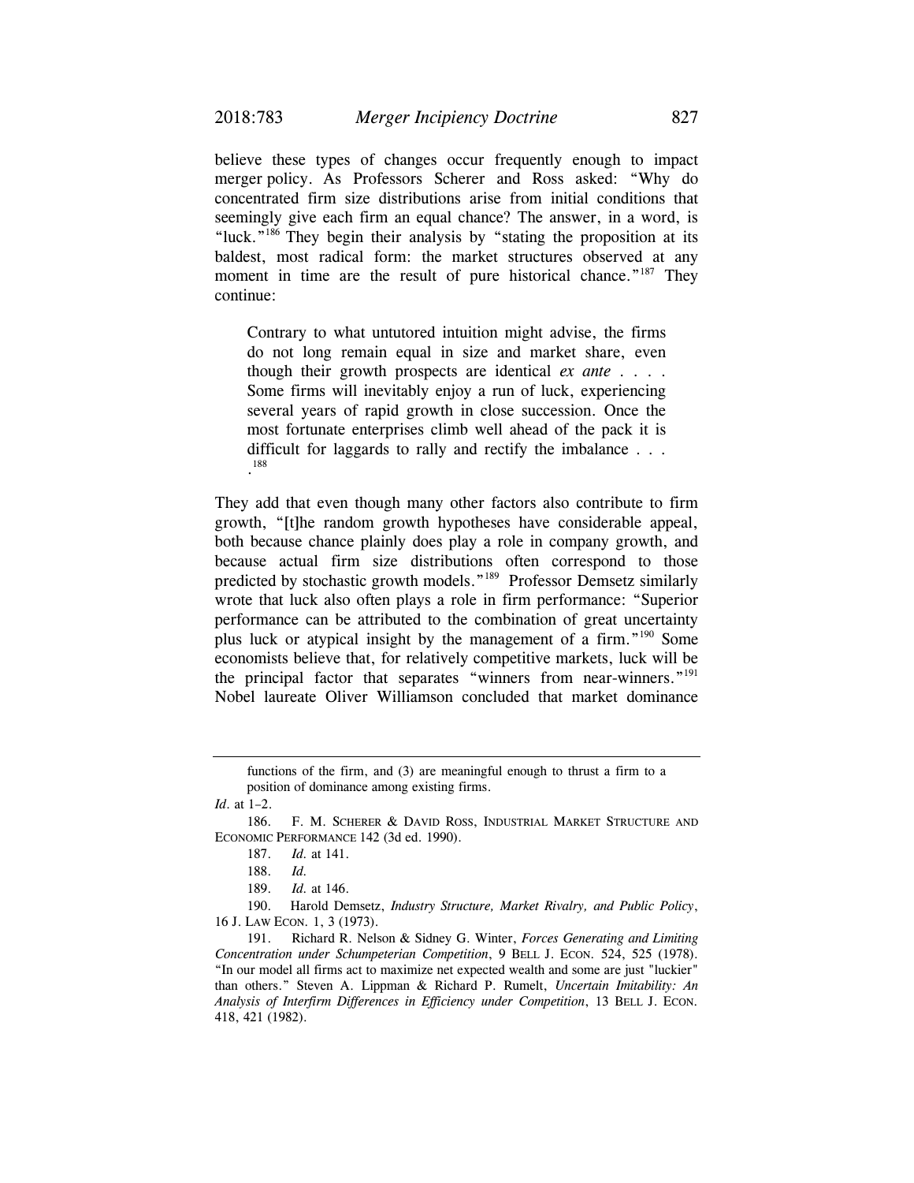believe these types of changes occur frequently enough to impact merger policy. As Professors Scherer and Ross asked: "Why do concentrated firm size distributions arise from initial conditions that seemingly give each firm an equal chance? The answer, in a word, is "luck."[186] They begin their analysis by "stating the proposition at its baldest, most radical form: the market structures observed at any moment in time are the result of pure historical chance."[187] They continue:

> Contrary to what untutored intuition might advise, the firms do not long remain equal in size and market share, even though their growth prospects are identical *ex ante* . . . . Some firms will inevitably enjoy a run of luck, experiencing several years of rapid growth in close succession. Once the most fortunate enterprises climb well ahead of the pack it is difficult for laggards to rally and rectify the imbalance . . . .[188]

They add that even though many other factors also contribute to firm growth, "[t]he random growth hypotheses have considerable appeal, both because chance plainly does play a role in company growth, and because actual firm size distributions often correspond to those predicted by stochastic growth models."[189] Professor Demsetz similarly wrote that luck also often plays a role in firm performance: "Superior performance can be attributed to the combination of great uncertainty plus luck or atypical insight by the management of a firm."[190] Some economists believe that, for relatively competitive markets, luck will be the principal factor that separates "winners from near-winners."[191] Nobel laureate Oliver Williamson concluded that market dominance

---

functions of the firm, and (3) are meaningful enough to thrust a firm to a position of dominance among existing firms.

*Id*. at 1–2.

186. F. M. SCHERER & DAVID ROSS, INDUSTRIAL MARKET STRUCTURE AND ECONOMIC PERFORMANCE 142 (3d ed. 1990).

187. *Id.* at 141.

188. *Id.*

189. *Id.* at 146.

190. Harold Demsetz, *Industry Structure, Market Rivalry, and Public Policy*, 16 J. LAW ECON. 1, 3 (1973).

191. Richard R. Nelson & Sidney G. Winter, *Forces Generating and Limiting Concentration under Schumpeterian Competition*, 9 BELL J. ECON. 524, 525 (1978). "In our model all firms act to maximize net expected wealth and some are just "luckier" than others." Steven A. Lippman & Richard P. Rumelt, *Uncertain Imitability: An Analysis of Interfirm Differences in Efficiency under Competition*, 13 BELL J. ECON. 418, 421 (1982).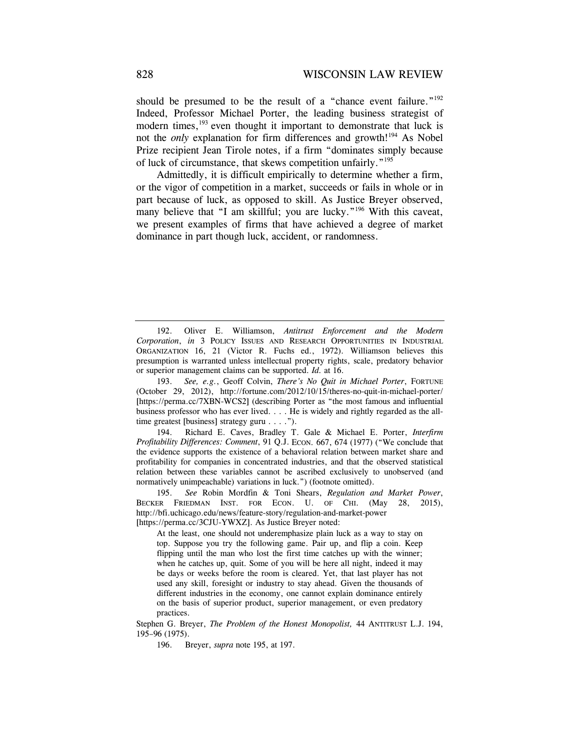should be presumed to be the result of a "chance event failure."[192] Indeed, Professor Michael Porter, the leading business strategist of modern times,[193] even thought it important to demonstrate that luck is not the *only* explanation for firm differences and growth![194] As Nobel Prize recipient Jean Tirole notes, if a firm "dominates simply because of luck of circumstance, that skews competition unfairly."[195]

Admittedly, it is difficult empirically to determine whether a firm, or the vigor of competition in a market, succeeds or fails in whole or in part because of luck, as opposed to skill. As Justice Breyer observed, many believe that "I am skillful; you are lucky."[196] With this caveat, we present examples of firms that have achieved a degree of market dominance in part though luck, accident, or randomness.

---

192. Oliver E. Williamson, *Antitrust Enforcement and the Modern Corporation*, *in* 3 POLICY ISSUES AND RESEARCH OPPORTUNITIES IN INDUSTRIAL ORGANIZATION 16, 21 (Victor R. Fuchs ed., 1972). Williamson believes this presumption is warranted unless intellectual property rights, scale, predatory behavior or superior management claims can be supported. *Id.* at 16.

193. *See, e.g.*, Geoff Colvin, *There's No Quit in Michael Porter*, FORTUNE (October 29, 2012), http://fortune.com/2012/10/15/theres-no-quit-in-michael-porter/ [https://perma.cc/7XBN-WCS2] (describing Porter as "the most famous and influential business professor who has ever lived. . . . He is widely and rightly regarded as the all-time greatest [business] strategy guru . . . .").

194. Richard E. Caves, Bradley T. Gale & Michael E. Porter, *Interfirm Profitability Differences: Comment*, 91 Q.J. ECON. 667, 674 (1977) ("We conclude that the evidence supports the existence of a behavioral relation between market share and profitability for companies in concentrated industries, and that the observed statistical relation between these variables cannot be ascribed exclusively to unobserved (and normatively unimpeachable) variations in luck.") (footnote omitted).

195. *See* Robin Mordfin & Toni Shears, *Regulation and Market Power*, BECKER FRIEDMAN INST. FOR ECON. U. OF CHI. (May 28, 2015), http://bfi.uchicago.edu/news/feature-story/regulation-and-market-power [https://perma.cc/3CJU-YWXZ]. As Justice Breyer noted:

> At the least, one should not underemphasize plain luck as a way to stay on top. Suppose you try the following game. Pair up, and flip a coin. Keep flipping until the man who lost the first time catches up with the winner; when he catches up, quit. Some of you will be here all night, indeed it may be days or weeks before the room is cleared. Yet, that last player has not used any skill, foresight or industry to stay ahead. Given the thousands of different industries in the economy, one cannot explain dominance entirely on the basis of superior product, superior management, or even predatory practices.

Stephen G. Breyer, *The Problem of the Honest Monopolist,* 44 ANTITRUST L.J. 194, 195–96 (1975).

196. Breyer, *supra* note 195, at 197.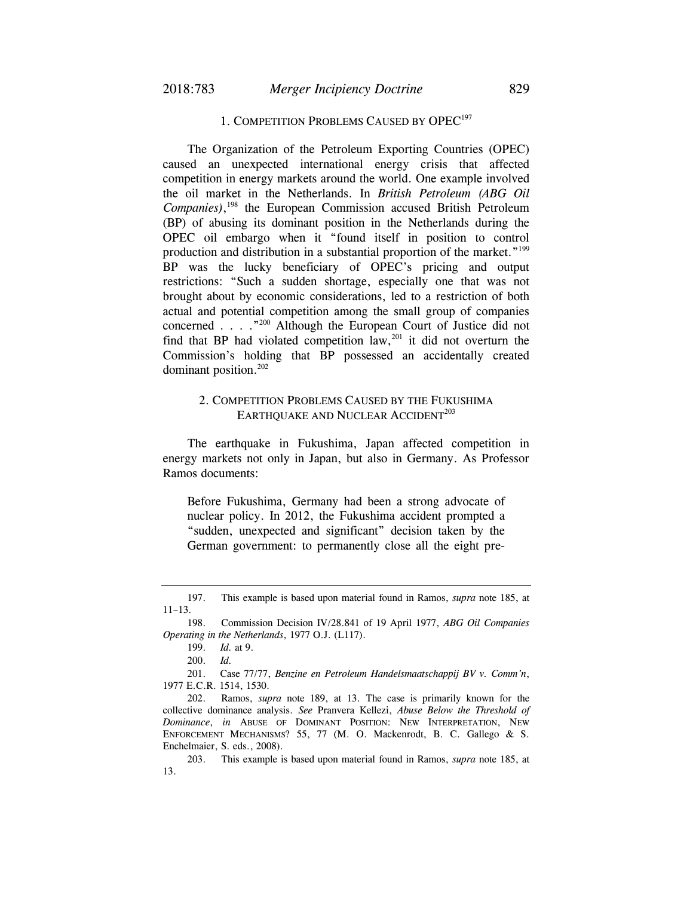### 1. Competition Problems Caused by OPEC[197]

The Organization of the Petroleum Exporting Countries (OPEC) caused an unexpected international energy crisis that affected competition in energy markets around the world. One example involved the oil market in the Netherlands. In *British Petroleum (ABG Oil Companies)*,[198] the European Commission accused British Petroleum (BP) of abusing its dominant position in the Netherlands during the OPEC oil embargo when it "found itself in position to control production and distribution in a substantial proportion of the market."[199] BP was the lucky beneficiary of OPEC's pricing and output restrictions: "Such a sudden shortage, especially one that was not brought about by economic considerations, led to a restriction of both actual and potential competition among the small group of companies concerned . . . ."[200] Although the European Court of Justice did not find that BP had violated competition law,[201] it did not overturn the Commission's holding that BP possessed an accidentally created dominant position.[202]

### 2. Competition Problems Caused by the Fukushima Earthquake and Nuclear Accident[203]

The earthquake in Fukushima, Japan affected competition in energy markets not only in Japan, but also in Germany. As Professor Ramos documents:

> Before Fukushima, Germany had been a strong advocate of nuclear policy. In 2012, the Fukushima accident prompted a "sudden, unexpected and significant" decision taken by the German government: to permanently close all the eight pre-

---

197. This example is based upon material found in Ramos, *supra* note 185, at 11–13.

198. Commission Decision IV/28.841 of 19 April 1977, *ABG Oil Companies Operating in the Netherlands*, 1977 O.J. (L117).

199. *Id.* at 9.

200. *Id.*

201. Case 77/77, *Benzine en Petroleum Handelsmaatschappij BV v. Comm'n*, 1977 E.C.R. 1514, 1530.

202. Ramos, *supra* note 189, at 13. The case is primarily known for the collective dominance analysis. *See* Pranvera Kellezi, *Abuse Below the Threshold of Dominance*, *in* ABUSE OF DOMINANT POSITION: NEW INTERPRETATION, NEW ENFORCEMENT MECHANISMS? 55, 77 (M. O. Mackenrodt, B. C. Gallego & S. Enchelmaier, S. eds., 2008).

203. This example is based upon material found in Ramos, *supra* note 185, at 13.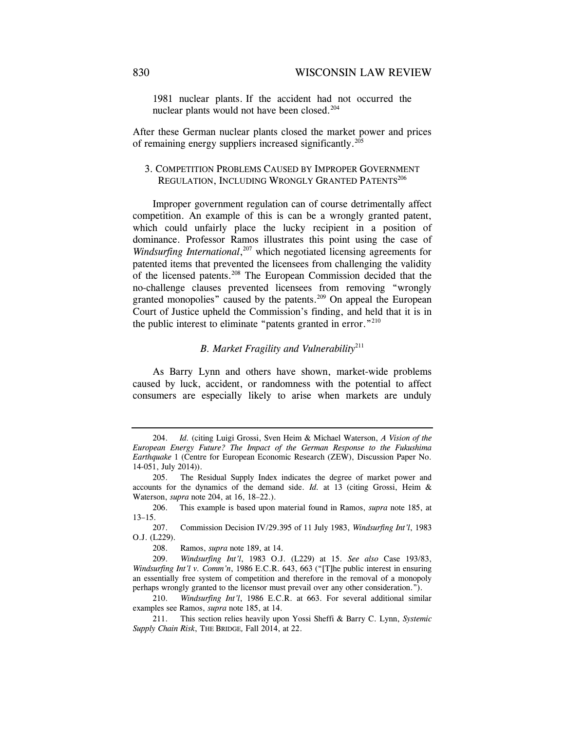1981 nuclear plants. If the accident had not occurred the nuclear plants would not have been closed.[204]

After these German nuclear plants closed the market power and prices of remaining energy suppliers increased significantly.[205]

### 3. Competition Problems Caused by Improper Government Regulation, Including Wrongly Granted Patents[206]

Improper government regulation can of course detrimentally affect competition. An example of this is can be a wrongly granted patent, which could unfairly place the lucky recipient in a position of dominance. Professor Ramos illustrates this point using the case of *Windsurfing International*,[207] which negotiated licensing agreements for patented items that prevented the licensees from challenging the validity of the licensed patents.[208] The European Commission decided that the no-challenge clauses prevented licensees from removing "wrongly granted monopolies" caused by the patents.[209] On appeal the European Court of Justice upheld the Commission's finding, and held that it is in the public interest to eliminate "patents granted in error."[210]

## *B. Market Fragility and Vulnerability*[211]

As Barry Lynn and others have shown, market-wide problems caused by luck, accident, or randomness with the potential to affect consumers are especially likely to arise when markets are unduly

---

204. *Id.* (citing Luigi Grossi, Sven Heim & Michael Waterson, *A Vision of the European Energy Future? The Impact of the German Response to the Fukushima Earthquake* 1 (Centre for European Economic Research (ZEW), Discussion Paper No. 14-051, July 2014)).

205. The Residual Supply Index indicates the degree of market power and accounts for the dynamics of the demand side. *Id.* at 13 (citing Grossi, Heim & Waterson, *supra* note 204, at 16, 18–22.).

206. This example is based upon material found in Ramos, *supra* note 185, at 13–15.

207. Commission Decision IV/29.395 of 11 July 1983, *Windsurfing Int'l*, 1983 O.J. (L229).

208. Ramos, *supra* note 189, at 14.

209. *Windsurfing Int'l*, 1983 O.J. (L229) at 15. *See also* Case 193/83, *Windsurfing Int'l v. Comm'n*, 1986 E.C.R. 643, 663 ("[T]he public interest in ensuring an essentially free system of competition and therefore in the removal of a monopoly perhaps wrongly granted to the licensor must prevail over any other consideration.").

210. *Windsurfing Int'l*, 1986 E.C.R. at 663. For several additional similar examples see Ramos, *supra* note 185, at 14.

211. This section relies heavily upon Yossi Sheffi & Barry C. Lynn, *Systemic Supply Chain Risk*, THE BRIDGE, Fall 2014, at 22.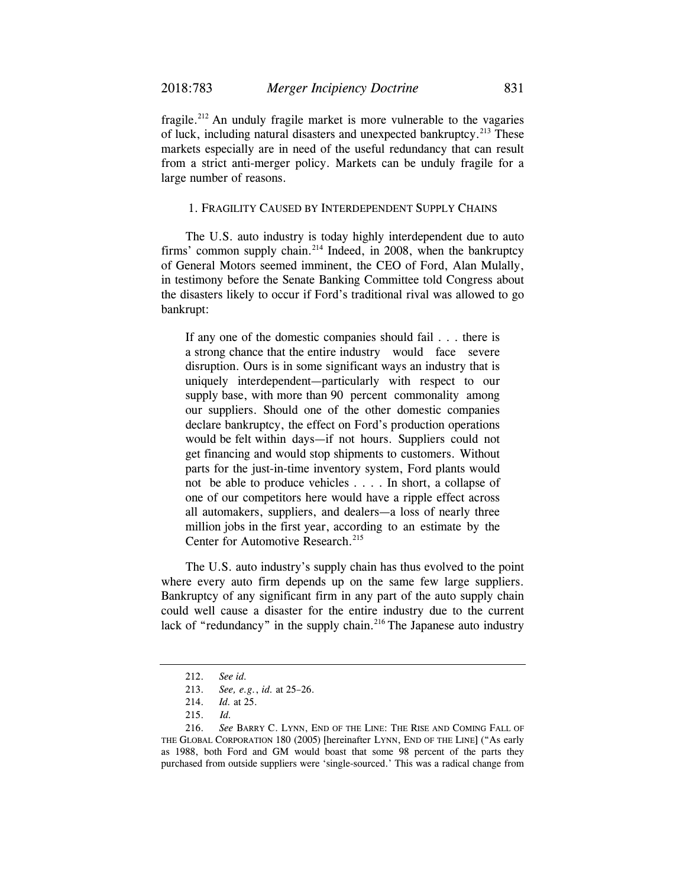fragile.[212] An unduly fragile market is more vulnerable to the vagaries of luck, including natural disasters and unexpected bankruptcy.[213] These markets especially are in need of the useful redundancy that can result from a strict anti-merger policy. Markets can be unduly fragile for a large number of reasons.

### 1. Fragility Caused by Interdependent Supply Chains

The U.S. auto industry is today highly interdependent due to auto firms' common supply chain.[214] Indeed, in 2008, when the bankruptcy of General Motors seemed imminent, the CEO of Ford, Alan Mulally, in testimony before the Senate Banking Committee told Congress about the disasters likely to occur if Ford's traditional rival was allowed to go bankrupt:

> If any one of the domestic companies should fail . . . there is a strong chance that the entire industry would face severe disruption. Ours is in some significant ways an industry that is uniquely interdependent—particularly with respect to our supply base, with more than 90 percent commonality among our suppliers. Should one of the other domestic companies declare bankruptcy, the effect on Ford's production operations would be felt within days—if not hours. Suppliers could not get financing and would stop shipments to customers. Without parts for the just-in-time inventory system, Ford plants would not be able to produce vehicles . . . . In short, a collapse of one of our competitors here would have a ripple effect across all automakers, suppliers, and dealers—a loss of nearly three million jobs in the first year, according to an estimate by the Center for Automotive Research.[215]

The U.S. auto industry's supply chain has thus evolved to the point where every auto firm depends on the same few large suppliers. Bankruptcy of any significant firm in any part of the auto supply chain could well cause a disaster for the entire industry due to the current lack of "redundancy" in the supply chain.[216] The Japanese auto industry

---

212. *See id.*

213. *See, e.g.*, *id.* at 25–26.

214. *Id.* at 25.

215. *Id.*

216. *See* Barry C. Lynn, End of the Line: The Rise and Coming Fall of the Global Corporation 180 (2005) [hereinafter Lynn, End of the Line] ("As early as 1988, both Ford and GM would boast that some 98 percent of the parts they purchased from outside suppliers were 'single-sourced.' This was a radical change from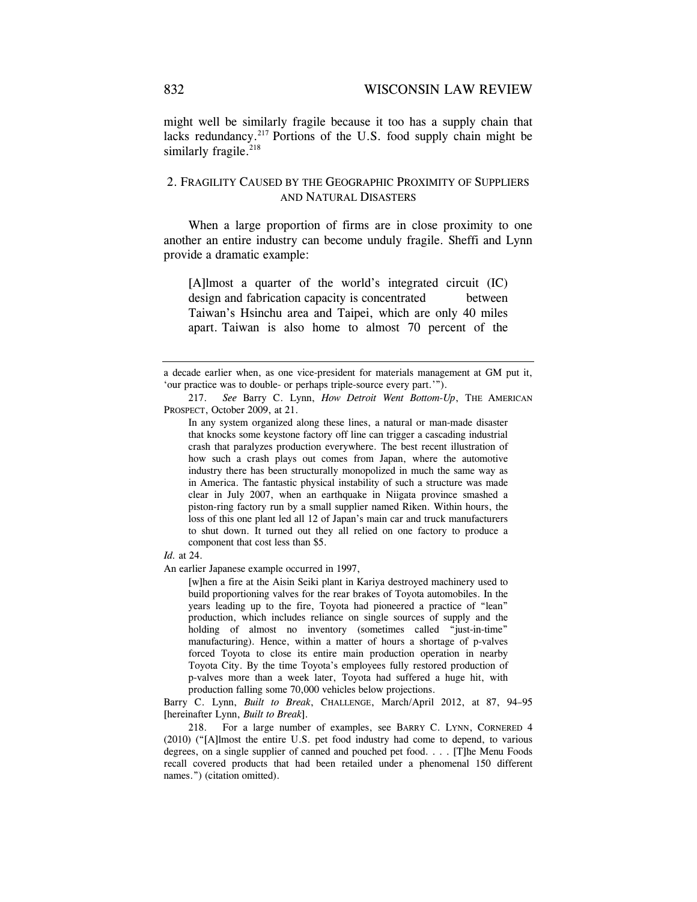might well be similarly fragile because it too has a supply chain that lacks redundancy.[217] Portions of the U.S. food supply chain might be similarly fragile.[218]

### 2. Fragility Caused by the Geographic Proximity of Suppliers and Natural Disasters

When a large proportion of firms are in close proximity to one another an entire industry can become unduly fragile. Sheffi and Lynn provide a dramatic example:

> [A]lmost a quarter of the world's integrated circuit (IC) design and fabrication capacity is concentrated between Taiwan's Hsinchu area and Taipei, which are only 40 miles apart. Taiwan is also home to almost 70 percent of the

---

a decade earlier when, as one vice-president for materials management at GM put it, 'our practice was to double- or perhaps triple-source every part.'").

217. *See* Barry C. Lynn, *How Detroit Went Bottom-Up*, The American Prospect, October 2009, at 21.

> In any system organized along these lines, a natural or man-made disaster that knocks some keystone factory off line can trigger a cascading industrial crash that paralyzes production everywhere. The best recent illustration of how such a crash plays out comes from Japan, where the automotive industry there has been structurally monopolized in much the same way as in America. The fantastic physical instability of such a structure was made clear in July 2007, when an earthquake in Niigata province smashed a piston-ring factory run by a small supplier named Riken. Within hours, the loss of this one plant led all 12 of Japan's main car and truck manufacturers to shut down. It turned out they all relied on one factory to produce a component that cost less than $5.

*Id.* at 24.

An earlier Japanese example occurred in 1997,

> [w]hen a fire at the Aisin Seiki plant in Kariya destroyed machinery used to build proportioning valves for the rear brakes of Toyota automobiles. In the years leading up to the fire, Toyota had pioneered a practice of "lean" production, which includes reliance on single sources of supply and the holding of almost no inventory (sometimes called "just-in-time" manufacturing). Hence, within a matter of hours a shortage of p-valves forced Toyota to close its entire main production operation in nearby Toyota City. By the time Toyota's employees fully restored production of p-valves more than a week later, Toyota had suffered a huge hit, with production falling some 70,000 vehicles below projections.

Barry C. Lynn, *Built to Break*, Challenge, March/April 2012, at 87, 94–95 [hereinafter Lynn, *Built to Break*].

218. For a large number of examples, see Barry C. Lynn, Cornered 4 (2010) ("[A]lmost the entire U.S. pet food industry had come to depend, to various degrees, on a single supplier of canned and pouched pet food. . . . [T]he Menu Foods recall covered products that had been retailed under a phenomenal 150 different names.") (citation omitted).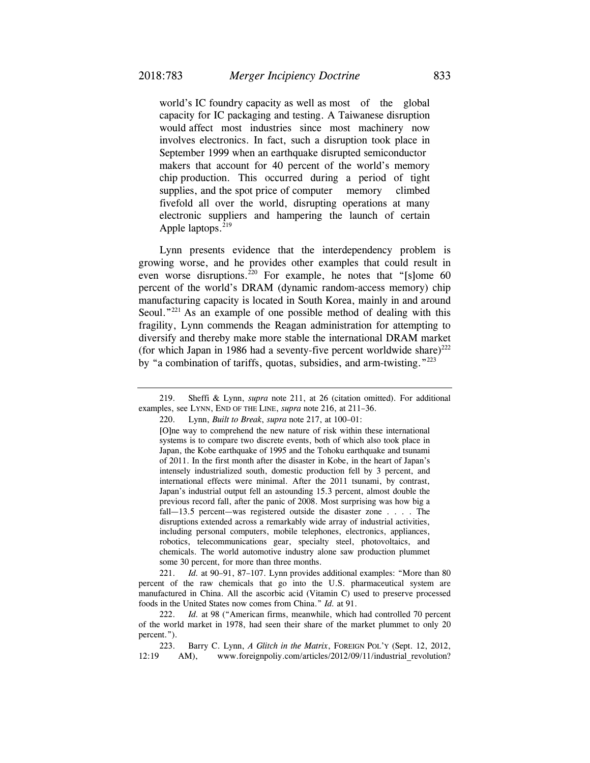world's IC foundry capacity as well as most of the global capacity for IC packaging and testing. A Taiwanese disruption would affect most industries since most machinery now involves electronics. In fact, such a disruption took place in September 1999 when an earthquake disrupted semiconductor makers that account for 40 percent of the world's memory chip production. This occurred during a period of tight supplies, and the spot price of computer memory climbed fivefold all over the world, disrupting operations at many electronic suppliers and hampering the launch of certain Apple laptops.[219]

Lynn presents evidence that the interdependency problem is growing worse, and he provides other examples that could result in even worse disruptions.[220] For example, he notes that "[s]ome 60 percent of the world's DRAM (dynamic random-access memory) chip manufacturing capacity is located in South Korea, mainly in and around Seoul."[221] As an example of one possible method of dealing with this fragility, Lynn commends the Reagan administration for attempting to diversify and thereby make more stable the international DRAM market (for which Japan in 1986 had a seventy-five percent worldwide share)[222] by "a combination of tariffs, quotas, subsidies, and arm-twisting."[223]

---

219. Sheffi & Lynn, *supra* note 211, at 26 (citation omitted). For additional examples, see LYNN, END OF THE LINE, *supra* note 216, at 211–36.

220. Lynn, *Built to Break*, *supra* note 217, at 100–01:

> [O]ne way to comprehend the new nature of risk within these international systems is to compare two discrete events, both of which also took place in Japan, the Kobe earthquake of 1995 and the Tohoku earthquake and tsunami of 2011. In the first month after the disaster in Kobe, in the heart of Japan's intensely industrialized south, domestic production fell by 3 percent, and international effects were minimal. After the 2011 tsunami, by contrast, Japan's industrial output fell an astounding 15.3 percent, almost double the previous record fall, after the panic of 2008. Most surprising was how big a fall—13.5 percent—was registered outside the disaster zone . . . . The disruptions extended across a remarkably wide array of industrial activities, including personal computers, mobile telephones, electronics, appliances, robotics, telecommunications gear, specialty steel, photovoltaics, and chemicals. The world automotive industry alone saw production plummet some 30 percent, for more than three months.

221. *Id.* at 90–91, 87–107. Lynn provides additional examples: "More than 80 percent of the raw chemicals that go into the U.S. pharmaceutical system are manufactured in China. All the ascorbic acid (Vitamin C) used to preserve processed foods in the United States now comes from China." *Id.* at 91.

222. *Id.* at 98 ("American firms, meanwhile, which had controlled 70 percent of the world market in 1978, had seen their share of the market plummet to only 20 percent.").

223. Barry C. Lynn, *A Glitch in the Matrix*, FOREIGN POL'Y (Sept. 12, 2012, 12:19 AM), www.foreignpoliy.com/articles/2012/09/11/industrial_revolution?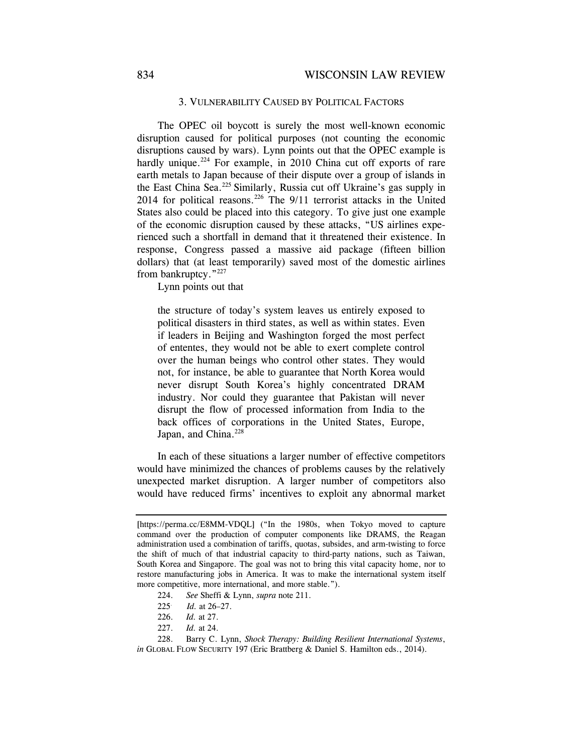### 3. Vulnerability Caused by Political Factors

The OPEC oil boycott is surely the most well-known economic disruption caused for political purposes (not counting the economic disruptions caused by wars). Lynn points out that the OPEC example is hardly unique.[224] For example, in 2010 China cut off exports of rare earth metals to Japan because of their dispute over a group of islands in the East China Sea.[225] Similarly, Russia cut off Ukraine's gas supply in 2014 for political reasons.[226] The 9/11 terrorist attacks in the United States also could be placed into this category. To give just one example of the economic disruption caused by these attacks, "US airlines experienced such a shortfall in demand that it threatened their existence. In response, Congress passed a massive aid package (fifteen billion dollars) that (at least temporarily) saved most of the domestic airlines from bankruptcy."[227]

Lynn points out that

> the structure of today's system leaves us entirely exposed to political disasters in third states, as well as within states. Even if leaders in Beijing and Washington forged the most perfect of ententes, they would not be able to exert complete control over the human beings who control other states. They would not, for instance, be able to guarantee that North Korea would never disrupt South Korea's highly concentrated DRAM industry. Nor could they guarantee that Pakistan will never disrupt the flow of processed information from India to the back offices of corporations in the United States, Europe, Japan, and China.[228]

In each of these situations a larger number of effective competitors would have minimized the chances of problems causes by the relatively unexpected market disruption. A larger number of competitors also would have reduced firms' incentives to exploit any abnormal market

---

[https://perma.cc/E8MM-VDQL] ("In the 1980s, when Tokyo moved to capture command over the production of computer components like DRAMS, the Reagan administration used a combination of tariffs, quotas, subsides, and arm-twisting to force the shift of much of that industrial capacity to third-party nations, such as Taiwan, South Korea and Singapore. The goal was not to bring this vital capacity home, nor to restore manufacturing jobs in America. It was to make the international system itself more competitive, more international, and more stable.").

224. *See* Sheffi & Lynn, *supra* note 211.

225. *Id.* at 26–27.

226. *Id.* at 27.

227. *Id.* at 24.

228. Barry C. Lynn, *Shock Therapy: Building Resilient International Systems*, *in* GLOBAL FLOW SECURITY 197 (Eric Brattberg & Daniel S. Hamilton eds., 2014).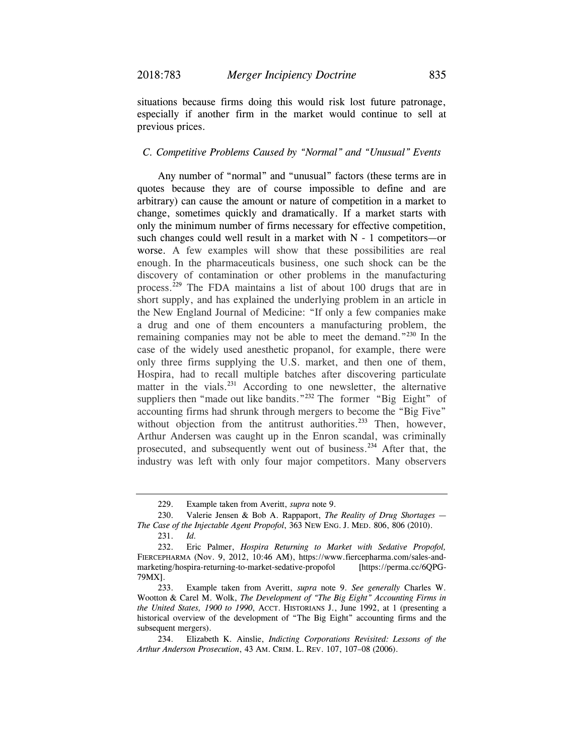situations because firms doing this would risk lost future patronage, especially if another firm in the market would continue to sell at previous prices.

### *C. Competitive Problems Caused by "Normal" and "Unusual" Events*

Any number of "normal" and "unusual" factors (these terms are in quotes because they are of course impossible to define and are arbitrary) can cause the amount or nature of competition in a market to change, sometimes quickly and dramatically. If a market starts with only the minimum number of firms necessary for effective competition, such changes could well result in a market with N - 1 competitors—or worse. A few examples will show that these possibilities are real enough. In the pharmaceuticals business, one such shock can be the discovery of contamination or other problems in the manufacturing process.[229] The FDA maintains a list of about 100 drugs that are in short supply, and has explained the underlying problem in an article in the New England Journal of Medicine: "If only a few companies make a drug and one of them encounters a manufacturing problem, the remaining companies may not be able to meet the demand."[230] In the case of the widely used anesthetic propanol, for example, there were only three firms supplying the U.S. market, and then one of them, Hospira, had to recall multiple batches after discovering particulate matter in the vials.[231] According to one newsletter, the alternative suppliers then "made out like bandits."[232] The former "Big Eight" of accounting firms had shrunk through mergers to become the "Big Five" without objection from the antitrust authorities.[233] Then, however, Arthur Andersen was caught up in the Enron scandal, was criminally prosecuted, and subsequently went out of business.[234] After that, the industry was left with only four major competitors. Many observers

---

229. Example taken from Averitt, *supra* note 9.

230. Valerie Jensen & Bob A. Rappaport, *The Reality of Drug Shortages — The Case of the Injectable Agent Propofol*, 363 NEW ENG. J. MED. 806, 806 (2010).

231. *Id.*

232. Eric Palmer, *Hospira Returning to Market with Sedative Propofol,* FIERCEPHARMA (Nov. 9, 2012, 10:46 AM), https://www.fiercepharma.com/sales-and-marketing/hospira-returning-to-market-sedative-propofol [https://perma.cc/6QPG-79MX].

233. Example taken from Averitt, *supra* note 9. *See generally* Charles W. Wootton & Carel M. Wolk, *The Development of "The Big Eight" Accounting Firms in the United States, 1900 to 1990*, ACCT. HISTORIANS J., June 1992, at 1 (presenting a historical overview of the development of "The Big Eight" accounting firms and the subsequent mergers).

234. Elizabeth K. Ainslie, *Indicting Corporations Revisited: Lessons of the Arthur Anderson Prosecution*, 43 AM. CRIM. L. REV. 107, 107–08 (2006).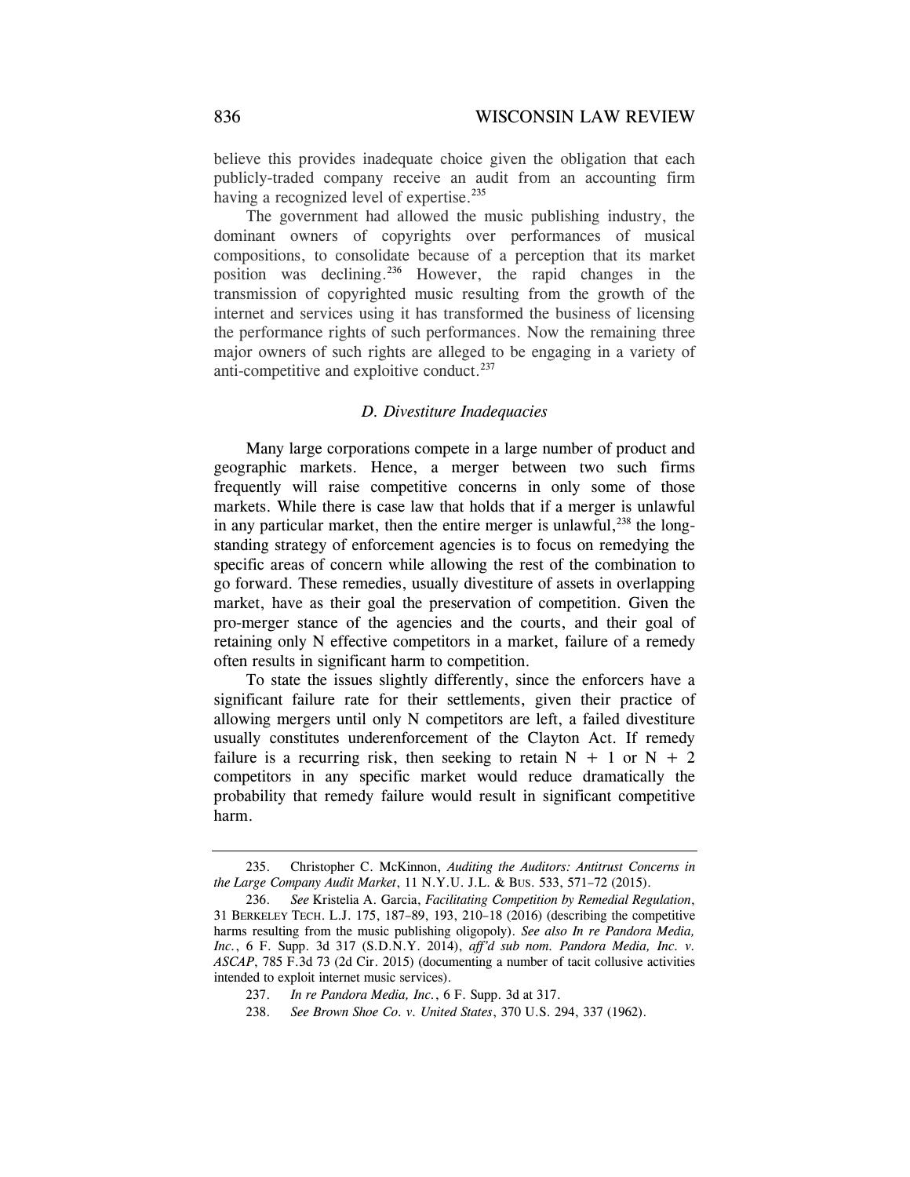believe this provides inadequate choice given the obligation that each publicly-traded company receive an audit from an accounting firm having a recognized level of expertise.[235]

The government had allowed the music publishing industry, the dominant owners of copyrights over performances of musical compositions, to consolidate because of a perception that its market position was declining.[236] However, the rapid changes in the transmission of copyrighted music resulting from the growth of the internet and services using it has transformed the business of licensing the performance rights of such performances. Now the remaining three major owners of such rights are alleged to be engaging in a variety of anti-competitive and exploitive conduct.[237]

### *D. Divestiture Inadequacies*

Many large corporations compete in a large number of product and geographic markets. Hence, a merger between two such firms frequently will raise competitive concerns in only some of those markets. While there is case law that holds that if a merger is unlawful in any particular market, then the entire merger is unlawful,[238] the long-standing strategy of enforcement agencies is to focus on remedying the specific areas of concern while allowing the rest of the combination to go forward. These remedies, usually divestiture of assets in overlapping market, have as their goal the preservation of competition. Given the pro-merger stance of the agencies and the courts, and their goal of retaining only N effective competitors in a market, failure of a remedy often results in significant harm to competition.

To state the issues slightly differently, since the enforcers have a significant failure rate for their settlements, given their practice of allowing mergers until only N competitors are left, a failed divestiture usually constitutes underenforcement of the Clayton Act. If remedy failure is a recurring risk, then seeking to retain $N + 1$ or $N + 2$ competitors in any specific market would reduce dramatically the probability that remedy failure would result in significant competitive harm.

---

235. Christopher C. McKinnon, *Auditing the Auditors: Antitrust Concerns in the Large Company Audit Market*, 11 N.Y.U. J.L. & BUS. 533, 571–72 (2015).

236. *See* Kristelia A. Garcia, *Facilitating Competition by Remedial Regulation*, 31 BERKELEY TECH. L.J. 175, 187–89, 193, 210–18 (2016) (describing the competitive harms resulting from the music publishing oligopoly). *See also In re Pandora Media, Inc.*, 6 F. Supp. 3d 317 (S.D.N.Y. 2014), *aff'd sub nom. Pandora Media, Inc. v. ASCAP*, 785 F.3d 73 (2d Cir. 2015) (documenting a number of tacit collusive activities intended to exploit internet music services).

237. *In re Pandora Media, Inc.*, 6 F. Supp. 3d at 317.

238. *See Brown Shoe Co. v. United States*, 370 U.S. 294, 337 (1962).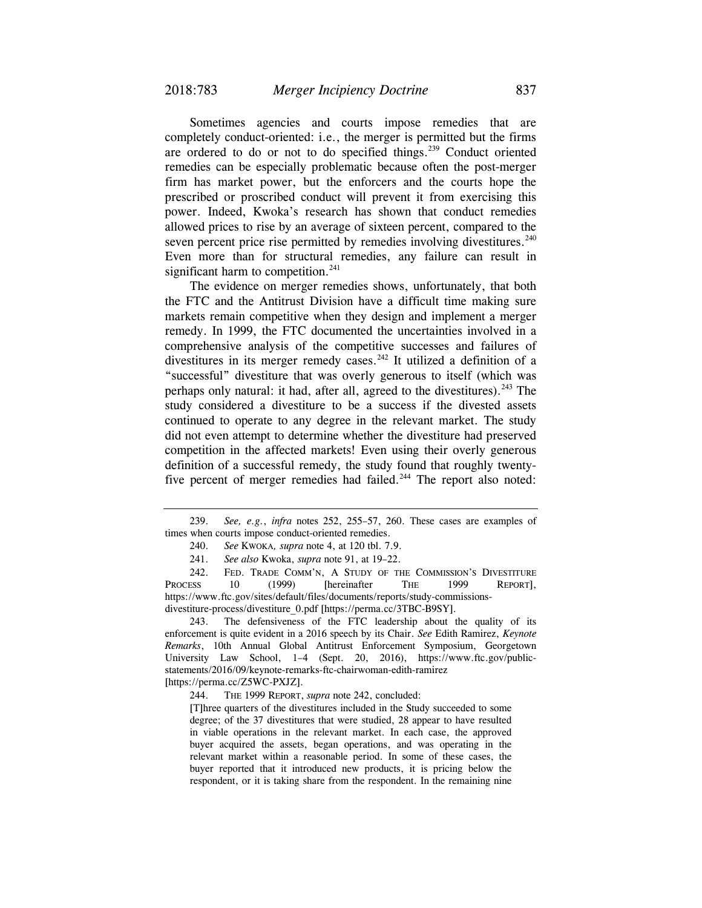Sometimes agencies and courts impose remedies that are completely conduct-oriented: i.e., the merger is permitted but the firms are ordered to do or not to do specified things.[239] Conduct oriented remedies can be especially problematic because often the post-merger firm has market power, but the enforcers and the courts hope the prescribed or proscribed conduct will prevent it from exercising this power. Indeed, Kwoka's research has shown that conduct remedies allowed prices to rise by an average of sixteen percent, compared to the seven percent price rise permitted by remedies involving divestitures.[240] Even more than for structural remedies, any failure can result in significant harm to competition.[241]

The evidence on merger remedies shows, unfortunately, that both the FTC and the Antitrust Division have a difficult time making sure markets remain competitive when they design and implement a merger remedy. In 1999, the FTC documented the uncertainties involved in a comprehensive analysis of the competitive successes and failures of divestitures in its merger remedy cases.[242] It utilized a definition of a "successful" divestiture that was overly generous to itself (which was perhaps only natural: it had, after all, agreed to the divestitures).[243] The study considered a divestiture to be a success if the divested assets continued to operate to any degree in the relevant market. The study did not even attempt to determine whether the divestiture had preserved competition in the affected markets! Even using their overly generous definition of a successful remedy, the study found that roughly twenty-five percent of merger remedies had failed.[244] The report also noted:

---

239. *See, e.g.*, *infra* notes 252, 255–57, 260. These cases are examples of times when courts impose conduct-oriented remedies.

240. *See* KWOKA, *supra* note 4, at 120 tbl. 7.9.

241. *See also* Kwoka, *supra* note 91, at 19–22.

242. FED. TRADE COMM'N, A STUDY OF THE COMMISSION'S DIVESTITURE PROCESS 10 (1999) [hereinafter THE 1999 REPORT], https://www.ftc.gov/sites/default/files/documents/reports/study-commissions-divestiture-process/divestiture_0.pdf [https://perma.cc/3TBC-B9SY].

243. The defensiveness of the FTC leadership about the quality of its enforcement is quite evident in a 2016 speech by its Chair. *See* Edith Ramirez, *Keynote Remarks*, 10th Annual Global Antitrust Enforcement Symposium, Georgetown University Law School, 1–4 (Sept. 20, 2016), https://www.ftc.gov/public-statements/2016/09/keynote-remarks-ftc-chairwoman-edith-ramirez [https://perma.cc/Z5WC-PXJZ].

244. THE 1999 REPORT, *supra* note 242, concluded:

> [T]hree quarters of the divestitures included in the Study succeeded to some degree; of the 37 divestitures that were studied, 28 appear to have resulted in viable operations in the relevant market. In each case, the approved buyer acquired the assets, began operations, and was operating in the relevant market within a reasonable period. In some of these cases, the buyer reported that it introduced new products, it is pricing below the respondent, or it is taking share from the respondent. In the remaining nine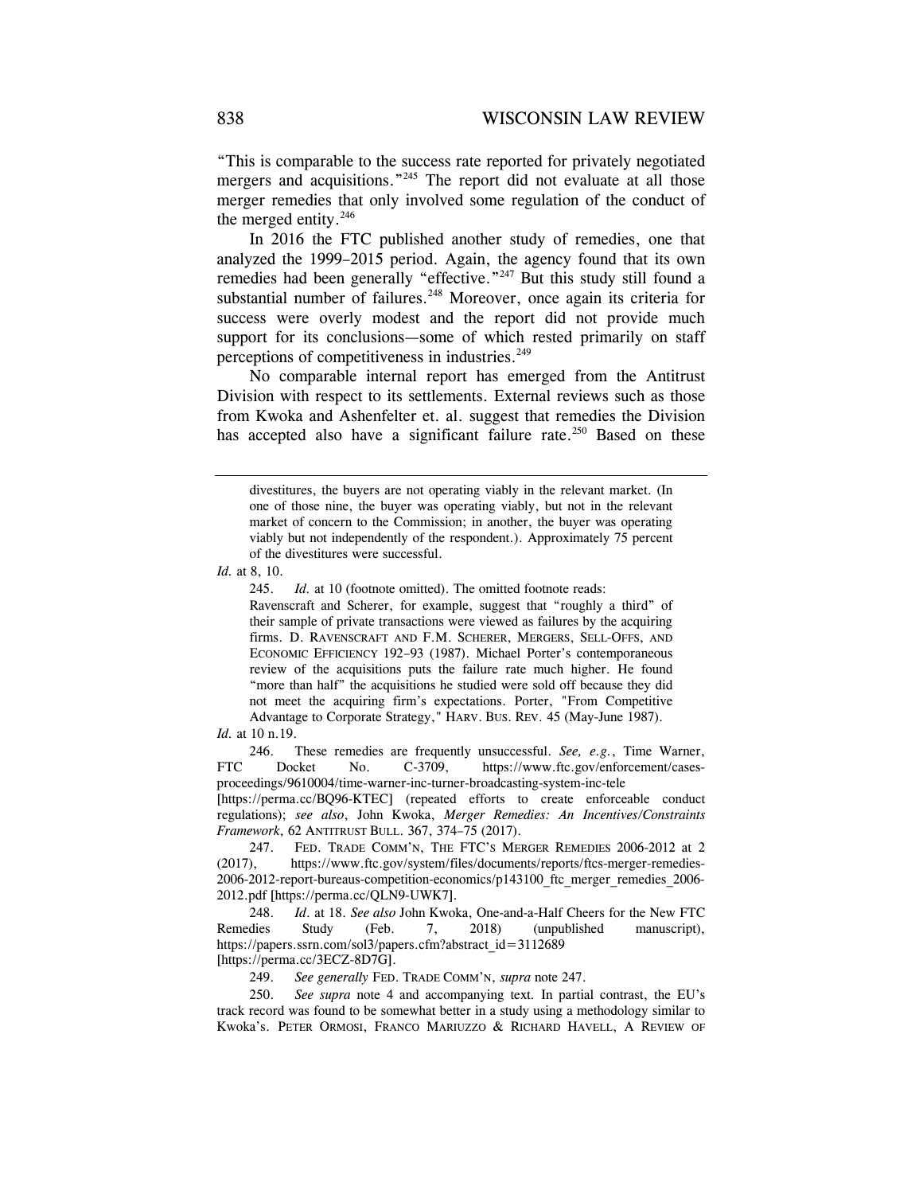"This is comparable to the success rate reported for privately negotiated mergers and acquisitions."[245] The report did not evaluate at all those merger remedies that only involved some regulation of the conduct of the merged entity.[246]

In 2016 the FTC published another study of remedies, one that analyzed the 1999–2015 period. Again, the agency found that its own remedies had been generally "effective."[247] But this study still found a substantial number of failures.[248] Moreover, once again its criteria for success were overly modest and the report did not provide much support for its conclusions—some of which rested primarily on staff perceptions of competitiveness in industries.[249]

No comparable internal report has emerged from the Antitrust Division with respect to its settlements. External reviews such as those from Kwoka and Ashenfelter et. al. suggest that remedies the Division has accepted also have a significant failure rate.[250] Based on these

---

> divestitures, the buyers are not operating viably in the relevant market. (In one of those nine, the buyer was operating viably, but not in the relevant market of concern to the Commission; in another, the buyer was operating viably but not independently of the respondent.). Approximately 75 percent of the divestitures were successful.

*Id.* at 8, 10.

245. *Id.* at 10 (footnote omitted). The omitted footnote reads:

> Ravenscraft and Scherer, for example, suggest that "roughly a third" of their sample of private transactions were viewed as failures by the acquiring firms. D. RAVENSCRAFT AND F.M. SCHERER, MERGERS, SELL-OFFS, AND ECONOMIC EFFICIENCY 192–93 (1987). Michael Porter's contemporaneous review of the acquisitions puts the failure rate much higher. He found "more than half" the acquisitions he studied were sold off because they did not meet the acquiring firm's expectations. Porter, "From Competitive Advantage to Corporate Strategy," HARV. BUS. REV. 45 (May-June 1987).

*Id.* at 10 n.19.

246. These remedies are frequently unsuccessful. *See, e.g.*, Time Warner, FTC Docket No. C-3709, https://www.ftc.gov/enforcement/cases-proceedings/9610004/time-warner-inc-turner-broadcasting-system-inc-tele [https://perma.cc/BQ96-KTEC] (repeated efforts to create enforceable conduct regulations); *see also*, John Kwoka, *Merger Remedies: An Incentives/Constraints Framework*, 62 ANTITRUST BULL. 367, 374–75 (2017).

247. FED. TRADE COMM'N, THE FTC'S MERGER REMEDIES 2006-2012 at 2 (2017), https://www.ftc.gov/system/files/documents/reports/ftcs-merger-remedies-2006-2012-report-bureaus-competition-economics/p143100_ftc_merger_remedies_2006-2012.pdf [https://perma.cc/QLN9-UWK7].

248. *Id.* at 18. *See also* John Kwoka, One-and-a-Half Cheers for the New FTC Remedies Study (Feb. 7, 2018) (unpublished manuscript), https://papers.ssrn.com/sol3/papers.cfm?abstract_id=3112689 [https://perma.cc/3ECZ-8D7G].

249. *See generally* FED. TRADE COMM'N, *supra* note 247.

250. *See supra* note 4 and accompanying text. In partial contrast, the EU's track record was found to be somewhat better in a study using a methodology similar to Kwoka's. PETER ORMOSI, FRANCO MARIUZZO & RICHARD HAVELL, A REVIEW OF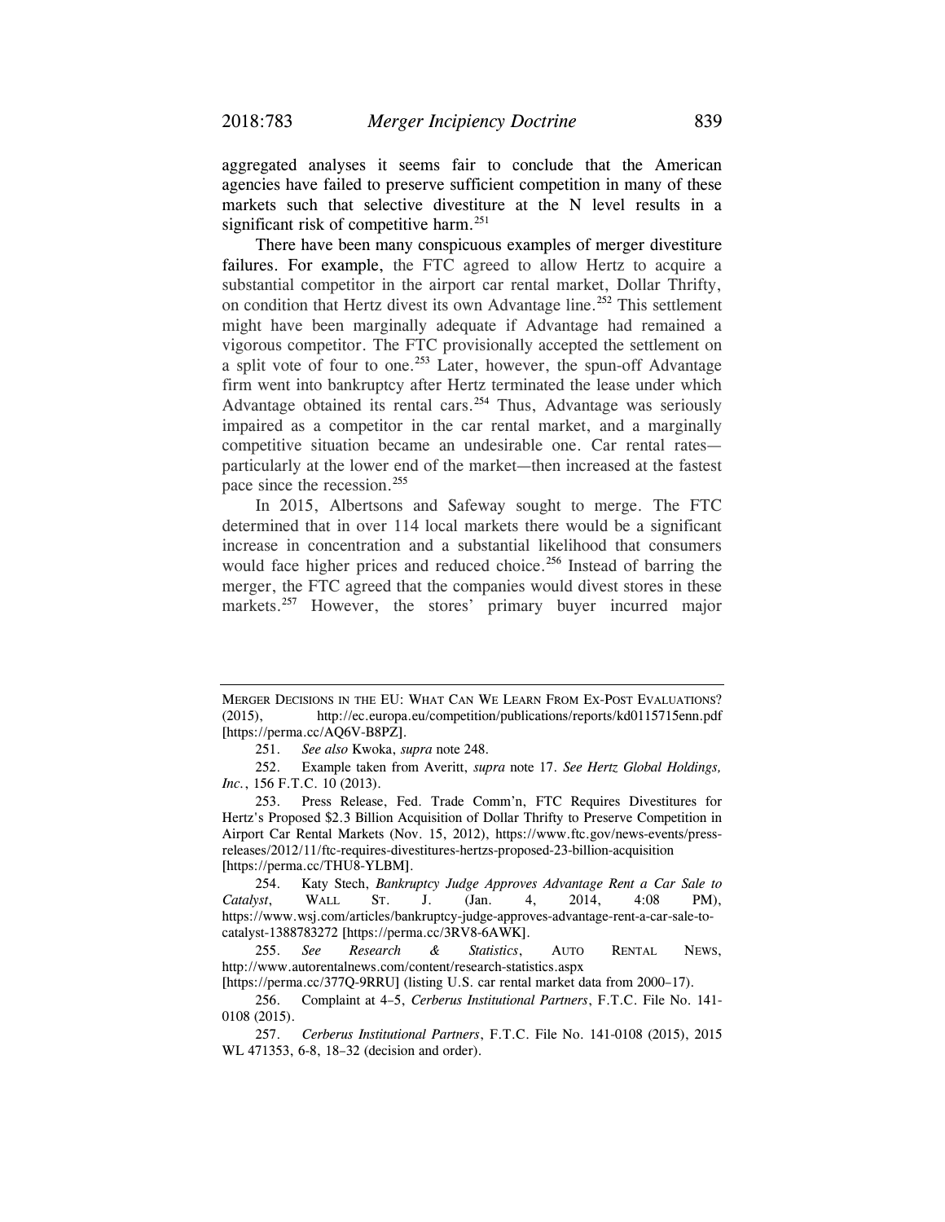aggregated analyses it seems fair to conclude that the American agencies have failed to preserve sufficient competition in many of these markets such that selective divestiture at the N level results in a significant risk of competitive harm.[251]

There have been many conspicuous examples of merger divestiture failures. For example, the FTC agreed to allow Hertz to acquire a substantial competitor in the airport car rental market, Dollar Thrifty, on condition that Hertz divest its own Advantage line.[252] This settlement might have been marginally adequate if Advantage had remained a vigorous competitor. The FTC provisionally accepted the settlement on a split vote of four to one.[253] Later, however, the spun-off Advantage firm went into bankruptcy after Hertz terminated the lease under which Advantage obtained its rental cars.[254] Thus, Advantage was seriously impaired as a competitor in the car rental market, and a marginally competitive situation became an undesirable one. Car rental rates—particularly at the lower end of the market—then increased at the fastest pace since the recession.[255]

In 2015, Albertsons and Safeway sought to merge. The FTC determined that in over 114 local markets there would be a significant increase in concentration and a substantial likelihood that consumers would face higher prices and reduced choice.[256] Instead of barring the merger, the FTC agreed that the companies would divest stores in these markets.[257] However, the stores' primary buyer incurred major

---

MERGER DECISIONS IN THE EU: WHAT CAN WE LEARN FROM EX-POST EVALUATIONS? (2015), http://ec.europa.eu/competition/publications/reports/kd0115715enn.pdf [https://perma.cc/AQ6V-B8PZ].

251. *See also* Kwoka, *supra* note 248.

252. Example taken from Averitt, *supra* note 17. *See Hertz Global Holdings, Inc.*, 156 F.T.C. 10 (2013).

253. Press Release, Fed. Trade Comm'n, FTC Requires Divestitures for Hertz's Proposed $2.3 Billion Acquisition of Dollar Thrifty to Preserve Competition in Airport Car Rental Markets (Nov. 15, 2012), https://www.ftc.gov/news-events/press-releases/2012/11/ftc-requires-divestitures-hertzs-proposed-23-billion-acquisition [https://perma.cc/THU8-YLBM].

254. Katy Stech, *Bankruptcy Judge Approves Advantage Rent a Car Sale to Catalyst*, WALL ST. J. (Jan. 4, 2014, 4:08 PM), https://www.wsj.com/articles/bankruptcy-judge-approves-advantage-rent-a-car-sale-to-catalyst-1388783272 [https://perma.cc/3RV8-6AWK].

255. *See Research & Statistics*, AUTO RENTAL NEWS, http://www.autorentalnews.com/content/research-statistics.aspx [https://perma.cc/377Q-9RRU] (listing U.S. car rental market data from 2000–17).

256. Complaint at 4–5, *Cerberus Institutional Partners*, F.T.C. File No. 141-0108 (2015).

257. *Cerberus Institutional Partners*, F.T.C. File No. 141-0108 (2015), 2015 WL 471353, 6-8, 18–32 (decision and order).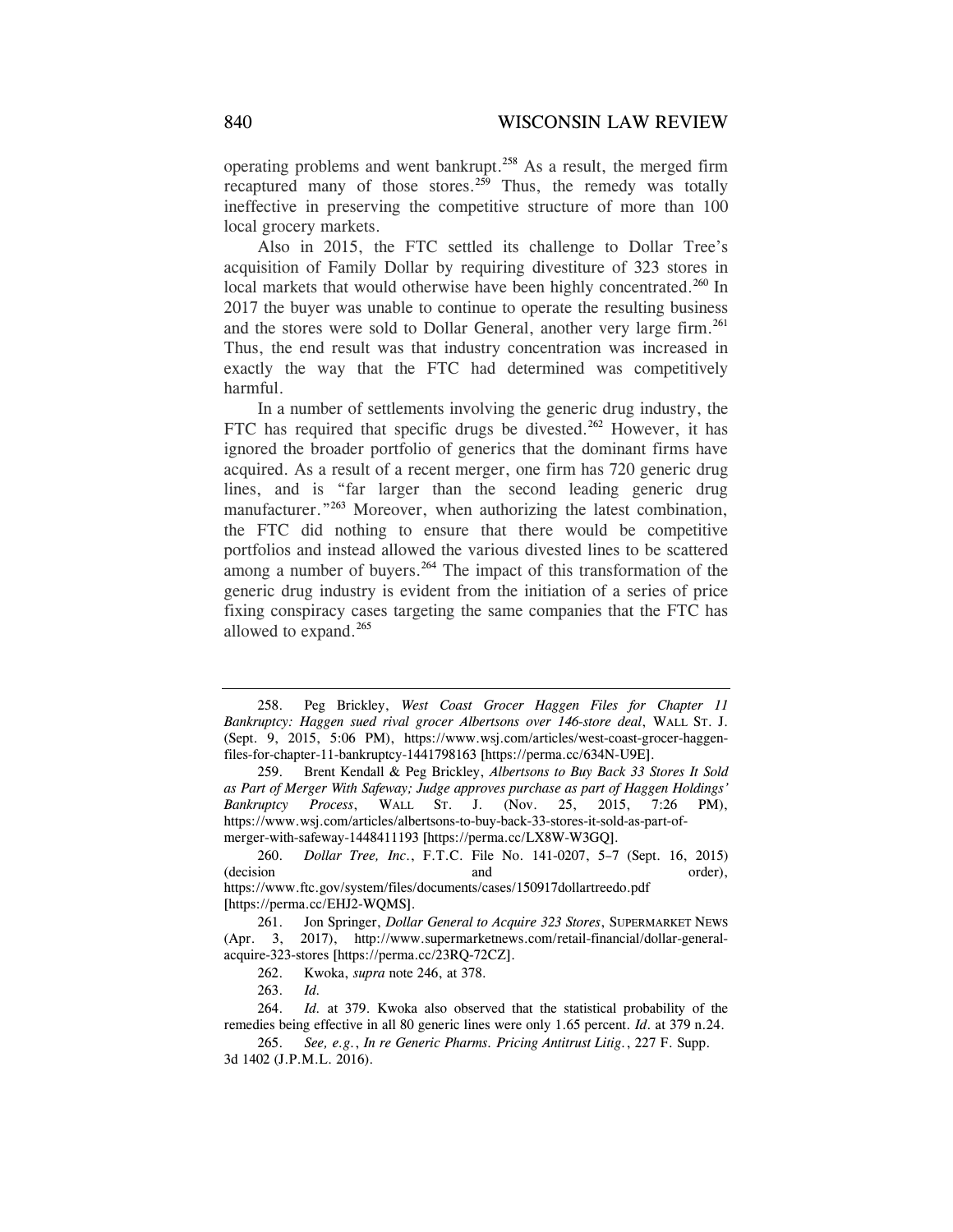operating problems and went bankrupt.[258] As a result, the merged firm recaptured many of those stores.[259] Thus, the remedy was totally ineffective in preserving the competitive structure of more than 100 local grocery markets.

Also in 2015, the FTC settled its challenge to Dollar Tree's acquisition of Family Dollar by requiring divestiture of 323 stores in local markets that would otherwise have been highly concentrated.[260] In 2017 the buyer was unable to continue to operate the resulting business and the stores were sold to Dollar General, another very large firm.[261] Thus, the end result was that industry concentration was increased in exactly the way that the FTC had determined was competitively harmful.

In a number of settlements involving the generic drug industry, the FTC has required that specific drugs be divested.[262] However, it has ignored the broader portfolio of generics that the dominant firms have acquired. As a result of a recent merger, one firm has 720 generic drug lines, and is "far larger than the second leading generic drug manufacturer."[263] Moreover, when authorizing the latest combination, the FTC did nothing to ensure that there would be competitive portfolios and instead allowed the various divested lines to be scattered among a number of buyers.[264] The impact of this transformation of the generic drug industry is evident from the initiation of a series of price fixing conspiracy cases targeting the same companies that the FTC has allowed to expand.[265]

---

258. Peg Brickley, *West Coast Grocer Haggen Files for Chapter 11 Bankruptcy: Haggen sued rival grocer Albertsons over 146-store deal*, WALL ST. J. (Sept. 9, 2015, 5:06 PM), https://www.wsj.com/articles/west-coast-grocer-haggen-files-for-chapter-11-bankruptcy-1441798163 [https://perma.cc/634N-U9E].

259. Brent Kendall & Peg Brickley, *Albertsons to Buy Back 33 Stores It Sold as Part of Merger With Safeway; Judge approves purchase as part of Haggen Holdings' Bankruptcy Process*, WALL ST. J. (Nov. 25, 2015, 7:26 PM), https://www.wsj.com/articles/albertsons-to-buy-back-33-stores-it-sold-as-part-of-merger-with-safeway-1448411193 [https://perma.cc/LX8W-W3GQ].

260. *Dollar Tree, Inc.*, F.T.C. File No. 141-0207, 5–7 (Sept. 16, 2015) (decision and order), https://www.ftc.gov/system/files/documents/cases/150917dollartreedo.pdf [https://perma.cc/EHJ2-WQMS].

261. Jon Springer, *Dollar General to Acquire 323 Stores*, SUPERMARKET NEWS (Apr. 3, 2017), http://www.supermarketnews.com/retail-financial/dollar-general-acquire-323-stores [https://perma.cc/23RQ-72CZ].

262. Kwoka, *supra* note 246, at 378.

263. *Id.*

264. *Id.* at 379. Kwoka also observed that the statistical probability of the remedies being effective in all 80 generic lines were only 1.65 percent. *Id.* at 379 n.24.

265. *See, e.g.*, *In re Generic Pharms. Pricing Antitrust Litig.*, 227 F. Supp. 3d 1402 (J.P.M.L. 2016).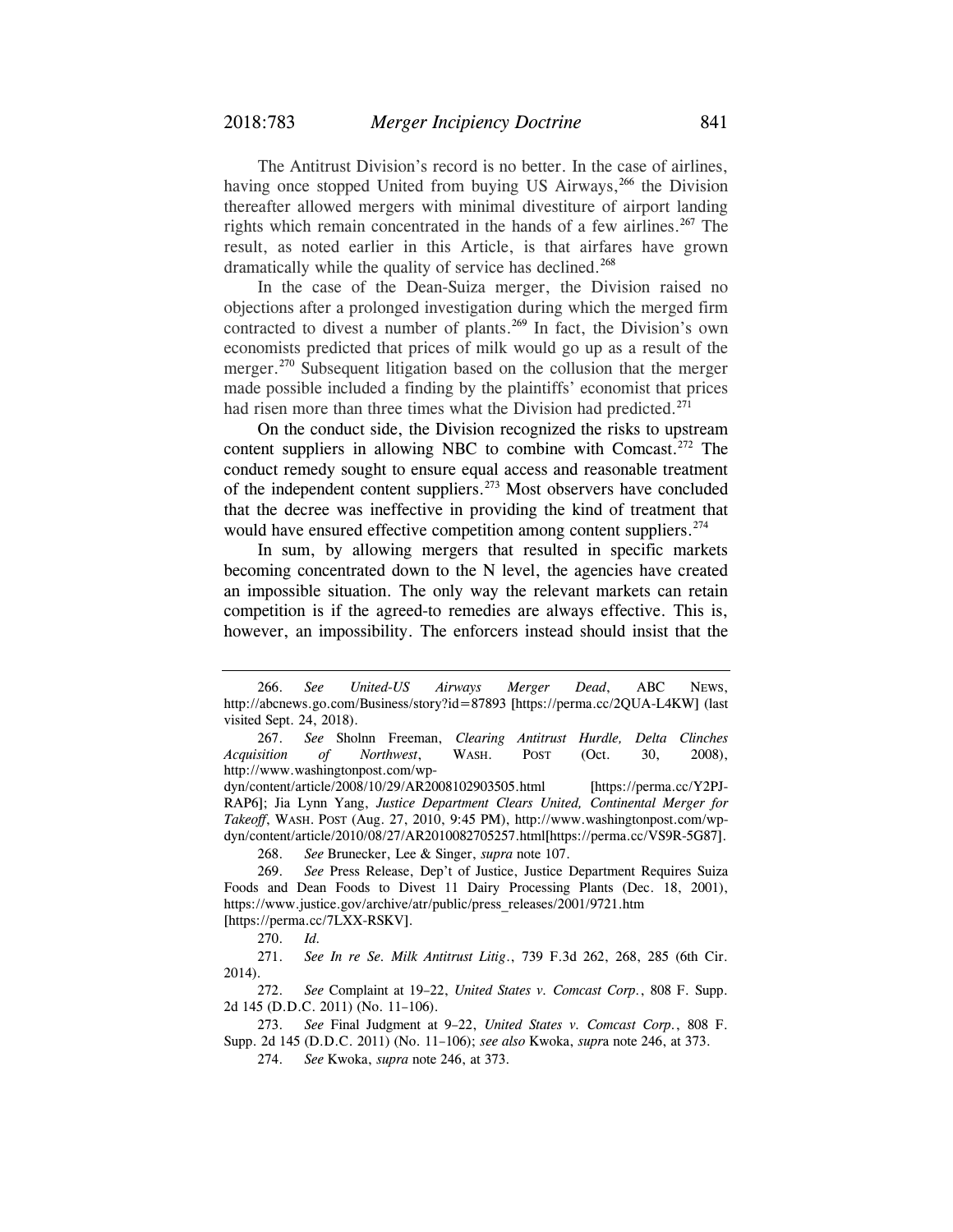The Antitrust Division's record is no better. In the case of airlines, having once stopped United from buying US Airways,[266] the Division thereafter allowed mergers with minimal divestiture of airport landing rights which remain concentrated in the hands of a few airlines.[267] The result, as noted earlier in this Article, is that airfares have grown dramatically while the quality of service has declined.[268]

In the case of the Dean-Suiza merger, the Division raised no objections after a prolonged investigation during which the merged firm contracted to divest a number of plants.[269] In fact, the Division's own economists predicted that prices of milk would go up as a result of the merger.[270] Subsequent litigation based on the collusion that the merger made possible included a finding by the plaintiffs' economist that prices had risen more than three times what the Division had predicted.[271]

On the conduct side, the Division recognized the risks to upstream content suppliers in allowing NBC to combine with Comcast.[272] The conduct remedy sought to ensure equal access and reasonable treatment of the independent content suppliers.[273] Most observers have concluded that the decree was ineffective in providing the kind of treatment that would have ensured effective competition among content suppliers.[274]

In sum, by allowing mergers that resulted in specific markets becoming concentrated down to the N level, the agencies have created an impossible situation. The only way the relevant markets can retain competition is if the agreed-to remedies are always effective. This is, however, an impossibility. The enforcers instead should insist that the

---

266. *See United-US Airways Merger Dead*, ABC NEWS, http://abcnews.go.com/Business/story?id=87893 [https://perma.cc/2QUA-L4KW] (last visited Sept. 24, 2018).

267. *See* Sholnn Freeman, *Clearing Antitrust Hurdle, Delta Clinches Acquisition of Northwest*, WASH. POST (Oct. 30, 2008), http://www.washingtonpost.com/wp-dyn/content/article/2008/10/29/AR2008102903505.html [https://perma.cc/Y2PJ-RAP6]; Jia Lynn Yang, *Justice Department Clears United, Continental Merger for Takeoff*, WASH. POST (Aug. 27, 2010, 9:45 PM), http://www.washingtonpost.com/wp-dyn/content/article/2010/08/27/AR2010082705257.html[https://perma.cc/VS9R-5G87].

268. *See* Brunecker, Lee & Singer, *supra* note 107.

269. *See* Press Release, Dep't of Justice, Justice Department Requires Suiza Foods and Dean Foods to Divest 11 Dairy Processing Plants (Dec. 18, 2001), https://www.justice.gov/archive/atr/public/press_releases/2001/9721.htm [https://perma.cc/7LXX-RSKV].

270. *Id.*

271. *See In re Se. Milk Antitrust Litig.*, 739 F.3d 262, 268, 285 (6th Cir. 2014).

272. *See* Complaint at 19–22, *United States v. Comcast Corp.*, 808 F. Supp. 2d 145 (D.D.C. 2011) (No. 11–106).

273. *See* Final Judgment at 9–22, *United States v. Comcast Corp.*, 808 F. Supp. 2d 145 (D.D.C. 2011) (No. 11–106); *see also* Kwoka, *supra* note 246, at 373.

274. *See* Kwoka, *supra* note 246, at 373.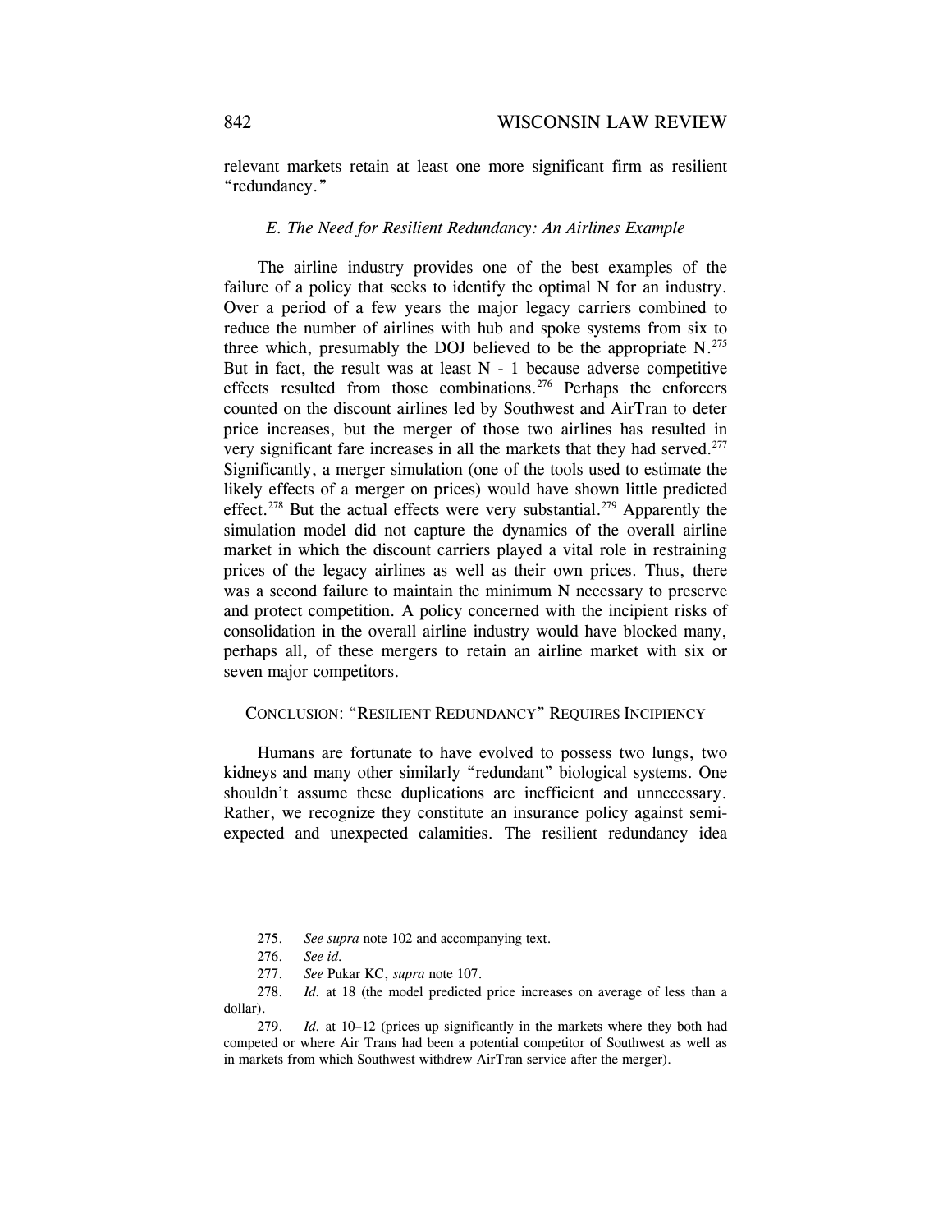relevant markets retain at least one more significant firm as resilient "redundancy."

### *E. The Need for Resilient Redundancy: An Airlines Example*

The airline industry provides one of the best examples of the failure of a policy that seeks to identify the optimal N for an industry. Over a period of a few years the major legacy carriers combined to reduce the number of airlines with hub and spoke systems from six to three which, presumably the DOJ believed to be the appropriate N.[275] But in fact, the result was at least N - 1 because adverse competitive effects resulted from those combinations.[276] Perhaps the enforcers counted on the discount airlines led by Southwest and AirTran to deter price increases, but the merger of those two airlines has resulted in very significant fare increases in all the markets that they had served.[277] Significantly, a merger simulation (one of the tools used to estimate the likely effects of a merger on prices) would have shown little predicted effect.[278] But the actual effects were very substantial.[279] Apparently the simulation model did not capture the dynamics of the overall airline market in which the discount carriers played a vital role in restraining prices of the legacy airlines as well as their own prices. Thus, there was a second failure to maintain the minimum N necessary to preserve and protect competition. A policy concerned with the incipient risks of consolidation in the overall airline industry would have blocked many, perhaps all, of these mergers to retain an airline market with six or seven major competitors.

## CONCLUSION: "RESILIENT REDUNDANCY" REQUIRES INCIPIENCY

Humans are fortunate to have evolved to possess two lungs, two kidneys and many other similarly "redundant" biological systems. One shouldn't assume these duplications are inefficient and unnecessary. Rather, we recognize they constitute an insurance policy against semi-expected and unexpected calamities. The resilient redundancy idea

---

275. *See supra* note 102 and accompanying text.

276. *See id.*

277. *See* Pukar KC, *supra* note 107.

278. *Id.* at 18 (the model predicted price increases on average of less than a dollar).

279. *Id.* at 10–12 (prices up significantly in the markets where they both had competed or where Air Trans had been a potential competitor of Southwest as well as in markets from which Southwest withdrew AirTran service after the merger).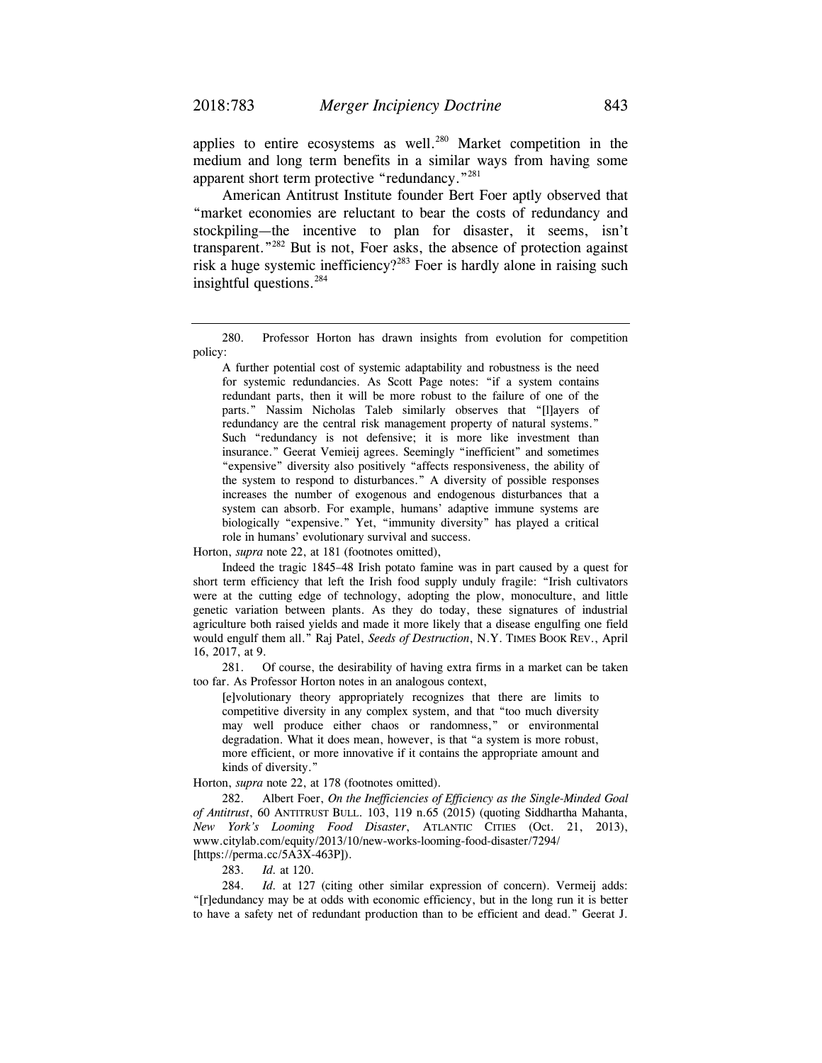applies to entire ecosystems as well.[280] Market competition in the medium and long term benefits in a similar ways from having some apparent short term protective "redundancy."[281]

American Antitrust Institute founder Bert Foer aptly observed that "market economies are reluctant to bear the costs of redundancy and stockpiling—the incentive to plan for disaster, it seems, isn't transparent."[282] But is not, Foer asks, the absence of protection against risk a huge systemic inefficiency?[283] Foer is hardly alone in raising such insightful questions.[284]

---

280. Professor Horton has drawn insights from evolution for competition policy:

> A further potential cost of systemic adaptability and robustness is the need for systemic redundancies. As Scott Page notes: "if a system contains redundant parts, then it will be more robust to the failure of one of the parts." Nassim Nicholas Taleb similarly observes that "[l]ayers of redundancy are the central risk management property of natural systems." Such "redundancy is not defensive; it is more like investment than insurance." Geerat Vemieij agrees. Seemingly "inefficient" and sometimes "expensive" diversity also positively "affects responsiveness, the ability of the system to respond to disturbances." A diversity of possible responses increases the number of exogenous and endogenous disturbances that a system can absorb. For example, humans' adaptive immune systems are biologically "expensive." Yet, "immunity diversity" has played a critical role in humans' evolutionary survival and success.

Horton, *supra* note 22, at 181 (footnotes omitted),

Indeed the tragic 1845–48 Irish potato famine was in part caused by a quest for short term efficiency that left the Irish food supply unduly fragile: "Irish cultivators were at the cutting edge of technology, adopting the plow, monoculture, and little genetic variation between plants. As they do today, these signatures of industrial agriculture both raised yields and made it more likely that a disease engulfing one field would engulf them all." Raj Patel, *Seeds of Destruction*, N.Y. TIMES BOOK REV., April 16, 2017, at 9.

281. Of course, the desirability of having extra firms in a market can be taken too far. As Professor Horton notes in an analogous context,

> [e]volutionary theory appropriately recognizes that there are limits to competitive diversity in any complex system, and that "too much diversity may well produce either chaos or randomness," or environmental degradation. What it does mean, however, is that "a system is more robust, more efficient, or more innovative if it contains the appropriate amount and kinds of diversity."

Horton, *supra* note 22, at 178 (footnotes omitted).

282. Albert Foer, *On the Inefficiencies of Efficiency as the Single-Minded Goal of Antitrust*, 60 ANTITRUST BULL. 103, 119 n.65 (2015) (quoting Siddhartha Mahanta, *New York's Looming Food Disaster*, ATLANTIC CITIES (Oct. 21, 2013), www.citylab.com/equity/2013/10/new-works-looming-food-disaster/7294/ [https://perma.cc/5A3X-463P]).

283. *Id.* at 120.

284. *Id.* at 127 (citing other similar expression of concern). Vermeij adds: "[r]edundancy may be at odds with economic efficiency, but in the long run it is better to have a safety net of redundant production than to be efficient and dead." Geerat J.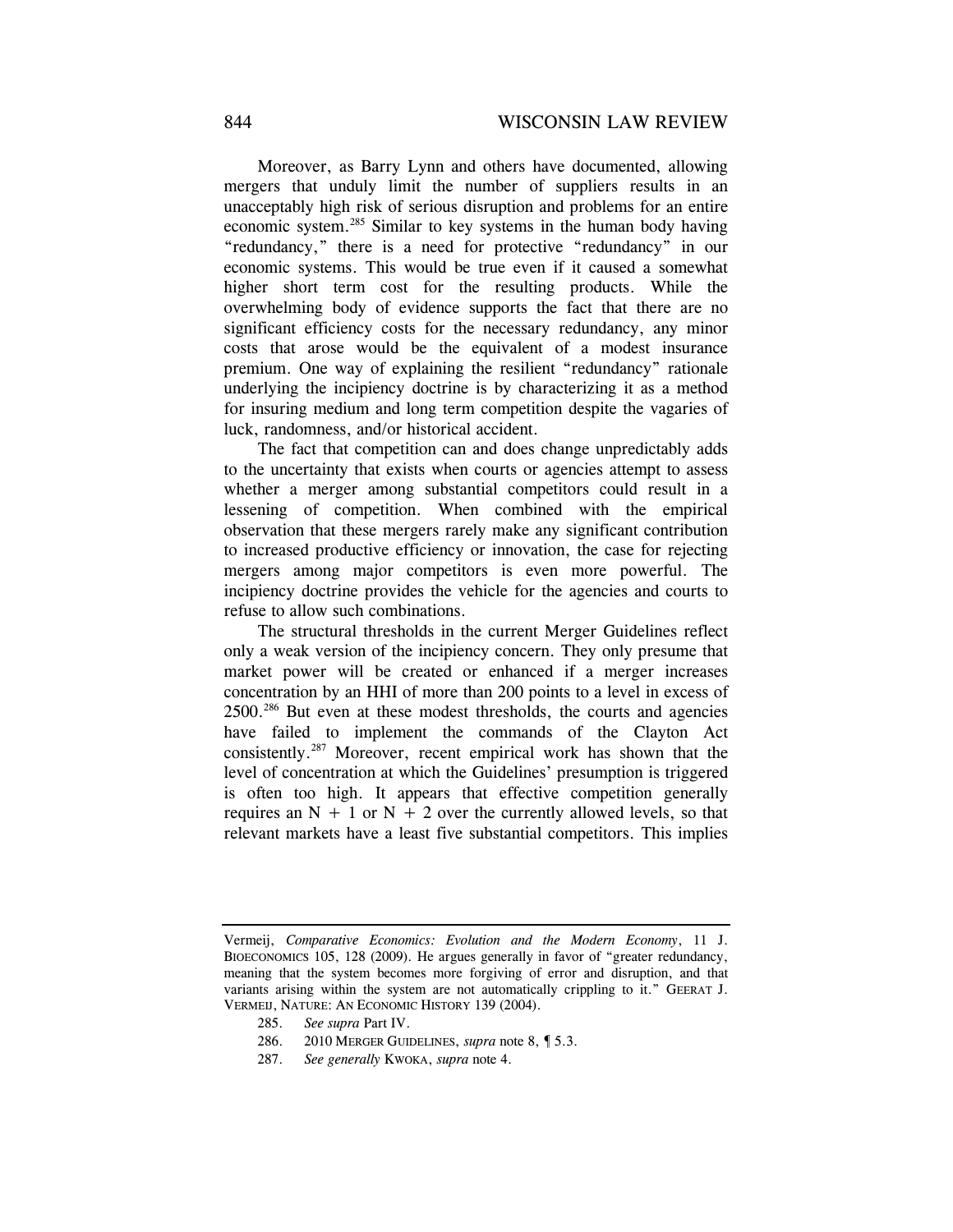Moreover, as Barry Lynn and others have documented, allowing mergers that unduly limit the number of suppliers results in an unacceptably high risk of serious disruption and problems for an entire economic system.[285] Similar to key systems in the human body having "redundancy," there is a need for protective "redundancy" in our economic systems. This would be true even if it caused a somewhat higher short term cost for the resulting products. While the overwhelming body of evidence supports the fact that there are no significant efficiency costs for the necessary redundancy, any minor costs that arose would be the equivalent of a modest insurance premium. One way of explaining the resilient "redundancy" rationale underlying the incipiency doctrine is by characterizing it as a method for insuring medium and long term competition despite the vagaries of luck, randomness, and/or historical accident.

The fact that competition can and does change unpredictably adds to the uncertainty that exists when courts or agencies attempt to assess whether a merger among substantial competitors could result in a lessening of competition. When combined with the empirical observation that these mergers rarely make any significant contribution to increased productive efficiency or innovation, the case for rejecting mergers among major competitors is even more powerful. The incipiency doctrine provides the vehicle for the agencies and courts to refuse to allow such combinations.

The structural thresholds in the current Merger Guidelines reflect only a weak version of the incipiency concern. They only presume that market power will be created or enhanced if a merger increases concentration by an HHI of more than 200 points to a level in excess of 2500.[286] But even at these modest thresholds, the courts and agencies have failed to implement the commands of the Clayton Act consistently.[287] Moreover, recent empirical work has shown that the level of concentration at which the Guidelines' presumption is triggered is often too high. It appears that effective competition generally requires an $N + 1$ or $N + 2$ over the currently allowed levels, so that relevant markets have a least five substantial competitors. This implies

---

Vermeij, *Comparative Economics: Evolution and the Modern Economy*, 11 J. BIOECONOMICS 105, 128 (2009). He argues generally in favor of "greater redundancy, meaning that the system becomes more forgiving of error and disruption, and that variants arising within the system are not automatically crippling to it." GEERAT J. VERMEIJ, NATURE: AN ECONOMIC HISTORY 139 (2004).

285. *See supra* Part IV.

286. 2010 MERGER GUIDELINES, *supra* note 8, ¶ 5.3.

287. *See generally* KWOKA, *supra* note 4.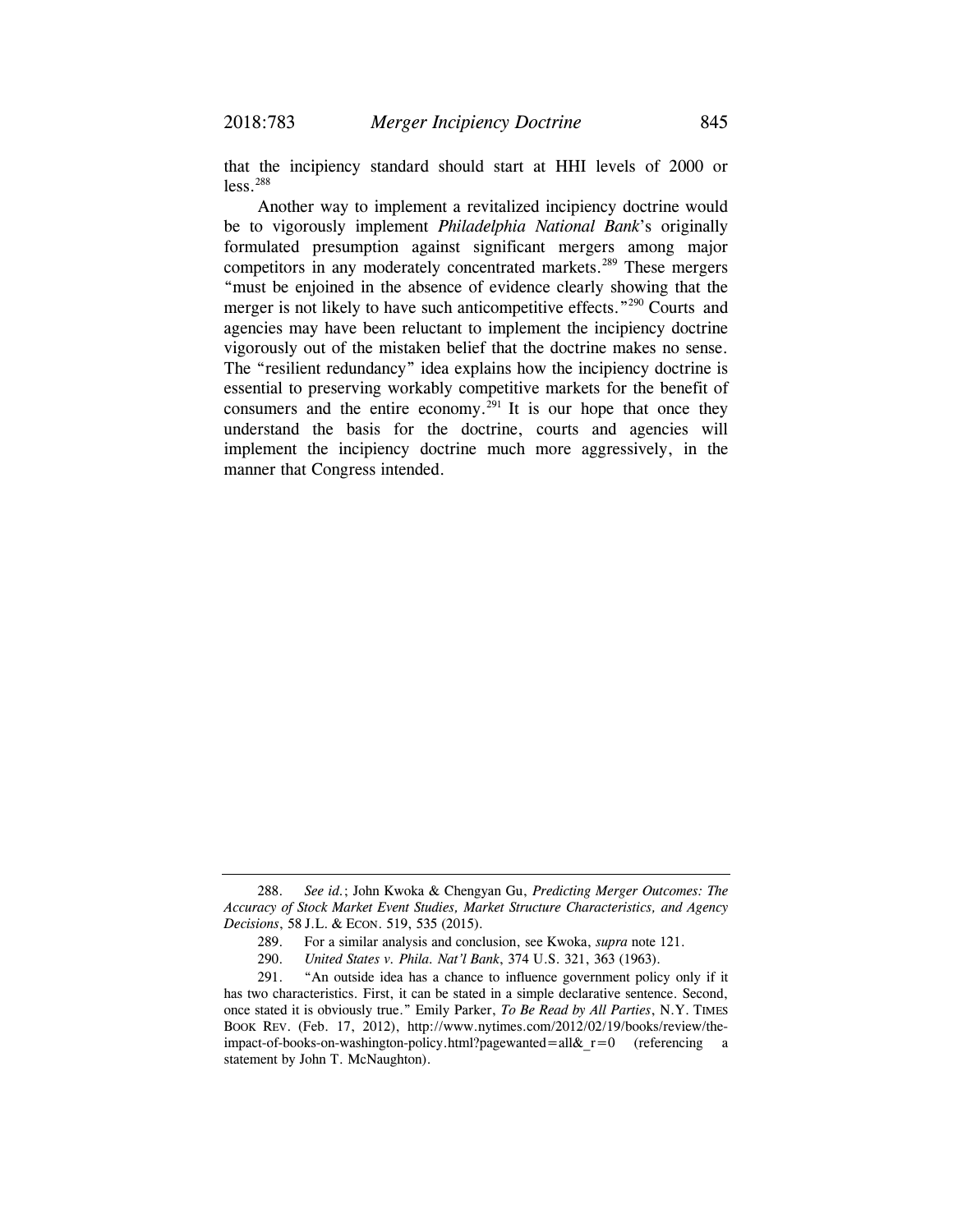that the incipiency standard should start at HHI levels of 2000 or less.[288]

Another way to implement a revitalized incipiency doctrine would be to vigorously implement *Philadelphia National Bank*'s originally formulated presumption against significant mergers among major competitors in any moderately concentrated markets.[289] These mergers "must be enjoined in the absence of evidence clearly showing that the merger is not likely to have such anticompetitive effects."[290] Courts and agencies may have been reluctant to implement the incipiency doctrine vigorously out of the mistaken belief that the doctrine makes no sense. The "resilient redundancy" idea explains how the incipiency doctrine is essential to preserving workably competitive markets for the benefit of consumers and the entire economy.[291] It is our hope that once they understand the basis for the doctrine, courts and agencies will implement the incipiency doctrine much more aggressively, in the manner that Congress intended.

---

288. *See id.*; John Kwoka & Chengyan Gu, *Predicting Merger Outcomes: The Accuracy of Stock Market Event Studies, Market Structure Characteristics, and Agency Decisions*, 58 J.L. & ECON. 519, 535 (2015).

289. For a similar analysis and conclusion, see Kwoka, *supra* note 121.

290. *United States v. Phila. Nat'l Bank*, 374 U.S. 321, 363 (1963).

291. "An outside idea has a chance to influence government policy only if it has two characteristics. First, it can be stated in a simple declarative sentence. Second, once stated it is obviously true." Emily Parker, *To Be Read by All Parties*, N.Y. TIMES BOOK REV. (Feb. 17, 2012), http://www.nytimes.com/2012/02/19/books/review/the-impact-of-books-on-washington-policy.html?pagewanted=all&_r=0 (referencing a statement by John T. McNaughton).